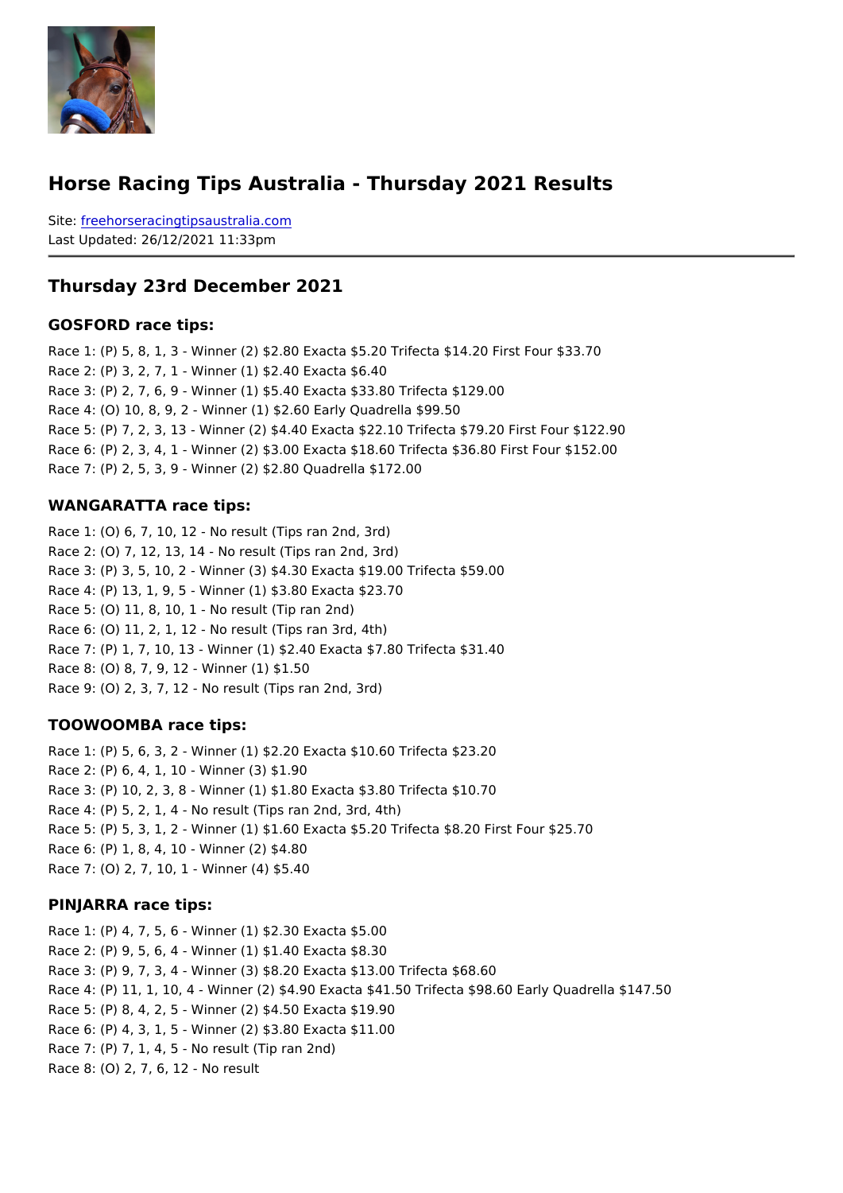# Horse Racing Tips Australia - Thursday 2021 Results

Site: freehorseracingtipsaustralia.com
Last Updated: 26/12/2021 11:33pm

## Thursday 23rd December 2021

### GOSFORD race tips:

Race 1: (P) 5, 8, 1, 3 - Winner (2) $2.80 Exacta $5.20 Trifecta $14.20 First Four $33.70
Race 2: (P) 3, 2, 7, 1 - Winner (1) $2.40 Exacta $6.40
Race 3: (P) 2, 7, 6, 9 - Winner (1) $5.40 Exacta $33.80 Trifecta $129.00
Race 4: (O) 10, 8, 9, 2 - Winner (1) $2.60 Early Quadrella $99.50
Race 5: (P) 7, 2, 3, 13 - Winner (2) $4.40 Exacta $22.10 Trifecta $79.20 First Four $122.90
Race 6: (P) 2, 3, 4, 1 - Winner (2) $3.00 Exacta $18.60 Trifecta $36.80 First Four $152.00
Race 7: (P) 2, 5, 3, 9 - Winner (2) $2.80 Quadrella $172.00

### WANGARATTA race tips:

Race 1: (O) 6, 7, 10, 12 - No result (Tips ran 2nd, 3rd)
Race 2: (O) 7, 12, 13, 14 - No result (Tips ran 2nd, 3rd)
Race 3: (P) 3, 5, 10, 2 - Winner (3) $4.30 Exacta $19.00 Trifecta $59.00
Race 4: (P) 13, 1, 9, 5 - Winner (1) $3.80 Exacta $23.70
Race 5: (O) 11, 8, 10, 1 - No result (Tip ran 2nd)
Race 6: (O) 11, 2, 1, 12 - No result (Tips ran 3rd, 4th)
Race 7: (P) 1, 7, 10, 13 - Winner (1) $2.40 Exacta $7.80 Trifecta $31.40
Race 8: (O) 8, 7, 9, 12 - Winner (1) $1.50
Race 9: (O) 2, 3, 7, 12 - No result (Tips ran 2nd, 3rd)

### TOOWOOMBA race tips:

Race 1: (P) 5, 6, 3, 2 - Winner (1) $2.20 Exacta $10.60 Trifecta $23.20
Race 2: (P) 6, 4, 1, 10 - Winner (3) $1.90
Race 3: (P) 10, 2, 3, 8 - Winner (1) $1.80 Exacta $3.80 Trifecta $10.70
Race 4: (P) 5, 2, 1, 4 - No result (Tips ran 2nd, 3rd, 4th)
Race 5: (P) 5, 3, 1, 2 - Winner (1) $1.60 Exacta $5.20 Trifecta $8.20 First Four $25.70
Race 6: (P) 1, 8, 4, 10 - Winner (2) $4.80
Race 7: (O) 2, 7, 10, 1 - Winner (4) $5.40

### PINJARRA race tips:

Race 1: (P) 4, 7, 5, 6 - Winner (1) $2.30 Exacta $5.00
Race 2: (P) 9, 5, 6, 4 - Winner (1) $1.40 Exacta $8.30
Race 3: (P) 9, 7, 3, 4 - Winner (3) $8.20 Exacta $13.00 Trifecta $68.60
Race 4: (P) 11, 1, 10, 4 - Winner (2) $4.90 Exacta $41.50 Trifecta $98.60 Early Quadrella $147.50
Race 5: (P) 8, 4, 2, 5 - Winner (2) $4.50 Exacta $19.90
Race 6: (P) 4, 3, 1, 5 - Winner (2) $3.80 Exacta $11.00
Race 7: (P) 7, 1, 4, 5 - No result (Tip ran 2nd)
Race 8: (O) 2, 7, 6, 12 - No result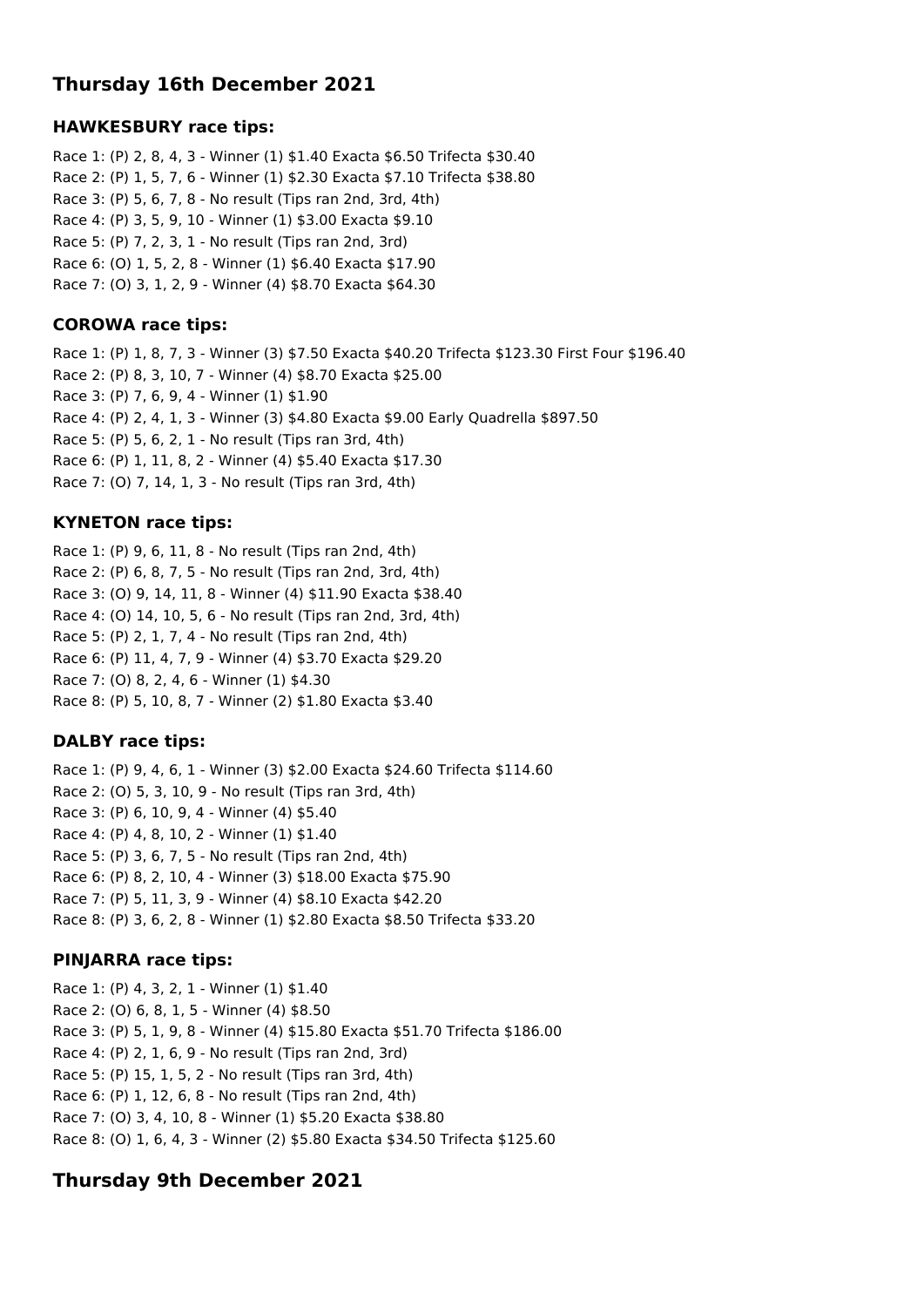## Thursday 16th December 2021

### HAWKESBURY race tips:

Race 1: (P) 2, 8, 4, 3 - Winner (1) $1.40 Exacta $6.50 Trifecta $30.40
Race 2: (P) 1, 5, 7, 6 - Winner (1) $2.30 Exacta $7.10 Trifecta $38.80
Race 3: (P) 5, 6, 7, 8 - No result (Tips ran 2nd, 3rd, 4th)
Race 4: (P) 3, 5, 9, 10 - Winner (1) $3.00 Exacta $9.10
Race 5: (P) 7, 2, 3, 1 - No result (Tips ran 2nd, 3rd)
Race 6: (O) 1, 5, 2, 8 - Winner (1) $6.40 Exacta $17.90
Race 7: (O) 3, 1, 2, 9 - Winner (4) $8.70 Exacta $64.30

### COROWA race tips:

Race 1: (P) 1, 8, 7, 3 - Winner (3) $7.50 Exacta $40.20 Trifecta $123.30 First Four $196.40
Race 2: (P) 8, 3, 10, 7 - Winner (4) $8.70 Exacta $25.00
Race 3: (P) 7, 6, 9, 4 - Winner (1) $1.90
Race 4: (P) 2, 4, 1, 3 - Winner (3) $4.80 Exacta $9.00 Early Quadrella $897.50
Race 5: (P) 5, 6, 2, 1 - No result (Tips ran 3rd, 4th)
Race 6: (P) 1, 11, 8, 2 - Winner (4) $5.40 Exacta $17.30
Race 7: (O) 7, 14, 1, 3 - No result (Tips ran 3rd, 4th)

### KYNETON race tips:

Race 1: (P) 9, 6, 11, 8 - No result (Tips ran 2nd, 4th)
Race 2: (P) 6, 8, 7, 5 - No result (Tips ran 2nd, 3rd, 4th)
Race 3: (O) 9, 14, 11, 8 - Winner (4) $11.90 Exacta $38.40
Race 4: (O) 14, 10, 5, 6 - No result (Tips ran 2nd, 3rd, 4th)
Race 5: (P) 2, 1, 7, 4 - No result (Tips ran 2nd, 4th)
Race 6: (P) 11, 4, 7, 9 - Winner (4) $3.70 Exacta $29.20
Race 7: (O) 8, 2, 4, 6 - Winner (1) $4.30
Race 8: (P) 5, 10, 8, 7 - Winner (2) $1.80 Exacta $3.40

### DALBY race tips:

Race 1: (P) 9, 4, 6, 1 - Winner (3) $2.00 Exacta $24.60 Trifecta $114.60
Race 2: (O) 5, 3, 10, 9 - No result (Tips ran 3rd, 4th)
Race 3: (P) 6, 10, 9, 4 - Winner (4) $5.40
Race 4: (P) 4, 8, 10, 2 - Winner (1) $1.40
Race 5: (P) 3, 6, 7, 5 - No result (Tips ran 2nd, 4th)
Race 6: (P) 8, 2, 10, 4 - Winner (3) $18.00 Exacta $75.90
Race 7: (P) 5, 11, 3, 9 - Winner (4) $8.10 Exacta $42.20
Race 8: (P) 3, 6, 2, 8 - Winner (1) $2.80 Exacta $8.50 Trifecta $33.20

### PINJARRA race tips:

Race 1: (P) 4, 3, 2, 1 - Winner (1) $1.40
Race 2: (O) 6, 8, 1, 5 - Winner (4) $8.50
Race 3: (P) 5, 1, 9, 8 - Winner (4) $15.80 Exacta $51.70 Trifecta $186.00
Race 4: (P) 2, 1, 6, 9 - No result (Tips ran 2nd, 3rd)
Race 5: (P) 15, 1, 5, 2 - No result (Tips ran 3rd, 4th)
Race 6: (P) 1, 12, 6, 8 - No result (Tips ran 2nd, 4th)
Race 7: (O) 3, 4, 10, 8 - Winner (1) $5.20 Exacta $38.80
Race 8: (O) 1, 6, 4, 3 - Winner (2) $5.80 Exacta $34.50 Trifecta $125.60

## Thursday 9th December 2021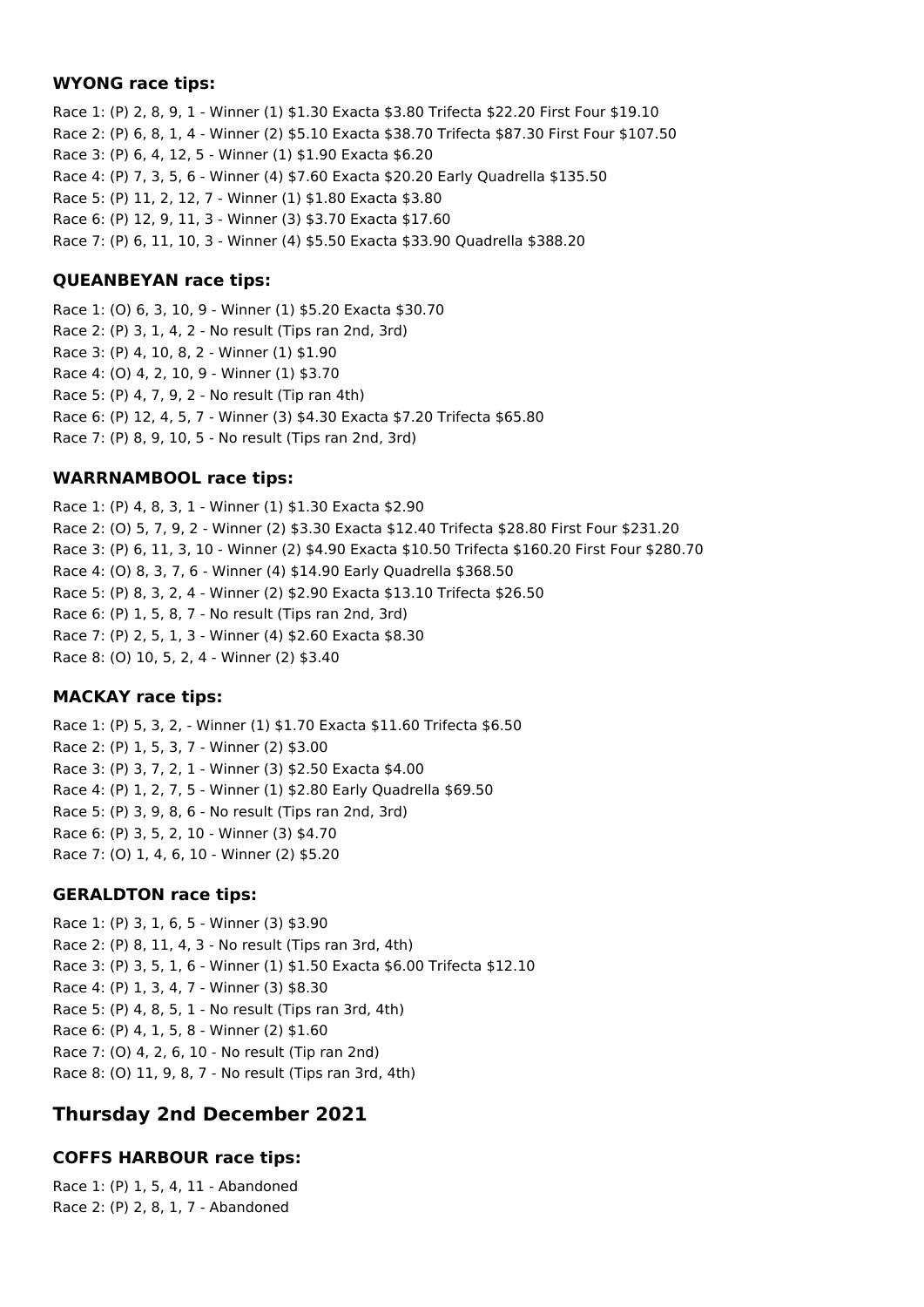### WYONG race tips:

Race 1: (P) 2, 8, 9, 1 - Winner (1) $1.30 Exacta $3.80 Trifecta $22.20 First Four $19.10
Race 2: (P) 6, 8, 1, 4 - Winner (2) $5.10 Exacta $38.70 Trifecta $87.30 First Four $107.50
Race 3: (P) 6, 4, 12, 5 - Winner (1) $1.90 Exacta $6.20
Race 4: (P) 7, 3, 5, 6 - Winner (4) $7.60 Exacta $20.20 Early Quadrella $135.50
Race 5: (P) 11, 2, 12, 7 - Winner (1) $1.80 Exacta $3.80
Race 6: (P) 12, 9, 11, 3 - Winner (3) $3.70 Exacta $17.60
Race 7: (P) 6, 11, 10, 3 - Winner (4) $5.50 Exacta $33.90 Quadrella $388.20

### QUEANBEYAN race tips:

Race 1: (O) 6, 3, 10, 9 - Winner (1) $5.20 Exacta $30.70
Race 2: (P) 3, 1, 4, 2 - No result (Tips ran 2nd, 3rd)
Race 3: (P) 4, 10, 8, 2 - Winner (1) $1.90
Race 4: (O) 4, 2, 10, 9 - Winner (1) $3.70
Race 5: (P) 4, 7, 9, 2 - No result (Tip ran 4th)
Race 6: (P) 12, 4, 5, 7 - Winner (3) $4.30 Exacta $7.20 Trifecta $65.80
Race 7: (P) 8, 9, 10, 5 - No result (Tips ran 2nd, 3rd)

### WARRNAMBOOL race tips:

Race 1: (P) 4, 8, 3, 1 - Winner (1) $1.30 Exacta $2.90
Race 2: (O) 5, 7, 9, 2 - Winner (2) $3.30 Exacta $12.40 Trifecta $28.80 First Four $231.20
Race 3: (P) 6, 11, 3, 10 - Winner (2) $4.90 Exacta $10.50 Trifecta $160.20 First Four $280.70
Race 4: (O) 8, 3, 7, 6 - Winner (4) $14.90 Early Quadrella $368.50
Race 5: (P) 8, 3, 2, 4 - Winner (2) $2.90 Exacta $13.10 Trifecta $26.50
Race 6: (P) 1, 5, 8, 7 - No result (Tips ran 2nd, 3rd)
Race 7: (P) 2, 5, 1, 3 - Winner (4) $2.60 Exacta $8.30
Race 8: (O) 10, 5, 2, 4 - Winner (2) $3.40

### MACKAY race tips:

Race 1: (P) 5, 3, 2, - Winner (1) $1.70 Exacta $11.60 Trifecta $6.50
Race 2: (P) 1, 5, 3, 7 - Winner (2) $3.00
Race 3: (P) 3, 7, 2, 1 - Winner (3) $2.50 Exacta $4.00
Race 4: (P) 1, 2, 7, 5 - Winner (1) $2.80 Early Quadrella $69.50
Race 5: (P) 3, 9, 8, 6 - No result (Tips ran 2nd, 3rd)
Race 6: (P) 3, 5, 2, 10 - Winner (3) $4.70
Race 7: (O) 1, 4, 6, 10 - Winner (2) $5.20

### GERALDTON race tips:

Race 1: (P) 3, 1, 6, 5 - Winner (3) $3.90
Race 2: (P) 8, 11, 4, 3 - No result (Tips ran 3rd, 4th)
Race 3: (P) 3, 5, 1, 6 - Winner (1) $1.50 Exacta $6.00 Trifecta $12.10
Race 4: (P) 1, 3, 4, 7 - Winner (3) $8.30
Race 5: (P) 4, 8, 5, 1 - No result (Tips ran 3rd, 4th)
Race 6: (P) 4, 1, 5, 8 - Winner (2) $1.60
Race 7: (O) 4, 2, 6, 10 - No result (Tip ran 2nd)
Race 8: (O) 11, 9, 8, 7 - No result (Tips ran 3rd, 4th)

## Thursday 2nd December 2021

### COFFS HARBOUR race tips:

Race 1: (P) 1, 5, 4, 11 - Abandoned
Race 2: (P) 2, 8, 1, 7 - Abandoned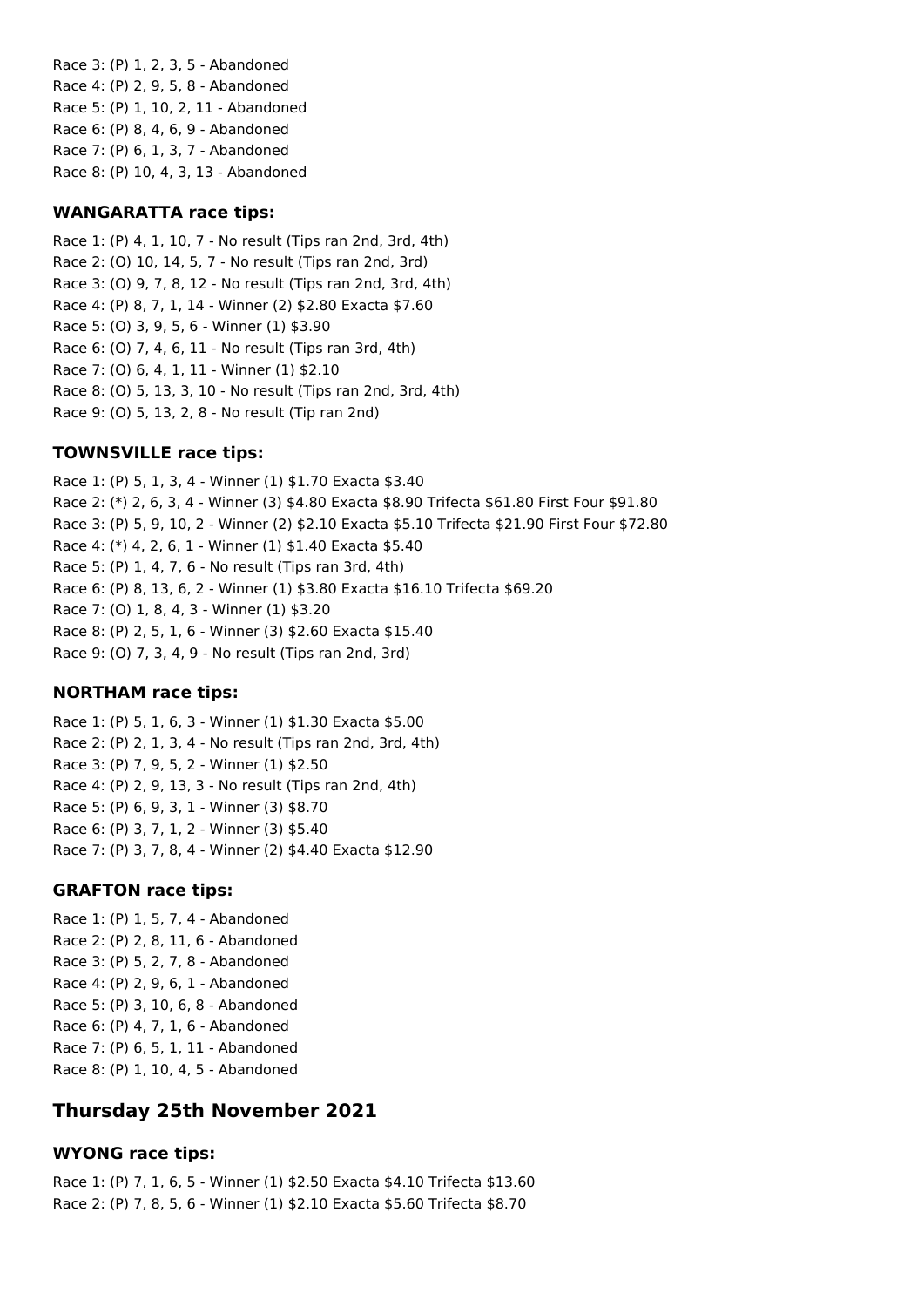Race 3: (P) 1, 2, 3, 5 - Abandoned
Race 4: (P) 2, 9, 5, 8 - Abandoned
Race 5: (P) 1, 10, 2, 11 - Abandoned
Race 6: (P) 8, 4, 6, 9 - Abandoned
Race 7: (P) 6, 1, 3, 7 - Abandoned
Race 8: (P) 10, 4, 3, 13 - Abandoned

### WANGARATTA race tips:

Race 1: (P) 4, 1, 10, 7 - No result (Tips ran 2nd, 3rd, 4th)
Race 2: (O) 10, 14, 5, 7 - No result (Tips ran 2nd, 3rd)
Race 3: (O) 9, 7, 8, 12 - No result (Tips ran 2nd, 3rd, 4th)
Race 4: (P) 8, 7, 1, 14 - Winner (2) $2.80 Exacta $7.60
Race 5: (O) 3, 9, 5, 6 - Winner (1) $3.90
Race 6: (O) 7, 4, 6, 11 - No result (Tips ran 3rd, 4th)
Race 7: (O) 6, 4, 1, 11 - Winner (1) $2.10
Race 8: (O) 5, 13, 3, 10 - No result (Tips ran 2nd, 3rd, 4th)
Race 9: (O) 5, 13, 2, 8 - No result (Tip ran 2nd)

### TOWNSVILLE race tips:

Race 1: (P) 5, 1, 3, 4 - Winner (1) $1.70 Exacta $3.40
Race 2: (*) 2, 6, 3, 4 - Winner (3) $4.80 Exacta $8.90 Trifecta $61.80 First Four $91.80
Race 3: (P) 5, 9, 10, 2 - Winner (2) $2.10 Exacta $5.10 Trifecta $21.90 First Four $72.80
Race 4: (*) 4, 2, 6, 1 - Winner (1) $1.40 Exacta $5.40
Race 5: (P) 1, 4, 7, 6 - No result (Tips ran 3rd, 4th)
Race 6: (P) 8, 13, 6, 2 - Winner (1) $3.80 Exacta $16.10 Trifecta $69.20
Race 7: (O) 1, 8, 4, 3 - Winner (1) $3.20
Race 8: (P) 2, 5, 1, 6 - Winner (3) $2.60 Exacta $15.40
Race 9: (O) 7, 3, 4, 9 - No result (Tips ran 2nd, 3rd)

### NORTHAM race tips:

Race 1: (P) 5, 1, 6, 3 - Winner (1) $1.30 Exacta $5.00
Race 2: (P) 2, 1, 3, 4 - No result (Tips ran 2nd, 3rd, 4th)
Race 3: (P) 7, 9, 5, 2 - Winner (1) $2.50
Race 4: (P) 2, 9, 13, 3 - No result (Tips ran 2nd, 4th)
Race 5: (P) 6, 9, 3, 1 - Winner (3) $8.70
Race 6: (P) 3, 7, 1, 2 - Winner (3) $5.40
Race 7: (P) 3, 7, 8, 4 - Winner (2) $4.40 Exacta $12.90

### GRAFTON race tips:

Race 1: (P) 1, 5, 7, 4 - Abandoned
Race 2: (P) 2, 8, 11, 6 - Abandoned
Race 3: (P) 5, 2, 7, 8 - Abandoned
Race 4: (P) 2, 9, 6, 1 - Abandoned
Race 5: (P) 3, 10, 6, 8 - Abandoned
Race 6: (P) 4, 7, 1, 6 - Abandoned
Race 7: (P) 6, 5, 1, 11 - Abandoned
Race 8: (P) 1, 10, 4, 5 - Abandoned

## Thursday 25th November 2021

### WYONG race tips:

Race 1: (P) 7, 1, 6, 5 - Winner (1) $2.50 Exacta $4.10 Trifecta $13.60
Race 2: (P) 7, 8, 5, 6 - Winner (1) $2.10 Exacta $5.60 Trifecta $8.70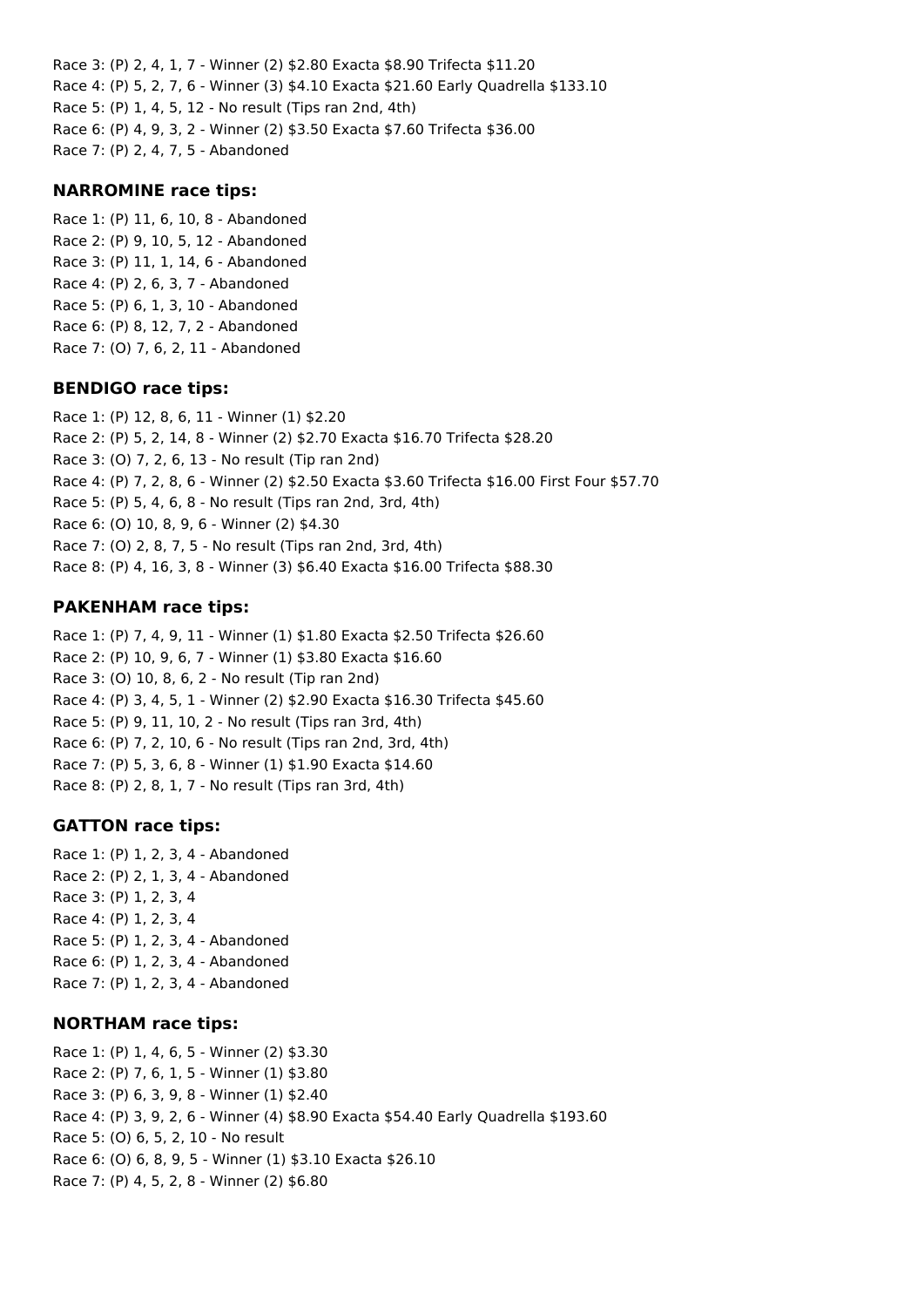Race 3: (P) 2, 4, 1, 7 - Winner (2) $2.80 Exacta $8.90 Trifecta $11.20
Race 4: (P) 5, 2, 7, 6 - Winner (3) $4.10 Exacta $21.60 Early Quadrella $133.10
Race 5: (P) 1, 4, 5, 12 - No result (Tips ran 2nd, 4th)
Race 6: (P) 4, 9, 3, 2 - Winner (2) $3.50 Exacta $7.60 Trifecta $36.00
Race 7: (P) 2, 4, 7, 5 - Abandoned

### NARROMINE race tips:

Race 1: (P) 11, 6, 10, 8 - Abandoned
Race 2: (P) 9, 10, 5, 12 - Abandoned
Race 3: (P) 11, 1, 14, 6 - Abandoned
Race 4: (P) 2, 6, 3, 7 - Abandoned
Race 5: (P) 6, 1, 3, 10 - Abandoned
Race 6: (P) 8, 12, 7, 2 - Abandoned
Race 7: (O) 7, 6, 2, 11 - Abandoned

### BENDIGO race tips:

Race 1: (P) 12, 8, 6, 11 - Winner (1) $2.20
Race 2: (P) 5, 2, 14, 8 - Winner (2) $2.70 Exacta $16.70 Trifecta $28.20
Race 3: (O) 7, 2, 6, 13 - No result (Tip ran 2nd)
Race 4: (P) 7, 2, 8, 6 - Winner (2) $2.50 Exacta $3.60 Trifecta $16.00 First Four $57.70
Race 5: (P) 5, 4, 6, 8 - No result (Tips ran 2nd, 3rd, 4th)
Race 6: (O) 10, 8, 9, 6 - Winner (2) $4.30
Race 7: (O) 2, 8, 7, 5 - No result (Tips ran 2nd, 3rd, 4th)
Race 8: (P) 4, 16, 3, 8 - Winner (3) $6.40 Exacta $16.00 Trifecta $88.30

### PAKENHAM race tips:

Race 1: (P) 7, 4, 9, 11 - Winner (1) $1.80 Exacta $2.50 Trifecta $26.60
Race 2: (P) 10, 9, 6, 7 - Winner (1) $3.80 Exacta $16.60
Race 3: (O) 10, 8, 6, 2 - No result (Tip ran 2nd)
Race 4: (P) 3, 4, 5, 1 - Winner (2) $2.90 Exacta $16.30 Trifecta $45.60
Race 5: (P) 9, 11, 10, 2 - No result (Tips ran 3rd, 4th)
Race 6: (P) 7, 2, 10, 6 - No result (Tips ran 2nd, 3rd, 4th)
Race 7: (P) 5, 3, 6, 8 - Winner (1) $1.90 Exacta $14.60
Race 8: (P) 2, 8, 1, 7 - No result (Tips ran 3rd, 4th)

### GATTON race tips:

Race 1: (P) 1, 2, 3, 4 - Abandoned
Race 2: (P) 2, 1, 3, 4 - Abandoned
Race 3: (P) 1, 2, 3, 4
Race 4: (P) 1, 2, 3, 4
Race 5: (P) 1, 2, 3, 4 - Abandoned
Race 6: (P) 1, 2, 3, 4 - Abandoned
Race 7: (P) 1, 2, 3, 4 - Abandoned

### NORTHAM race tips:

Race 1: (P) 1, 4, 6, 5 - Winner (2) $3.30
Race 2: (P) 7, 6, 1, 5 - Winner (1) $3.80
Race 3: (P) 6, 3, 9, 8 - Winner (1) $2.40
Race 4: (P) 3, 9, 2, 6 - Winner (4) $8.90 Exacta $54.40 Early Quadrella $193.60
Race 5: (O) 6, 5, 2, 10 - No result
Race 6: (O) 6, 8, 9, 5 - Winner (1) $3.10 Exacta $26.10
Race 7: (P) 4, 5, 2, 8 - Winner (2) $6.80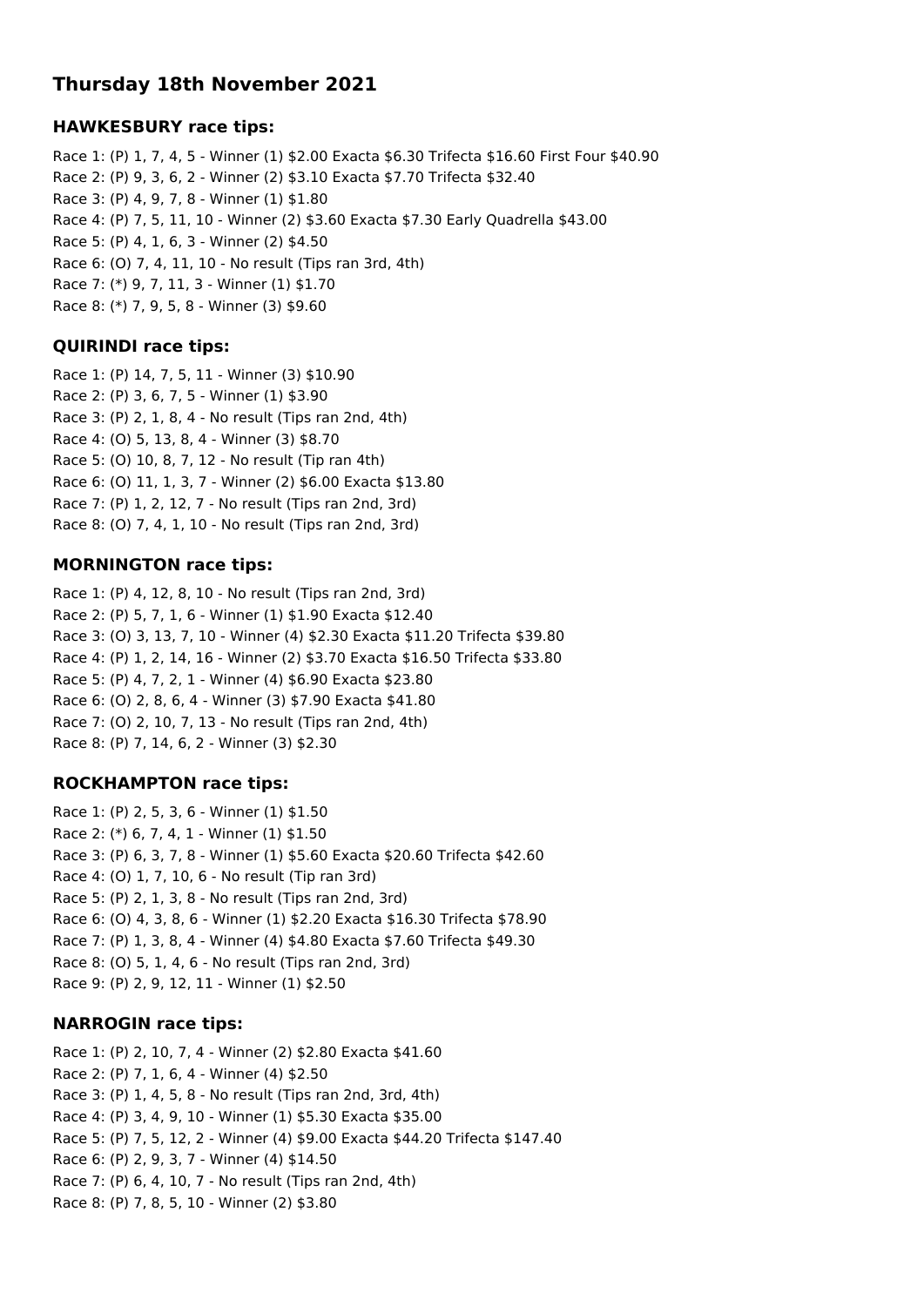## Thursday 18th November 2021

### HAWKESBURY race tips:

Race 1: (P) 1, 7, 4, 5 - Winner (1) $2.00 Exacta $6.30 Trifecta $16.60 First Four $40.90
Race 2: (P) 9, 3, 6, 2 - Winner (2) $3.10 Exacta $7.70 Trifecta $32.40
Race 3: (P) 4, 9, 7, 8 - Winner (1) $1.80
Race 4: (P) 7, 5, 11, 10 - Winner (2) $3.60 Exacta $7.30 Early Quadrella $43.00
Race 5: (P) 4, 1, 6, 3 - Winner (2) $4.50
Race 6: (O) 7, 4, 11, 10 - No result (Tips ran 3rd, 4th)
Race 7: (*) 9, 7, 11, 3 - Winner (1) $1.70
Race 8: (*) 7, 9, 5, 8 - Winner (3) $9.60

### QUIRINDI race tips:

Race 1: (P) 14, 7, 5, 11 - Winner (3) $10.90
Race 2: (P) 3, 6, 7, 5 - Winner (1) $3.90
Race 3: (P) 2, 1, 8, 4 - No result (Tips ran 2nd, 4th)
Race 4: (O) 5, 13, 8, 4 - Winner (3) $8.70
Race 5: (O) 10, 8, 7, 12 - No result (Tip ran 4th)
Race 6: (O) 11, 1, 3, 7 - Winner (2) $6.00 Exacta $13.80
Race 7: (P) 1, 2, 12, 7 - No result (Tips ran 2nd, 3rd)
Race 8: (O) 7, 4, 1, 10 - No result (Tips ran 2nd, 3rd)

### MORNINGTON race tips:

Race 1: (P) 4, 12, 8, 10 - No result (Tips ran 2nd, 3rd)
Race 2: (P) 5, 7, 1, 6 - Winner (1) $1.90 Exacta $12.40
Race 3: (O) 3, 13, 7, 10 - Winner (4) $2.30 Exacta $11.20 Trifecta $39.80
Race 4: (P) 1, 2, 14, 16 - Winner (2) $3.70 Exacta $16.50 Trifecta $33.80
Race 5: (P) 4, 7, 2, 1 - Winner (4) $6.90 Exacta $23.80
Race 6: (O) 2, 8, 6, 4 - Winner (3) $7.90 Exacta $41.80
Race 7: (O) 2, 10, 7, 13 - No result (Tips ran 2nd, 4th)
Race 8: (P) 7, 14, 6, 2 - Winner (3) $2.30

### ROCKHAMPTON race tips:

Race 1: (P) 2, 5, 3, 6 - Winner (1) $1.50
Race 2: (*) 6, 7, 4, 1 - Winner (1) $1.50
Race 3: (P) 6, 3, 7, 8 - Winner (1) $5.60 Exacta $20.60 Trifecta $42.60
Race 4: (O) 1, 7, 10, 6 - No result (Tip ran 3rd)
Race 5: (P) 2, 1, 3, 8 - No result (Tips ran 2nd, 3rd)
Race 6: (O) 4, 3, 8, 6 - Winner (1) $2.20 Exacta $16.30 Trifecta $78.90
Race 7: (P) 1, 3, 8, 4 - Winner (4) $4.80 Exacta $7.60 Trifecta $49.30
Race 8: (O) 5, 1, 4, 6 - No result (Tips ran 2nd, 3rd)
Race 9: (P) 2, 9, 12, 11 - Winner (1) $2.50

### NARROGIN race tips:

Race 1: (P) 2, 10, 7, 4 - Winner (2) $2.80 Exacta $41.60
Race 2: (P) 7, 1, 6, 4 - Winner (4) $2.50
Race 3: (P) 1, 4, 5, 8 - No result (Tips ran 2nd, 3rd, 4th)
Race 4: (P) 3, 4, 9, 10 - Winner (1) $5.30 Exacta $35.00
Race 5: (P) 7, 5, 12, 2 - Winner (4) $9.00 Exacta $44.20 Trifecta $147.40
Race 6: (P) 2, 9, 3, 7 - Winner (4) $14.50
Race 7: (P) 6, 4, 10, 7 - No result (Tips ran 2nd, 4th)
Race 8: (P) 7, 8, 5, 10 - Winner (2) $3.80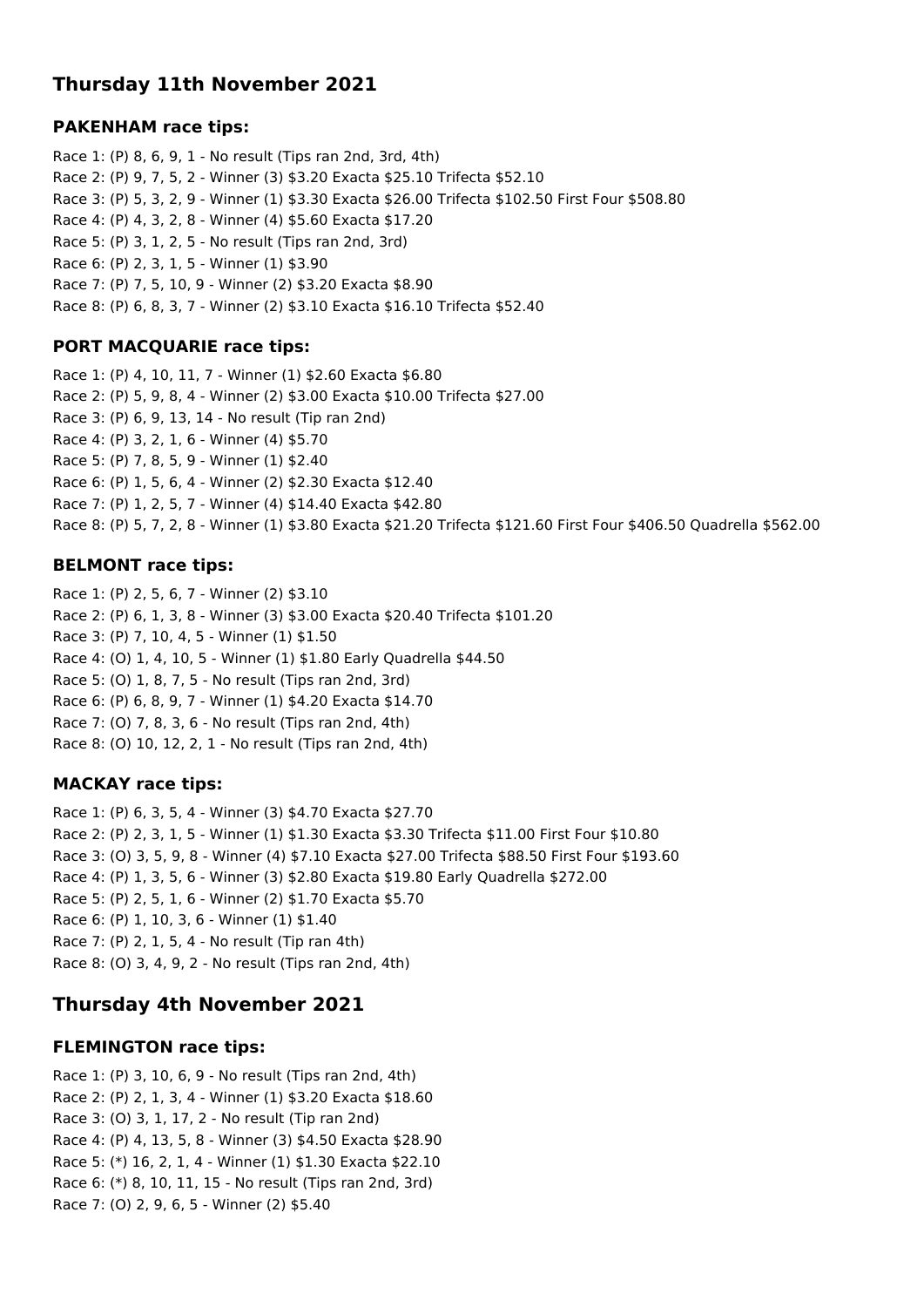## Thursday 11th November 2021

### PAKENHAM race tips:

Race 1: (P) 8, 6, 9, 1 - No result (Tips ran 2nd, 3rd, 4th)
Race 2: (P) 9, 7, 5, 2 - Winner (3) $3.20 Exacta $25.10 Trifecta $52.10
Race 3: (P) 5, 3, 2, 9 - Winner (1) $3.30 Exacta $26.00 Trifecta $102.50 First Four $508.80
Race 4: (P) 4, 3, 2, 8 - Winner (4) $5.60 Exacta $17.20
Race 5: (P) 3, 1, 2, 5 - No result (Tips ran 2nd, 3rd)
Race 6: (P) 2, 3, 1, 5 - Winner (1) $3.90
Race 7: (P) 7, 5, 10, 9 - Winner (2) $3.20 Exacta $8.90
Race 8: (P) 6, 8, 3, 7 - Winner (2) $3.10 Exacta $16.10 Trifecta $52.40

### PORT MACQUARIE race tips:

Race 1: (P) 4, 10, 11, 7 - Winner (1) $2.60 Exacta $6.80
Race 2: (P) 5, 9, 8, 4 - Winner (2) $3.00 Exacta $10.00 Trifecta $27.00
Race 3: (P) 6, 9, 13, 14 - No result (Tip ran 2nd)
Race 4: (P) 3, 2, 1, 6 - Winner (4) $5.70
Race 5: (P) 7, 8, 5, 9 - Winner (1) $2.40
Race 6: (P) 1, 5, 6, 4 - Winner (2) $2.30 Exacta $12.40
Race 7: (P) 1, 2, 5, 7 - Winner (4) $14.40 Exacta $42.80
Race 8: (P) 5, 7, 2, 8 - Winner (1) $3.80 Exacta $21.20 Trifecta $121.60 First Four $406.50 Quadrella $562.00

### BELMONT race tips:

Race 1: (P) 2, 5, 6, 7 - Winner (2) $3.10
Race 2: (P) 6, 1, 3, 8 - Winner (3) $3.00 Exacta $20.40 Trifecta $101.20
Race 3: (P) 7, 10, 4, 5 - Winner (1) $1.50
Race 4: (O) 1, 4, 10, 5 - Winner (1) $1.80 Early Quadrella $44.50
Race 5: (O) 1, 8, 7, 5 - No result (Tips ran 2nd, 3rd)
Race 6: (P) 6, 8, 9, 7 - Winner (1) $4.20 Exacta $14.70
Race 7: (O) 7, 8, 3, 6 - No result (Tips ran 2nd, 4th)
Race 8: (O) 10, 12, 2, 1 - No result (Tips ran 2nd, 4th)

### MACKAY race tips:

Race 1: (P) 6, 3, 5, 4 - Winner (3) $4.70 Exacta $27.70
Race 2: (P) 2, 3, 1, 5 - Winner (1) $1.30 Exacta $3.30 Trifecta $11.00 First Four $10.80
Race 3: (O) 3, 5, 9, 8 - Winner (4) $7.10 Exacta $27.00 Trifecta $88.50 First Four $193.60
Race 4: (P) 1, 3, 5, 6 - Winner (3) $2.80 Exacta $19.80 Early Quadrella $272.00
Race 5: (P) 2, 5, 1, 6 - Winner (2) $1.70 Exacta $5.70
Race 6: (P) 1, 10, 3, 6 - Winner (1) $1.40
Race 7: (P) 2, 1, 5, 4 - No result (Tip ran 4th)
Race 8: (O) 3, 4, 9, 2 - No result (Tips ran 2nd, 4th)

## Thursday 4th November 2021

### FLEMINGTON race tips:

Race 1: (P) 3, 10, 6, 9 - No result (Tips ran 2nd, 4th)
Race 2: (P) 2, 1, 3, 4 - Winner (1) $3.20 Exacta $18.60
Race 3: (O) 3, 1, 17, 2 - No result (Tip ran 2nd)
Race 4: (P) 4, 13, 5, 8 - Winner (3) $4.50 Exacta $28.90
Race 5: (*) 16, 2, 1, 4 - Winner (1) $1.30 Exacta $22.10
Race 6: (*) 8, 10, 11, 15 - No result (Tips ran 2nd, 3rd)
Race 7: (O) 2, 9, 6, 5 - Winner (2) $5.40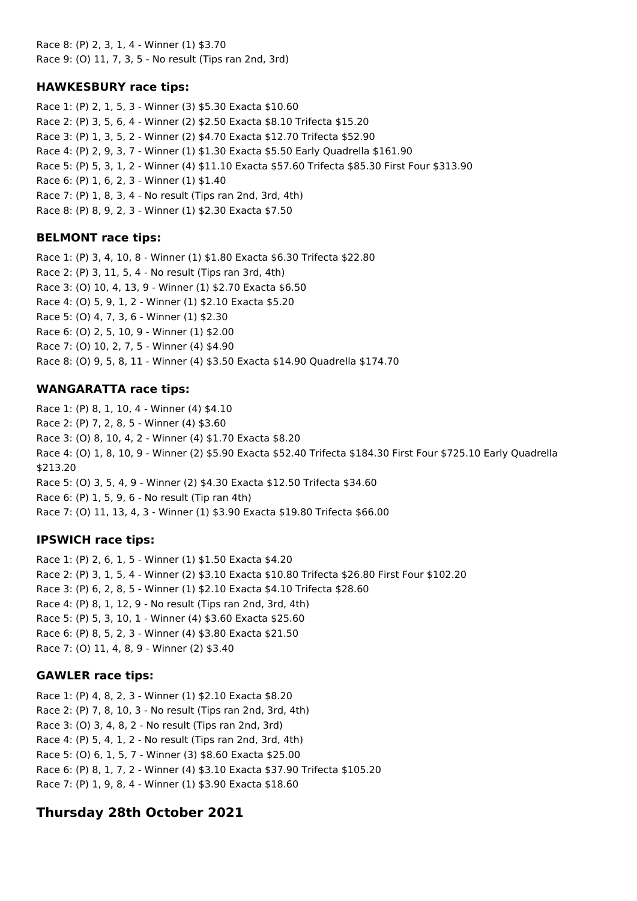Race 8: (P) 2, 3, 1, 4 - Winner (1) $3.70
Race 9: (O) 11, 7, 3, 5 - No result (Tips ran 2nd, 3rd)

### HAWKESBURY race tips:

Race 1: (P) 2, 1, 5, 3 - Winner (3) $5.30 Exacta $10.60
Race 2: (P) 3, 5, 6, 4 - Winner (2) $2.50 Exacta $8.10 Trifecta $15.20
Race 3: (P) 1, 3, 5, 2 - Winner (2) $4.70 Exacta $12.70 Trifecta $52.90
Race 4: (P) 2, 9, 3, 7 - Winner (1) $1.30 Exacta $5.50 Early Quadrella $161.90
Race 5: (P) 5, 3, 1, 2 - Winner (4) $11.10 Exacta $57.60 Trifecta $85.30 First Four $313.90
Race 6: (P) 1, 6, 2, 3 - Winner (1) $1.40
Race 7: (P) 1, 8, 3, 4 - No result (Tips ran 2nd, 3rd, 4th)
Race 8: (P) 8, 9, 2, 3 - Winner (1) $2.30 Exacta $7.50

### BELMONT race tips:

Race 1: (P) 3, 4, 10, 8 - Winner (1) $1.80 Exacta $6.30 Trifecta $22.80
Race 2: (P) 3, 11, 5, 4 - No result (Tips ran 3rd, 4th)
Race 3: (O) 10, 4, 13, 9 - Winner (1) $2.70 Exacta $6.50
Race 4: (O) 5, 9, 1, 2 - Winner (1) $2.10 Exacta $5.20
Race 5: (O) 4, 7, 3, 6 - Winner (1) $2.30
Race 6: (O) 2, 5, 10, 9 - Winner (1) $2.00
Race 7: (O) 10, 2, 7, 5 - Winner (4) $4.90
Race 8: (O) 9, 5, 8, 11 - Winner (4) $3.50 Exacta $14.90 Quadrella $174.70

### WANGARATTA race tips:

Race 1: (P) 8, 1, 10, 4 - Winner (4) $4.10
Race 2: (P) 7, 2, 8, 5 - Winner (4) $3.60
Race 3: (O) 8, 10, 4, 2 - Winner (4) $1.70 Exacta $8.20
Race 4: (O) 1, 8, 10, 9 - Winner (2) $5.90 Exacta $52.40 Trifecta $184.30 First Four $725.10 Early Quadrella $213.20
Race 5: (O) 3, 5, 4, 9 - Winner (2) $4.30 Exacta $12.50 Trifecta $34.60
Race 6: (P) 1, 5, 9, 6 - No result (Tip ran 4th)
Race 7: (O) 11, 13, 4, 3 - Winner (1) $3.90 Exacta $19.80 Trifecta $66.00

### IPSWICH race tips:

Race 1: (P) 2, 6, 1, 5 - Winner (1) $1.50 Exacta $4.20
Race 2: (P) 3, 1, 5, 4 - Winner (2) $3.10 Exacta $10.80 Trifecta $26.80 First Four $102.20
Race 3: (P) 6, 2, 8, 5 - Winner (1) $2.10 Exacta $4.10 Trifecta $28.60
Race 4: (P) 8, 1, 12, 9 - No result (Tips ran 2nd, 3rd, 4th)
Race 5: (P) 5, 3, 10, 1 - Winner (4) $3.60 Exacta $25.60
Race 6: (P) 8, 5, 2, 3 - Winner (4) $3.80 Exacta $21.50
Race 7: (O) 11, 4, 8, 9 - Winner (2) $3.40

### GAWLER race tips:

Race 1: (P) 4, 8, 2, 3 - Winner (1) $2.10 Exacta $8.20
Race 2: (P) 7, 8, 10, 3 - No result (Tips ran 2nd, 3rd, 4th)
Race 3: (O) 3, 4, 8, 2 - No result (Tips ran 2nd, 3rd)
Race 4: (P) 5, 4, 1, 2 - No result (Tips ran 2nd, 3rd, 4th)
Race 5: (O) 6, 1, 5, 7 - Winner (3) $8.60 Exacta $25.00
Race 6: (P) 8, 1, 7, 2 - Winner (4) $3.10 Exacta $37.90 Trifecta $105.20
Race 7: (P) 1, 9, 8, 4 - Winner (1) $3.90 Exacta $18.60

## Thursday 28th October 2021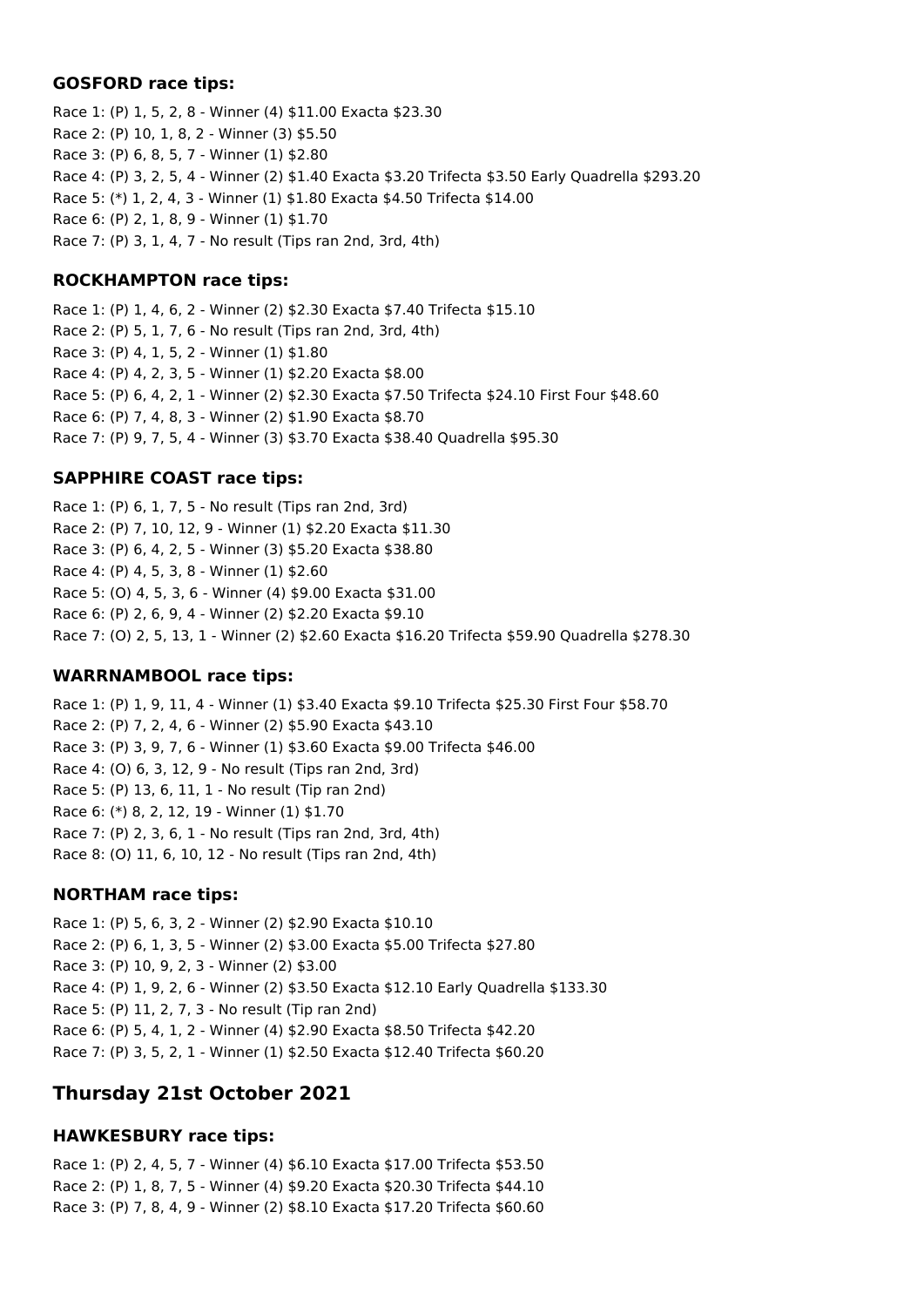### GOSFORD race tips:

Race 1: (P) 1, 5, 2, 8 - Winner (4) $11.00 Exacta $23.30
Race 2: (P) 10, 1, 8, 2 - Winner (3) $5.50
Race 3: (P) 6, 8, 5, 7 - Winner (1) $2.80
Race 4: (P) 3, 2, 5, 4 - Winner (2) $1.40 Exacta $3.20 Trifecta $3.50 Early Quadrella $293.20
Race 5: (*) 1, 2, 4, 3 - Winner (1) $1.80 Exacta $4.50 Trifecta $14.00
Race 6: (P) 2, 1, 8, 9 - Winner (1) $1.70
Race 7: (P) 3, 1, 4, 7 - No result (Tips ran 2nd, 3rd, 4th)

### ROCKHAMPTON race tips:

Race 1: (P) 1, 4, 6, 2 - Winner (2) $2.30 Exacta $7.40 Trifecta $15.10
Race 2: (P) 5, 1, 7, 6 - No result (Tips ran 2nd, 3rd, 4th)
Race 3: (P) 4, 1, 5, 2 - Winner (1) $1.80
Race 4: (P) 4, 2, 3, 5 - Winner (1) $2.20 Exacta $8.00
Race 5: (P) 6, 4, 2, 1 - Winner (2) $2.30 Exacta $7.50 Trifecta $24.10 First Four $48.60
Race 6: (P) 7, 4, 8, 3 - Winner (2) $1.90 Exacta $8.70
Race 7: (P) 9, 7, 5, 4 - Winner (3) $3.70 Exacta $38.40 Quadrella $95.30

### SAPPHIRE COAST race tips:

Race 1: (P) 6, 1, 7, 5 - No result (Tips ran 2nd, 3rd)
Race 2: (P) 7, 10, 12, 9 - Winner (1) $2.20 Exacta $11.30
Race 3: (P) 6, 4, 2, 5 - Winner (3) $5.20 Exacta $38.80
Race 4: (P) 4, 5, 3, 8 - Winner (1) $2.60
Race 5: (O) 4, 5, 3, 6 - Winner (4) $9.00 Exacta $31.00
Race 6: (P) 2, 6, 9, 4 - Winner (2) $2.20 Exacta $9.10
Race 7: (O) 2, 5, 13, 1 - Winner (2) $2.60 Exacta $16.20 Trifecta $59.90 Quadrella $278.30

### WARRNAMBOOL race tips:

Race 1: (P) 1, 9, 11, 4 - Winner (1) $3.40 Exacta $9.10 Trifecta $25.30 First Four $58.70
Race 2: (P) 7, 2, 4, 6 - Winner (2) $5.90 Exacta $43.10
Race 3: (P) 3, 9, 7, 6 - Winner (1) $3.60 Exacta $9.00 Trifecta $46.00
Race 4: (O) 6, 3, 12, 9 - No result (Tips ran 2nd, 3rd)
Race 5: (P) 13, 6, 11, 1 - No result (Tip ran 2nd)
Race 6: (*) 8, 2, 12, 19 - Winner (1) $1.70
Race 7: (P) 2, 3, 6, 1 - No result (Tips ran 2nd, 3rd, 4th)
Race 8: (O) 11, 6, 10, 12 - No result (Tips ran 2nd, 4th)

### NORTHAM race tips:

Race 1: (P) 5, 6, 3, 2 - Winner (2) $2.90 Exacta $10.10
Race 2: (P) 6, 1, 3, 5 - Winner (2) $3.00 Exacta $5.00 Trifecta $27.80
Race 3: (P) 10, 9, 2, 3 - Winner (2) $3.00
Race 4: (P) 1, 9, 2, 6 - Winner (2) $3.50 Exacta $12.10 Early Quadrella $133.30
Race 5: (P) 11, 2, 7, 3 - No result (Tip ran 2nd)
Race 6: (P) 5, 4, 1, 2 - Winner (4) $2.90 Exacta $8.50 Trifecta $42.20
Race 7: (P) 3, 5, 2, 1 - Winner (1) $2.50 Exacta $12.40 Trifecta $60.20

## Thursday 21st October 2021

### HAWKESBURY race tips:

Race 1: (P) 2, 4, 5, 7 - Winner (4) $6.10 Exacta $17.00 Trifecta $53.50
Race 2: (P) 1, 8, 7, 5 - Winner (4) $9.20 Exacta $20.30 Trifecta $44.10
Race 3: (P) 7, 8, 4, 9 - Winner (2) $8.10 Exacta $17.20 Trifecta $60.60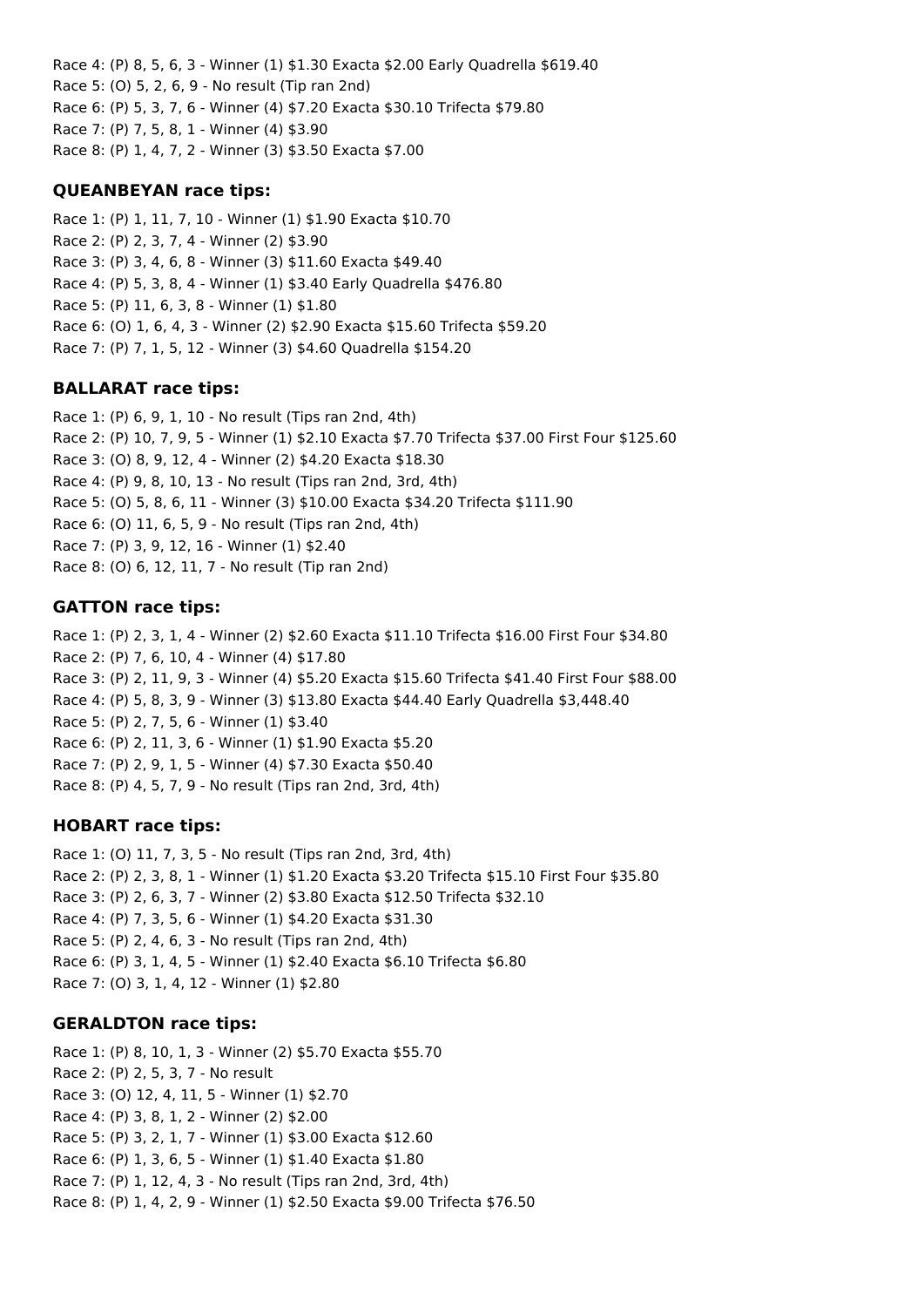Race 4: (P) 8, 5, 6, 3 - Winner (1) $1.30 Exacta $2.00 Early Quadrella $619.40
Race 5: (O) 5, 2, 6, 9 - No result (Tip ran 2nd)
Race 6: (P) 5, 3, 7, 6 - Winner (4) $7.20 Exacta $30.10 Trifecta $79.80
Race 7: (P) 7, 5, 8, 1 - Winner (4) $3.90
Race 8: (P) 1, 4, 7, 2 - Winner (3) $3.50 Exacta $7.00

### QUEANBEYAN race tips:

Race 1: (P) 1, 11, 7, 10 - Winner (1) $1.90 Exacta $10.70
Race 2: (P) 2, 3, 7, 4 - Winner (2) $3.90
Race 3: (P) 3, 4, 6, 8 - Winner (3) $11.60 Exacta $49.40
Race 4: (P) 5, 3, 8, 4 - Winner (1) $3.40 Early Quadrella $476.80
Race 5: (P) 11, 6, 3, 8 - Winner (1) $1.80
Race 6: (O) 1, 6, 4, 3 - Winner (2) $2.90 Exacta $15.60 Trifecta $59.20
Race 7: (P) 7, 1, 5, 12 - Winner (3) $4.60 Quadrella $154.20

### BALLARAT race tips:

Race 1: (P) 6, 9, 1, 10 - No result (Tips ran 2nd, 4th)
Race 2: (P) 10, 7, 9, 5 - Winner (1) $2.10 Exacta $7.70 Trifecta $37.00 First Four $125.60
Race 3: (O) 8, 9, 12, 4 - Winner (2) $4.20 Exacta $18.30
Race 4: (P) 9, 8, 10, 13 - No result (Tips ran 2nd, 3rd, 4th)
Race 5: (O) 5, 8, 6, 11 - Winner (3) $10.00 Exacta $34.20 Trifecta $111.90
Race 6: (O) 11, 6, 5, 9 - No result (Tips ran 2nd, 4th)
Race 7: (P) 3, 9, 12, 16 - Winner (1) $2.40
Race 8: (O) 6, 12, 11, 7 - No result (Tip ran 2nd)

### GATTON race tips:

Race 1: (P) 2, 3, 1, 4 - Winner (2) $2.60 Exacta $11.10 Trifecta $16.00 First Four $34.80
Race 2: (P) 7, 6, 10, 4 - Winner (4) $17.80
Race 3: (P) 2, 11, 9, 3 - Winner (4) $5.20 Exacta $15.60 Trifecta $41.40 First Four $88.00
Race 4: (P) 5, 8, 3, 9 - Winner (3) $13.80 Exacta $44.40 Early Quadrella $3,448.40
Race 5: (P) 2, 7, 5, 6 - Winner (1) $3.40
Race 6: (P) 2, 11, 3, 6 - Winner (1) $1.90 Exacta $5.20
Race 7: (P) 2, 9, 1, 5 - Winner (4) $7.30 Exacta $50.40
Race 8: (P) 4, 5, 7, 9 - No result (Tips ran 2nd, 3rd, 4th)

### HOBART race tips:

Race 1: (O) 11, 7, 3, 5 - No result (Tips ran 2nd, 3rd, 4th)
Race 2: (P) 2, 3, 8, 1 - Winner (1) $1.20 Exacta $3.20 Trifecta $15.10 First Four $35.80
Race 3: (P) 2, 6, 3, 7 - Winner (2) $3.80 Exacta $12.50 Trifecta $32.10
Race 4: (P) 7, 3, 5, 6 - Winner (1) $4.20 Exacta $31.30
Race 5: (P) 2, 4, 6, 3 - No result (Tips ran 2nd, 4th)
Race 6: (P) 3, 1, 4, 5 - Winner (1) $2.40 Exacta $6.10 Trifecta $6.80
Race 7: (O) 3, 1, 4, 12 - Winner (1) $2.80

### GERALDTON race tips:

Race 1: (P) 8, 10, 1, 3 - Winner (2) $5.70 Exacta $55.70
Race 2: (P) 2, 5, 3, 7 - No result
Race 3: (O) 12, 4, 11, 5 - Winner (1) $2.70
Race 4: (P) 3, 8, 1, 2 - Winner (2) $2.00
Race 5: (P) 3, 2, 1, 7 - Winner (1) $3.00 Exacta $12.60
Race 6: (P) 1, 3, 6, 5 - Winner (1) $1.40 Exacta $1.80
Race 7: (P) 1, 12, 4, 3 - No result (Tips ran 2nd, 3rd, 4th)
Race 8: (P) 1, 4, 2, 9 - Winner (1) $2.50 Exacta $9.00 Trifecta $76.50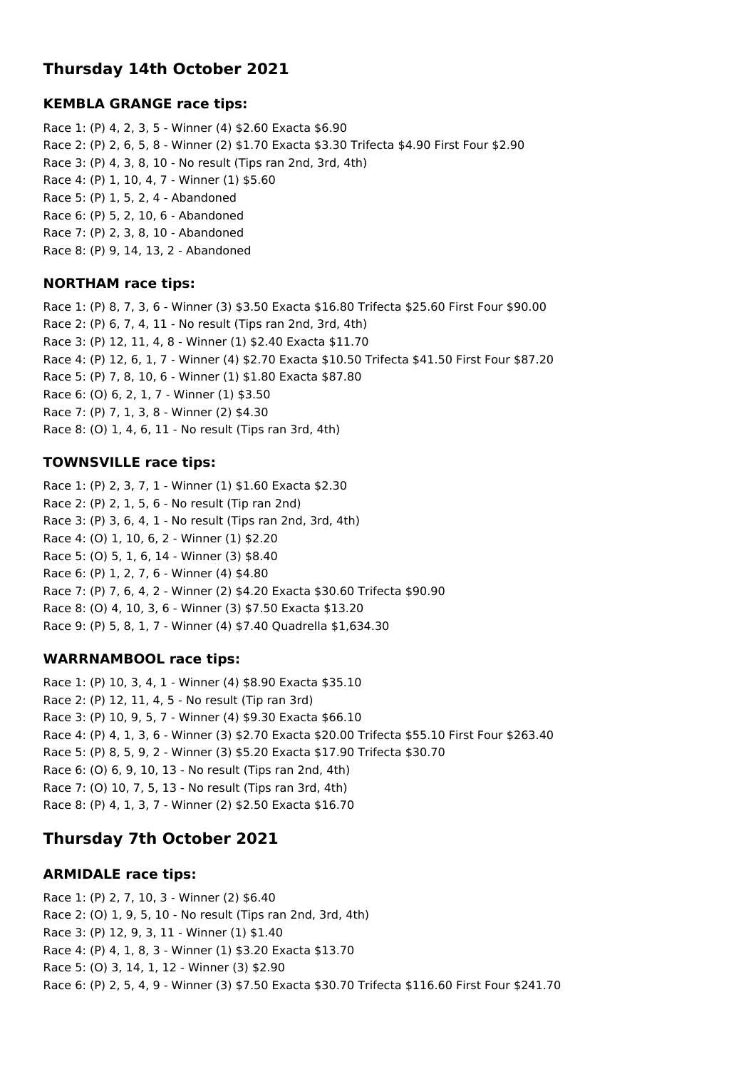## Thursday 14th October 2021

### KEMBLA GRANGE race tips:

Race 1: (P) 4, 2, 3, 5 - Winner (4) $2.60 Exacta $6.90
Race 2: (P) 2, 6, 5, 8 - Winner (2) $1.70 Exacta $3.30 Trifecta $4.90 First Four $2.90
Race 3: (P) 4, 3, 8, 10 - No result (Tips ran 2nd, 3rd, 4th)
Race 4: (P) 1, 10, 4, 7 - Winner (1) $5.60
Race 5: (P) 1, 5, 2, 4 - Abandoned
Race 6: (P) 5, 2, 10, 6 - Abandoned
Race 7: (P) 2, 3, 8, 10 - Abandoned
Race 8: (P) 9, 14, 13, 2 - Abandoned

### NORTHAM race tips:

Race 1: (P) 8, 7, 3, 6 - Winner (3) $3.50 Exacta $16.80 Trifecta $25.60 First Four $90.00
Race 2: (P) 6, 7, 4, 11 - No result (Tips ran 2nd, 3rd, 4th)
Race 3: (P) 12, 11, 4, 8 - Winner (1) $2.40 Exacta $11.70
Race 4: (P) 12, 6, 1, 7 - Winner (4) $2.70 Exacta $10.50 Trifecta $41.50 First Four $87.20
Race 5: (P) 7, 8, 10, 6 - Winner (1) $1.80 Exacta $87.80
Race 6: (O) 6, 2, 1, 7 - Winner (1) $3.50
Race 7: (P) 7, 1, 3, 8 - Winner (2) $4.30
Race 8: (O) 1, 4, 6, 11 - No result (Tips ran 3rd, 4th)

### TOWNSVILLE race tips:

Race 1: (P) 2, 3, 7, 1 - Winner (1) $1.60 Exacta $2.30
Race 2: (P) 2, 1, 5, 6 - No result (Tip ran 2nd)
Race 3: (P) 3, 6, 4, 1 - No result (Tips ran 2nd, 3rd, 4th)
Race 4: (O) 1, 10, 6, 2 - Winner (1) $2.20
Race 5: (O) 5, 1, 6, 14 - Winner (3) $8.40
Race 6: (P) 1, 2, 7, 6 - Winner (4) $4.80
Race 7: (P) 7, 6, 4, 2 - Winner (2) $4.20 Exacta $30.60 Trifecta $90.90
Race 8: (O) 4, 10, 3, 6 - Winner (3) $7.50 Exacta $13.20
Race 9: (P) 5, 8, 1, 7 - Winner (4) $7.40 Quadrella $1,634.30

### WARRNAMBOOL race tips:

Race 1: (P) 10, 3, 4, 1 - Winner (4) $8.90 Exacta $35.10
Race 2: (P) 12, 11, 4, 5 - No result (Tip ran 3rd)
Race 3: (P) 10, 9, 5, 7 - Winner (4) $9.30 Exacta $66.10
Race 4: (P) 4, 1, 3, 6 - Winner (3) $2.70 Exacta $20.00 Trifecta $55.10 First Four $263.40
Race 5: (P) 8, 5, 9, 2 - Winner (3) $5.20 Exacta $17.90 Trifecta $30.70
Race 6: (O) 6, 9, 10, 13 - No result (Tips ran 2nd, 4th)
Race 7: (O) 10, 7, 5, 13 - No result (Tips ran 3rd, 4th)
Race 8: (P) 4, 1, 3, 7 - Winner (2) $2.50 Exacta $16.70

## Thursday 7th October 2021

### ARMIDALE race tips:

Race 1: (P) 2, 7, 10, 3 - Winner (2) $6.40
Race 2: (O) 1, 9, 5, 10 - No result (Tips ran 2nd, 3rd, 4th)
Race 3: (P) 12, 9, 3, 11 - Winner (1) $1.40
Race 4: (P) 4, 1, 8, 3 - Winner (1) $3.20 Exacta $13.70
Race 5: (O) 3, 14, 1, 12 - Winner (3) $2.90
Race 6: (P) 2, 5, 4, 9 - Winner (3) $7.50 Exacta $30.70 Trifecta $116.60 First Four $241.70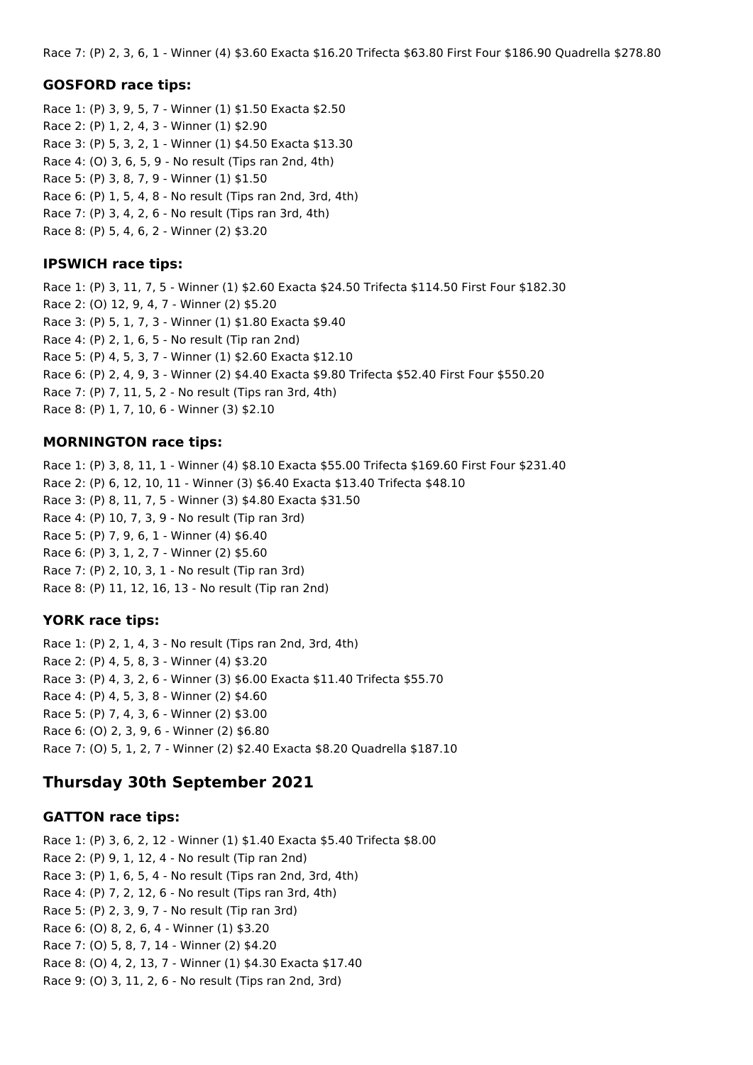Race 7: (P) 2, 3, 6, 1 - Winner (4) $3.60 Exacta $16.20 Trifecta $63.80 First Four $186.90 Quadrella $278.80

### GOSFORD race tips:

Race 1: (P) 3, 9, 5, 7 - Winner (1) $1.50 Exacta $2.50
Race 2: (P) 1, 2, 4, 3 - Winner (1) $2.90
Race 3: (P) 5, 3, 2, 1 - Winner (1) $4.50 Exacta $13.30
Race 4: (O) 3, 6, 5, 9 - No result (Tips ran 2nd, 4th)
Race 5: (P) 3, 8, 7, 9 - Winner (1) $1.50
Race 6: (P) 1, 5, 4, 8 - No result (Tips ran 2nd, 3rd, 4th)
Race 7: (P) 3, 4, 2, 6 - No result (Tips ran 3rd, 4th)
Race 8: (P) 5, 4, 6, 2 - Winner (2) $3.20

### IPSWICH race tips:

Race 1: (P) 3, 11, 7, 5 - Winner (1) $2.60 Exacta $24.50 Trifecta $114.50 First Four $182.30
Race 2: (O) 12, 9, 4, 7 - Winner (2) $5.20
Race 3: (P) 5, 1, 7, 3 - Winner (1) $1.80 Exacta $9.40
Race 4: (P) 2, 1, 6, 5 - No result (Tip ran 2nd)
Race 5: (P) 4, 5, 3, 7 - Winner (1) $2.60 Exacta $12.10
Race 6: (P) 2, 4, 9, 3 - Winner (2) $4.40 Exacta $9.80 Trifecta $52.40 First Four $550.20
Race 7: (P) 7, 11, 5, 2 - No result (Tips ran 3rd, 4th)
Race 8: (P) 1, 7, 10, 6 - Winner (3) $2.10

### MORNINGTON race tips:

Race 1: (P) 3, 8, 11, 1 - Winner (4) $8.10 Exacta $55.00 Trifecta $169.60 First Four $231.40
Race 2: (P) 6, 12, 10, 11 - Winner (3) $6.40 Exacta $13.40 Trifecta $48.10
Race 3: (P) 8, 11, 7, 5 - Winner (3) $4.80 Exacta $31.50
Race 4: (P) 10, 7, 3, 9 - No result (Tip ran 3rd)
Race 5: (P) 7, 9, 6, 1 - Winner (4) $6.40
Race 6: (P) 3, 1, 2, 7 - Winner (2) $5.60
Race 7: (P) 2, 10, 3, 1 - No result (Tip ran 3rd)
Race 8: (P) 11, 12, 16, 13 - No result (Tip ran 2nd)

### YORK race tips:

Race 1: (P) 2, 1, 4, 3 - No result (Tips ran 2nd, 3rd, 4th)
Race 2: (P) 4, 5, 8, 3 - Winner (4) $3.20
Race 3: (P) 4, 3, 2, 6 - Winner (3) $6.00 Exacta $11.40 Trifecta $55.70
Race 4: (P) 4, 5, 3, 8 - Winner (2) $4.60
Race 5: (P) 7, 4, 3, 6 - Winner (2) $3.00
Race 6: (O) 2, 3, 9, 6 - Winner (2) $6.80
Race 7: (O) 5, 1, 2, 7 - Winner (2) $2.40 Exacta $8.20 Quadrella $187.10

## Thursday 30th September 2021

### GATTON race tips:

Race 1: (P) 3, 6, 2, 12 - Winner (1) $1.40 Exacta $5.40 Trifecta $8.00
Race 2: (P) 9, 1, 12, 4 - No result (Tip ran 2nd)
Race 3: (P) 1, 6, 5, 4 - No result (Tips ran 2nd, 3rd, 4th)
Race 4: (P) 7, 2, 12, 6 - No result (Tips ran 3rd, 4th)
Race 5: (P) 2, 3, 9, 7 - No result (Tip ran 3rd)
Race 6: (O) 8, 2, 6, 4 - Winner (1) $3.20
Race 7: (O) 5, 8, 7, 14 - Winner (2) $4.20
Race 8: (O) 4, 2, 13, 7 - Winner (1) $4.30 Exacta $17.40
Race 9: (O) 3, 11, 2, 6 - No result (Tips ran 2nd, 3rd)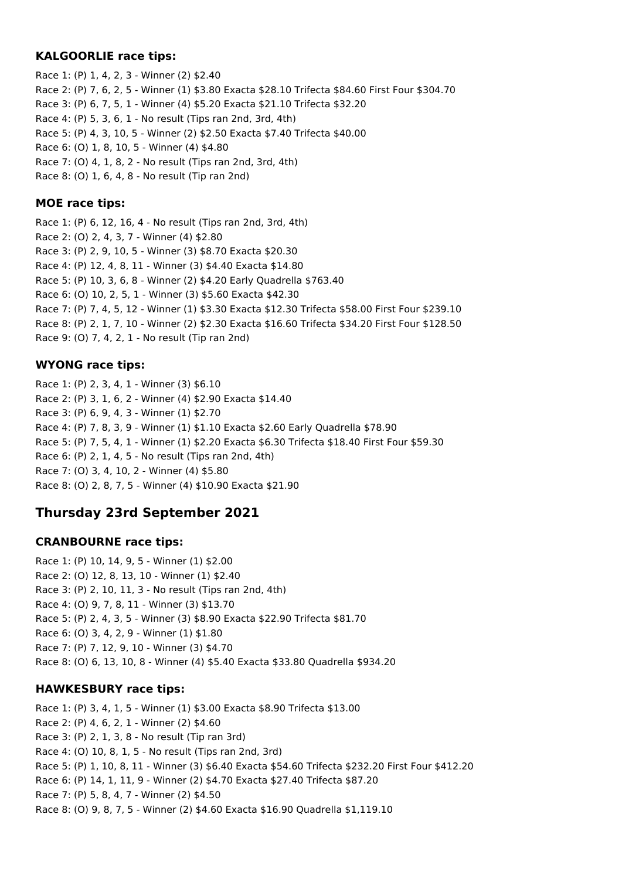### KALGOORLIE race tips:

Race 1: (P) 1, 4, 2, 3 - Winner (2) $2.40
Race 2: (P) 7, 6, 2, 5 - Winner (1) $3.80 Exacta $28.10 Trifecta $84.60 First Four $304.70
Race 3: (P) 6, 7, 5, 1 - Winner (4) $5.20 Exacta $21.10 Trifecta $32.20
Race 4: (P) 5, 3, 6, 1 - No result (Tips ran 2nd, 3rd, 4th)
Race 5: (P) 4, 3, 10, 5 - Winner (2) $2.50 Exacta $7.40 Trifecta $40.00
Race 6: (O) 1, 8, 10, 5 - Winner (4) $4.80
Race 7: (O) 4, 1, 8, 2 - No result (Tips ran 2nd, 3rd, 4th)
Race 8: (O) 1, 6, 4, 8 - No result (Tip ran 2nd)

### MOE race tips:

Race 1: (P) 6, 12, 16, 4 - No result (Tips ran 2nd, 3rd, 4th)
Race 2: (O) 2, 4, 3, 7 - Winner (4) $2.80
Race 3: (P) 2, 9, 10, 5 - Winner (3) $8.70 Exacta $20.30
Race 4: (P) 12, 4, 8, 11 - Winner (3) $4.40 Exacta $14.80
Race 5: (P) 10, 3, 6, 8 - Winner (2) $4.20 Early Quadrella $763.40
Race 6: (O) 10, 2, 5, 1 - Winner (3) $5.60 Exacta $42.30
Race 7: (P) 7, 4, 5, 12 - Winner (1) $3.30 Exacta $12.30 Trifecta $58.00 First Four $239.10
Race 8: (P) 2, 1, 7, 10 - Winner (2) $2.30 Exacta $16.60 Trifecta $34.20 First Four $128.50
Race 9: (O) 7, 4, 2, 1 - No result (Tip ran 2nd)

### WYONG race tips:

Race 1: (P) 2, 3, 4, 1 - Winner (3) $6.10
Race 2: (P) 3, 1, 6, 2 - Winner (4) $2.90 Exacta $14.40
Race 3: (P) 6, 9, 4, 3 - Winner (1) $2.70
Race 4: (P) 7, 8, 3, 9 - Winner (1) $1.10 Exacta $2.60 Early Quadrella $78.90
Race 5: (P) 7, 5, 4, 1 - Winner (1) $2.20 Exacta $6.30 Trifecta $18.40 First Four $59.30
Race 6: (P) 2, 1, 4, 5 - No result (Tips ran 2nd, 4th)
Race 7: (O) 3, 4, 10, 2 - Winner (4) $5.80
Race 8: (O) 2, 8, 7, 5 - Winner (4) $10.90 Exacta $21.90

## Thursday 23rd September 2021

### CRANBOURNE race tips:

Race 1: (P) 10, 14, 9, 5 - Winner (1) $2.00
Race 2: (O) 12, 8, 13, 10 - Winner (1) $2.40
Race 3: (P) 2, 10, 11, 3 - No result (Tips ran 2nd, 4th)
Race 4: (O) 9, 7, 8, 11 - Winner (3) $13.70
Race 5: (P) 2, 4, 3, 5 - Winner (3) $8.90 Exacta $22.90 Trifecta $81.70
Race 6: (O) 3, 4, 2, 9 - Winner (1) $1.80
Race 7: (P) 7, 12, 9, 10 - Winner (3) $4.70
Race 8: (O) 6, 13, 10, 8 - Winner (4) $5.40 Exacta $33.80 Quadrella $934.20

### HAWKESBURY race tips:

Race 1: (P) 3, 4, 1, 5 - Winner (1) $3.00 Exacta $8.90 Trifecta $13.00
Race 2: (P) 4, 6, 2, 1 - Winner (2) $4.60
Race 3: (P) 2, 1, 3, 8 - No result (Tip ran 3rd)
Race 4: (O) 10, 8, 1, 5 - No result (Tips ran 2nd, 3rd)
Race 5: (P) 1, 10, 8, 11 - Winner (3) $6.40 Exacta $54.60 Trifecta $232.20 First Four $412.20
Race 6: (P) 14, 1, 11, 9 - Winner (2) $4.70 Exacta $27.40 Trifecta $87.20
Race 7: (P) 5, 8, 4, 7 - Winner (2) $4.50
Race 8: (O) 9, 8, 7, 5 - Winner (2) $4.60 Exacta $16.90 Quadrella $1,119.10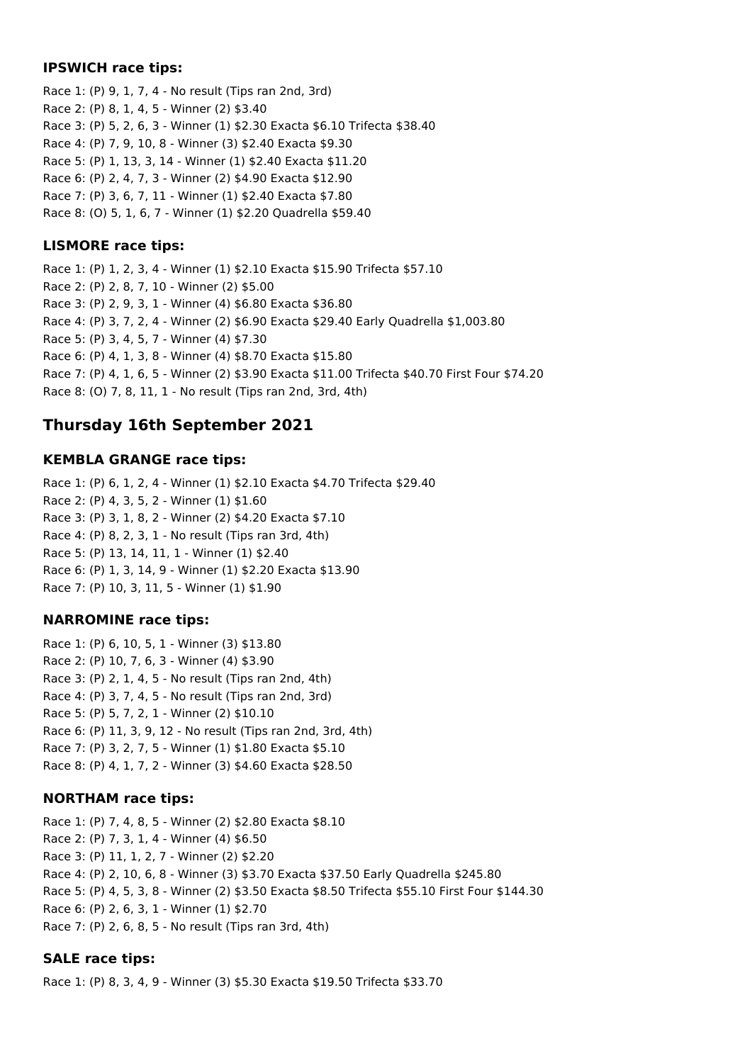### IPSWICH race tips:

Race 1: (P) 9, 1, 7, 4 - No result (Tips ran 2nd, 3rd)
Race 2: (P) 8, 1, 4, 5 - Winner (2) $3.40
Race 3: (P) 5, 2, 6, 3 - Winner (1) $2.30 Exacta $6.10 Trifecta $38.40
Race 4: (P) 7, 9, 10, 8 - Winner (3) $2.40 Exacta $9.30
Race 5: (P) 1, 13, 3, 14 - Winner (1) $2.40 Exacta $11.20
Race 6: (P) 2, 4, 7, 3 - Winner (2) $4.90 Exacta $12.90
Race 7: (P) 3, 6, 7, 11 - Winner (1) $2.40 Exacta $7.80
Race 8: (O) 5, 1, 6, 7 - Winner (1) $2.20 Quadrella $59.40

### LISMORE race tips:

Race 1: (P) 1, 2, 3, 4 - Winner (1) $2.10 Exacta $15.90 Trifecta $57.10
Race 2: (P) 2, 8, 7, 10 - Winner (2) $5.00
Race 3: (P) 2, 9, 3, 1 - Winner (4) $6.80 Exacta $36.80
Race 4: (P) 3, 7, 2, 4 - Winner (2) $6.90 Exacta $29.40 Early Quadrella $1,003.80
Race 5: (P) 3, 4, 5, 7 - Winner (4) $7.30
Race 6: (P) 4, 1, 3, 8 - Winner (4) $8.70 Exacta $15.80
Race 7: (P) 4, 1, 6, 5 - Winner (2) $3.90 Exacta $11.00 Trifecta $40.70 First Four $74.20
Race 8: (O) 7, 8, 11, 1 - No result (Tips ran 2nd, 3rd, 4th)

## Thursday 16th September 2021

### KEMBLA GRANGE race tips:

Race 1: (P) 6, 1, 2, 4 - Winner (1) $2.10 Exacta $4.70 Trifecta $29.40
Race 2: (P) 4, 3, 5, 2 - Winner (1) $1.60
Race 3: (P) 3, 1, 8, 2 - Winner (2) $4.20 Exacta $7.10
Race 4: (P) 8, 2, 3, 1 - No result (Tips ran 3rd, 4th)
Race 5: (P) 13, 14, 11, 1 - Winner (1) $2.40
Race 6: (P) 1, 3, 14, 9 - Winner (1) $2.20 Exacta $13.90
Race 7: (P) 10, 3, 11, 5 - Winner (1) $1.90

### NARROMINE race tips:

Race 1: (P) 6, 10, 5, 1 - Winner (3) $13.80
Race 2: (P) 10, 7, 6, 3 - Winner (4) $3.90
Race 3: (P) 2, 1, 4, 5 - No result (Tips ran 2nd, 4th)
Race 4: (P) 3, 7, 4, 5 - No result (Tips ran 2nd, 3rd)
Race 5: (P) 5, 7, 2, 1 - Winner (2) $10.10
Race 6: (P) 11, 3, 9, 12 - No result (Tips ran 2nd, 3rd, 4th)
Race 7: (P) 3, 2, 7, 5 - Winner (1) $1.80 Exacta $5.10
Race 8: (P) 4, 1, 7, 2 - Winner (3) $4.60 Exacta $28.50

### NORTHAM race tips:

Race 1: (P) 7, 4, 8, 5 - Winner (2) $2.80 Exacta $8.10
Race 2: (P) 7, 3, 1, 4 - Winner (4) $6.50
Race 3: (P) 11, 1, 2, 7 - Winner (2) $2.20
Race 4: (P) 2, 10, 6, 8 - Winner (3) $3.70 Exacta $37.50 Early Quadrella $245.80
Race 5: (P) 4, 5, 3, 8 - Winner (2) $3.50 Exacta $8.50 Trifecta $55.10 First Four $144.30
Race 6: (P) 2, 6, 3, 1 - Winner (1) $2.70
Race 7: (P) 2, 6, 8, 5 - No result (Tips ran 3rd, 4th)

### SALE race tips:

Race 1: (P) 8, 3, 4, 9 - Winner (3) $5.30 Exacta $19.50 Trifecta $33.70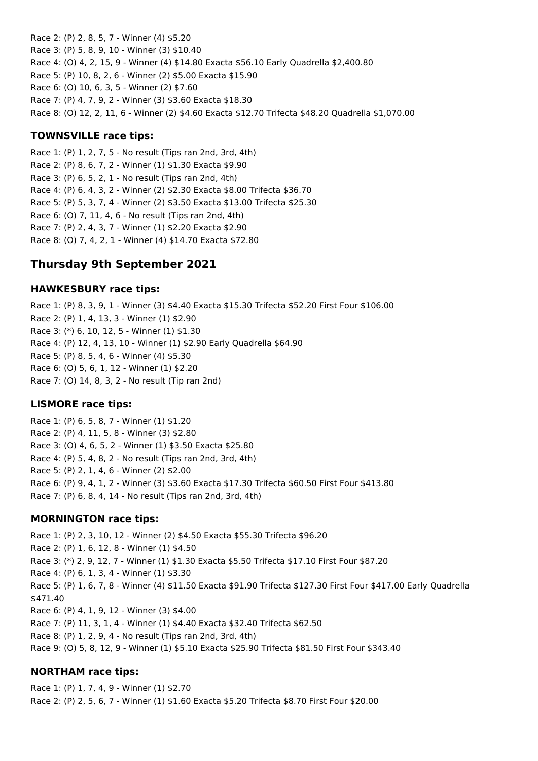Race 2: (P) 2, 8, 5, 7 - Winner (4) $5.20
Race 3: (P) 5, 8, 9, 10 - Winner (3) $10.40
Race 4: (O) 4, 2, 15, 9 - Winner (4) $14.80 Exacta $56.10 Early Quadrella $2,400.80
Race 5: (P) 10, 8, 2, 6 - Winner (2) $5.00 Exacta $15.90
Race 6: (O) 10, 6, 3, 5 - Winner (2) $7.60
Race 7: (P) 4, 7, 9, 2 - Winner (3) $3.60 Exacta $18.30
Race 8: (O) 12, 2, 11, 6 - Winner (2) $4.60 Exacta $12.70 Trifecta $48.20 Quadrella $1,070.00

### TOWNSVILLE race tips:

Race 1: (P) 1, 2, 7, 5 - No result (Tips ran 2nd, 3rd, 4th)
Race 2: (P) 8, 6, 7, 2 - Winner (1) $1.30 Exacta $9.90
Race 3: (P) 6, 5, 2, 1 - No result (Tips ran 2nd, 4th)
Race 4: (P) 6, 4, 3, 2 - Winner (2) $2.30 Exacta $8.00 Trifecta $36.70
Race 5: (P) 5, 3, 7, 4 - Winner (2) $3.50 Exacta $13.00 Trifecta $25.30
Race 6: (O) 7, 11, 4, 6 - No result (Tips ran 2nd, 4th)
Race 7: (P) 2, 4, 3, 7 - Winner (1) $2.20 Exacta $2.90
Race 8: (O) 7, 4, 2, 1 - Winner (4) $14.70 Exacta $72.80

## Thursday 9th September 2021

### HAWKESBURY race tips:

Race 1: (P) 8, 3, 9, 1 - Winner (3) $4.40 Exacta $15.30 Trifecta $52.20 First Four $106.00
Race 2: (P) 1, 4, 13, 3 - Winner (1) $2.90
Race 3: (*) 6, 10, 12, 5 - Winner (1) $1.30
Race 4: (P) 12, 4, 13, 10 - Winner (1) $2.90 Early Quadrella $64.90
Race 5: (P) 8, 5, 4, 6 - Winner (4) $5.30
Race 6: (O) 5, 6, 1, 12 - Winner (1) $2.20
Race 7: (O) 14, 8, 3, 2 - No result (Tip ran 2nd)

### LISMORE race tips:

Race 1: (P) 6, 5, 8, 7 - Winner (1) $1.20
Race 2: (P) 4, 11, 5, 8 - Winner (3) $2.80
Race 3: (O) 4, 6, 5, 2 - Winner (1) $3.50 Exacta $25.80
Race 4: (P) 5, 4, 8, 2 - No result (Tips ran 2nd, 3rd, 4th)
Race 5: (P) 2, 1, 4, 6 - Winner (2) $2.00
Race 6: (P) 9, 4, 1, 2 - Winner (3) $3.60 Exacta $17.30 Trifecta $60.50 First Four $413.80
Race 7: (P) 6, 8, 4, 14 - No result (Tips ran 2nd, 3rd, 4th)

### MORNINGTON race tips:

Race 1: (P) 2, 3, 10, 12 - Winner (2) $4.50 Exacta $55.30 Trifecta $96.20
Race 2: (P) 1, 6, 12, 8 - Winner (1) $4.50
Race 3: (*) 2, 9, 12, 7 - Winner (1) $1.30 Exacta $5.50 Trifecta $17.10 First Four $87.20
Race 4: (P) 6, 1, 3, 4 - Winner (1) $3.30
Race 5: (P) 1, 6, 7, 8 - Winner (4) $11.50 Exacta $91.90 Trifecta $127.30 First Four $417.00 Early Quadrella $471.40
Race 6: (P) 4, 1, 9, 12 - Winner (3) $4.00
Race 7: (P) 11, 3, 1, 4 - Winner (1) $4.40 Exacta $32.40 Trifecta $62.50
Race 8: (P) 1, 2, 9, 4 - No result (Tips ran 2nd, 3rd, 4th)
Race 9: (O) 5, 8, 12, 9 - Winner (1) $5.10 Exacta $25.90 Trifecta $81.50 First Four $343.40

### NORTHAM race tips:

Race 1: (P) 1, 7, 4, 9 - Winner (1) $2.70
Race 2: (P) 2, 5, 6, 7 - Winner (1) $1.60 Exacta $5.20 Trifecta $8.70 First Four $20.00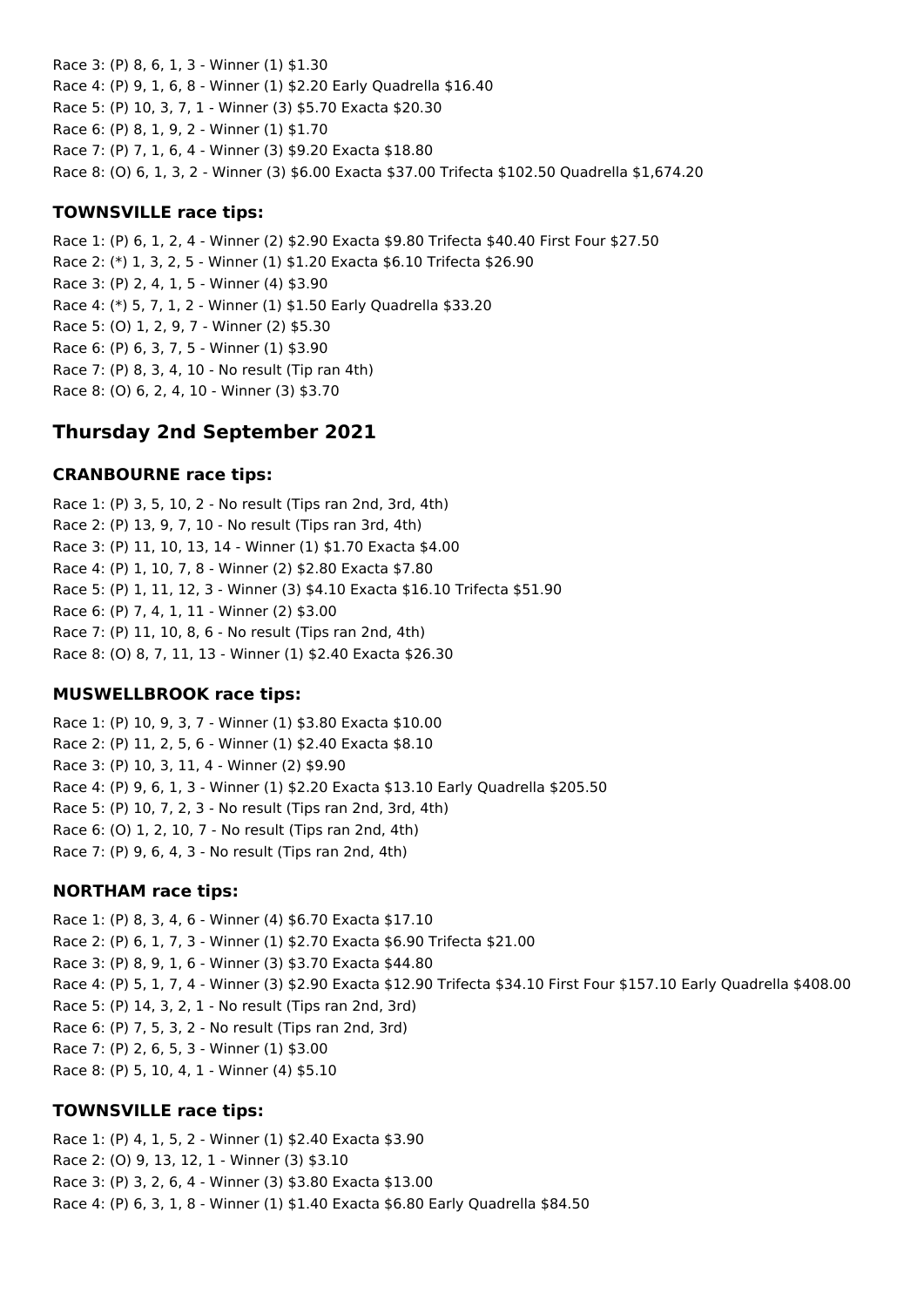Race 3: (P) 8, 6, 1, 3 - Winner (1) $1.30
Race 4: (P) 9, 1, 6, 8 - Winner (1) $2.20 Early Quadrella $16.40
Race 5: (P) 10, 3, 7, 1 - Winner (3) $5.70 Exacta $20.30
Race 6: (P) 8, 1, 9, 2 - Winner (1) $1.70
Race 7: (P) 7, 1, 6, 4 - Winner (3) $9.20 Exacta $18.80
Race 8: (O) 6, 1, 3, 2 - Winner (3) $6.00 Exacta $37.00 Trifecta $102.50 Quadrella $1,674.20

### TOWNSVILLE race tips:

Race 1: (P) 6, 1, 2, 4 - Winner (2) $2.90 Exacta $9.80 Trifecta $40.40 First Four $27.50
Race 2: (*) 1, 3, 2, 5 - Winner (1) $1.20 Exacta $6.10 Trifecta $26.90
Race 3: (P) 2, 4, 1, 5 - Winner (4) $3.90
Race 4: (*) 5, 7, 1, 2 - Winner (1) $1.50 Early Quadrella $33.20
Race 5: (O) 1, 2, 9, 7 - Winner (2) $5.30
Race 6: (P) 6, 3, 7, 5 - Winner (1) $3.90
Race 7: (P) 8, 3, 4, 10 - No result (Tip ran 4th)
Race 8: (O) 6, 2, 4, 10 - Winner (3) $3.70

## Thursday 2nd September 2021

### CRANBOURNE race tips:

Race 1: (P) 3, 5, 10, 2 - No result (Tips ran 2nd, 3rd, 4th)
Race 2: (P) 13, 9, 7, 10 - No result (Tips ran 3rd, 4th)
Race 3: (P) 11, 10, 13, 14 - Winner (1) $1.70 Exacta $4.00
Race 4: (P) 1, 10, 7, 8 - Winner (2) $2.80 Exacta $7.80
Race 5: (P) 1, 11, 12, 3 - Winner (3) $4.10 Exacta $16.10 Trifecta $51.90
Race 6: (P) 7, 4, 1, 11 - Winner (2) $3.00
Race 7: (P) 11, 10, 8, 6 - No result (Tips ran 2nd, 4th)
Race 8: (O) 8, 7, 11, 13 - Winner (1) $2.40 Exacta $26.30

### MUSWELLBROOK race tips:

Race 1: (P) 10, 9, 3, 7 - Winner (1) $3.80 Exacta $10.00
Race 2: (P) 11, 2, 5, 6 - Winner (1) $2.40 Exacta $8.10
Race 3: (P) 10, 3, 11, 4 - Winner (2) $9.90
Race 4: (P) 9, 6, 1, 3 - Winner (1) $2.20 Exacta $13.10 Early Quadrella $205.50
Race 5: (P) 10, 7, 2, 3 - No result (Tips ran 2nd, 3rd, 4th)
Race 6: (O) 1, 2, 10, 7 - No result (Tips ran 2nd, 4th)
Race 7: (P) 9, 6, 4, 3 - No result (Tips ran 2nd, 4th)

### NORTHAM race tips:

Race 1: (P) 8, 3, 4, 6 - Winner (4) $6.70 Exacta $17.10
Race 2: (P) 6, 1, 7, 3 - Winner (1) $2.70 Exacta $6.90 Trifecta $21.00
Race 3: (P) 8, 9, 1, 6 - Winner (3) $3.70 Exacta $44.80
Race 4: (P) 5, 1, 7, 4 - Winner (3) $2.90 Exacta $12.90 Trifecta $34.10 First Four $157.10 Early Quadrella $408.00
Race 5: (P) 14, 3, 2, 1 - No result (Tips ran 2nd, 3rd)
Race 6: (P) 7, 5, 3, 2 - No result (Tips ran 2nd, 3rd)
Race 7: (P) 2, 6, 5, 3 - Winner (1) $3.00
Race 8: (P) 5, 10, 4, 1 - Winner (4) $5.10

### TOWNSVILLE race tips:

Race 1: (P) 4, 1, 5, 2 - Winner (1) $2.40 Exacta $3.90
Race 2: (O) 9, 13, 12, 1 - Winner (3) $3.10
Race 3: (P) 3, 2, 6, 4 - Winner (3) $3.80 Exacta $13.00
Race 4: (P) 6, 3, 1, 8 - Winner (1) $1.40 Exacta $6.80 Early Quadrella $84.50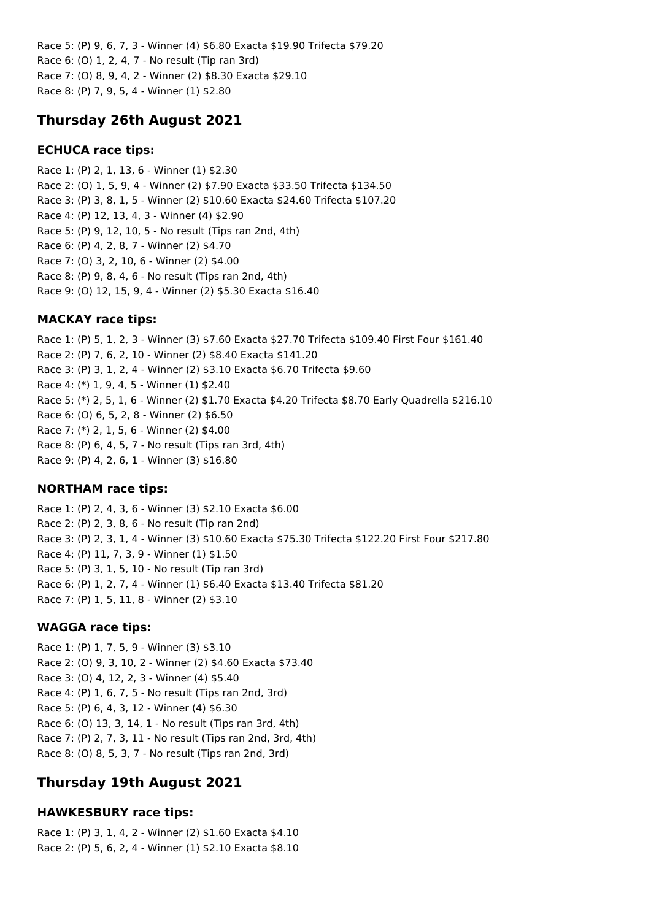Race 5: (P) 9, 6, 7, 3 - Winner (4) $6.80 Exacta $19.90 Trifecta $79.20
Race 6: (O) 1, 2, 4, 7 - No result (Tip ran 3rd)
Race 7: (O) 8, 9, 4, 2 - Winner (2) $8.30 Exacta $29.10
Race 8: (P) 7, 9, 5, 4 - Winner (1) $2.80

## Thursday 26th August 2021

### ECHUCA race tips:

Race 1: (P) 2, 1, 13, 6 - Winner (1) $2.30
Race 2: (O) 1, 5, 9, 4 - Winner (2) $7.90 Exacta $33.50 Trifecta $134.50
Race 3: (P) 3, 8, 1, 5 - Winner (2) $10.60 Exacta $24.60 Trifecta $107.20
Race 4: (P) 12, 13, 4, 3 - Winner (4) $2.90
Race 5: (P) 9, 12, 10, 5 - No result (Tips ran 2nd, 4th)
Race 6: (P) 4, 2, 8, 7 - Winner (2) $4.70
Race 7: (O) 3, 2, 10, 6 - Winner (2) $4.00
Race 8: (P) 9, 8, 4, 6 - No result (Tips ran 2nd, 4th)
Race 9: (O) 12, 15, 9, 4 - Winner (2) $5.30 Exacta $16.40

### MACKAY race tips:

Race 1: (P) 5, 1, 2, 3 - Winner (3) $7.60 Exacta $27.70 Trifecta $109.40 First Four $161.40
Race 2: (P) 7, 6, 2, 10 - Winner (2) $8.40 Exacta $141.20
Race 3: (P) 3, 1, 2, 4 - Winner (2) $3.10 Exacta $6.70 Trifecta $9.60
Race 4: (*) 1, 9, 4, 5 - Winner (1) $2.40
Race 5: (*) 2, 5, 1, 6 - Winner (2) $1.70 Exacta $4.20 Trifecta $8.70 Early Quadrella $216.10
Race 6: (O) 6, 5, 2, 8 - Winner (2) $6.50
Race 7: (*) 2, 1, 5, 6 - Winner (2) $4.00
Race 8: (P) 6, 4, 5, 7 - No result (Tips ran 3rd, 4th)
Race 9: (P) 4, 2, 6, 1 - Winner (3) $16.80

### NORTHAM race tips:

Race 1: (P) 2, 4, 3, 6 - Winner (3) $2.10 Exacta $6.00
Race 2: (P) 2, 3, 8, 6 - No result (Tip ran 2nd)
Race 3: (P) 2, 3, 1, 4 - Winner (3) $10.60 Exacta $75.30 Trifecta $122.20 First Four $217.80
Race 4: (P) 11, 7, 3, 9 - Winner (1) $1.50
Race 5: (P) 3, 1, 5, 10 - No result (Tip ran 3rd)
Race 6: (P) 1, 2, 7, 4 - Winner (1) $6.40 Exacta $13.40 Trifecta $81.20
Race 7: (P) 1, 5, 11, 8 - Winner (2) $3.10

### WAGGA race tips:

Race 1: (P) 1, 7, 5, 9 - Winner (3) $3.10
Race 2: (O) 9, 3, 10, 2 - Winner (2) $4.60 Exacta $73.40
Race 3: (O) 4, 12, 2, 3 - Winner (4) $5.40
Race 4: (P) 1, 6, 7, 5 - No result (Tips ran 2nd, 3rd)
Race 5: (P) 6, 4, 3, 12 - Winner (4) $6.30
Race 6: (O) 13, 3, 14, 1 - No result (Tips ran 3rd, 4th)
Race 7: (P) 2, 7, 3, 11 - No result (Tips ran 2nd, 3rd, 4th)
Race 8: (O) 8, 5, 3, 7 - No result (Tips ran 2nd, 3rd)

## Thursday 19th August 2021

### HAWKESBURY race tips:

Race 1: (P) 3, 1, 4, 2 - Winner (2) $1.60 Exacta $4.10
Race 2: (P) 5, 6, 2, 4 - Winner (1) $2.10 Exacta $8.10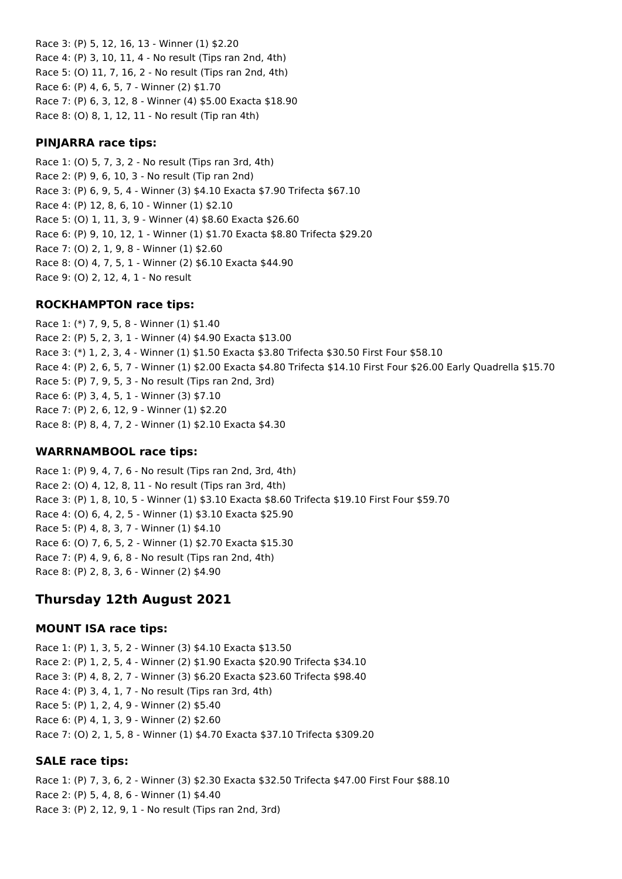Race 3: (P) 5, 12, 16, 13 - Winner (1) $2.20
Race 4: (P) 3, 10, 11, 4 - No result (Tips ran 2nd, 4th)
Race 5: (O) 11, 7, 16, 2 - No result (Tips ran 2nd, 4th)
Race 6: (P) 4, 6, 5, 7 - Winner (2) $1.70
Race 7: (P) 6, 3, 12, 8 - Winner (4) $5.00 Exacta $18.90
Race 8: (O) 8, 1, 12, 11 - No result (Tip ran 4th)

### PINJARRA race tips:

Race 1: (O) 5, 7, 3, 2 - No result (Tips ran 3rd, 4th)
Race 2: (P) 9, 6, 10, 3 - No result (Tip ran 2nd)
Race 3: (P) 6, 9, 5, 4 - Winner (3) $4.10 Exacta $7.90 Trifecta $67.10
Race 4: (P) 12, 8, 6, 10 - Winner (1) $2.10
Race 5: (O) 1, 11, 3, 9 - Winner (4) $8.60 Exacta $26.60
Race 6: (P) 9, 10, 12, 1 - Winner (1) $1.70 Exacta $8.80 Trifecta $29.20
Race 7: (O) 2, 1, 9, 8 - Winner (1) $2.60
Race 8: (O) 4, 7, 5, 1 - Winner (2) $6.10 Exacta $44.90
Race 9: (O) 2, 12, 4, 1 - No result

### ROCKHAMPTON race tips:

Race 1: (*) 7, 9, 5, 8 - Winner (1) $1.40
Race 2: (P) 5, 2, 3, 1 - Winner (4) $4.90 Exacta $13.00
Race 3: (*) 1, 2, 3, 4 - Winner (1) $1.50 Exacta $3.80 Trifecta $30.50 First Four $58.10
Race 4: (P) 2, 6, 5, 7 - Winner (1) $2.00 Exacta $4.80 Trifecta $14.10 First Four $26.00 Early Quadrella $15.70
Race 5: (P) 7, 9, 5, 3 - No result (Tips ran 2nd, 3rd)
Race 6: (P) 3, 4, 5, 1 - Winner (3) $7.10
Race 7: (P) 2, 6, 12, 9 - Winner (1) $2.20
Race 8: (P) 8, 4, 7, 2 - Winner (1) $2.10 Exacta $4.30

### WARRNAMBOOL race tips:

Race 1: (P) 9, 4, 7, 6 - No result (Tips ran 2nd, 3rd, 4th)
Race 2: (O) 4, 12, 8, 11 - No result (Tips ran 3rd, 4th)
Race 3: (P) 1, 8, 10, 5 - Winner (1) $3.10 Exacta $8.60 Trifecta $19.10 First Four $59.70
Race 4: (O) 6, 4, 2, 5 - Winner (1) $3.10 Exacta $25.90
Race 5: (P) 4, 8, 3, 7 - Winner (1) $4.10
Race 6: (O) 7, 6, 5, 2 - Winner (1) $2.70 Exacta $15.30
Race 7: (P) 4, 9, 6, 8 - No result (Tips ran 2nd, 4th)
Race 8: (P) 2, 8, 3, 6 - Winner (2) $4.90

## Thursday 12th August 2021

### MOUNT ISA race tips:

Race 1: (P) 1, 3, 5, 2 - Winner (3) $4.10 Exacta $13.50
Race 2: (P) 1, 2, 5, 4 - Winner (2) $1.90 Exacta $20.90 Trifecta $34.10
Race 3: (P) 4, 8, 2, 7 - Winner (3) $6.20 Exacta $23.60 Trifecta $98.40
Race 4: (P) 3, 4, 1, 7 - No result (Tips ran 3rd, 4th)
Race 5: (P) 1, 2, 4, 9 - Winner (2) $5.40
Race 6: (P) 4, 1, 3, 9 - Winner (2) $2.60
Race 7: (O) 2, 1, 5, 8 - Winner (1) $4.70 Exacta $37.10 Trifecta $309.20

### SALE race tips:

Race 1: (P) 7, 3, 6, 2 - Winner (3) $2.30 Exacta $32.50 Trifecta $47.00 First Four $88.10
Race 2: (P) 5, 4, 8, 6 - Winner (1) $4.40
Race 3: (P) 2, 12, 9, 1 - No result (Tips ran 2nd, 3rd)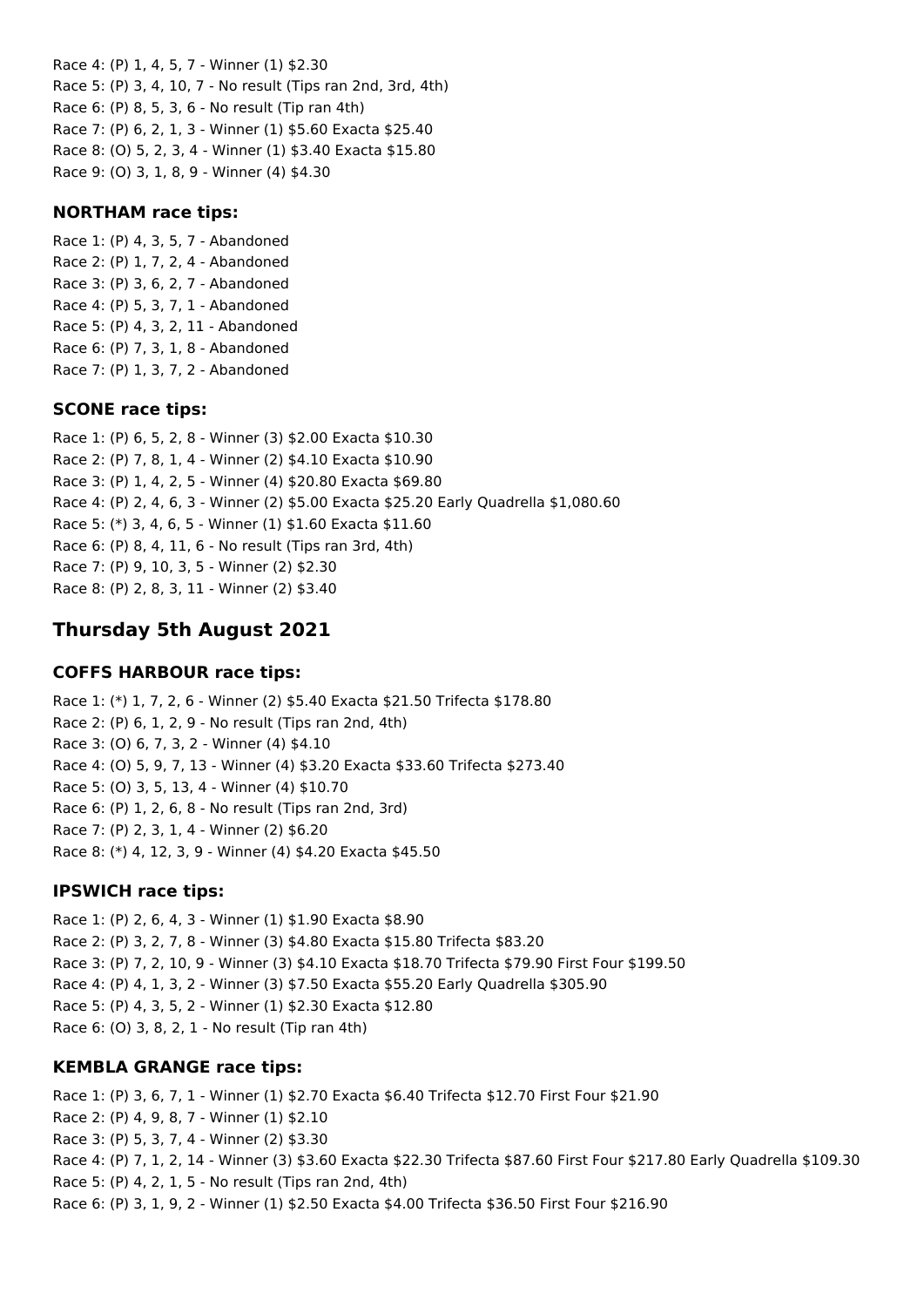Race 4: (P) 1, 4, 5, 7 - Winner (1) $2.30
Race 5: (P) 3, 4, 10, 7 - No result (Tips ran 2nd, 3rd, 4th)
Race 6: (P) 8, 5, 3, 6 - No result (Tip ran 4th)
Race 7: (P) 6, 2, 1, 3 - Winner (1) $5.60 Exacta $25.40
Race 8: (O) 5, 2, 3, 4 - Winner (1) $3.40 Exacta $15.80
Race 9: (O) 3, 1, 8, 9 - Winner (4) $4.30

### NORTHAM race tips:

Race 1: (P) 4, 3, 5, 7 - Abandoned
Race 2: (P) 1, 7, 2, 4 - Abandoned
Race 3: (P) 3, 6, 2, 7 - Abandoned
Race 4: (P) 5, 3, 7, 1 - Abandoned
Race 5: (P) 4, 3, 2, 11 - Abandoned
Race 6: (P) 7, 3, 1, 8 - Abandoned
Race 7: (P) 1, 3, 7, 2 - Abandoned

### SCONE race tips:

Race 1: (P) 6, 5, 2, 8 - Winner (3) $2.00 Exacta $10.30
Race 2: (P) 7, 8, 1, 4 - Winner (2) $4.10 Exacta $10.90
Race 3: (P) 1, 4, 2, 5 - Winner (4) $20.80 Exacta $69.80
Race 4: (P) 2, 4, 6, 3 - Winner (2) $5.00 Exacta $25.20 Early Quadrella $1,080.60
Race 5: (*) 3, 4, 6, 5 - Winner (1) $1.60 Exacta $11.60
Race 6: (P) 8, 4, 11, 6 - No result (Tips ran 3rd, 4th)
Race 7: (P) 9, 10, 3, 5 - Winner (2) $2.30
Race 8: (P) 2, 8, 3, 11 - Winner (2) $3.40

## Thursday 5th August 2021

### COFFS HARBOUR race tips:

Race 1: (*) 1, 7, 2, 6 - Winner (2) $5.40 Exacta $21.50 Trifecta $178.80
Race 2: (P) 6, 1, 2, 9 - No result (Tips ran 2nd, 4th)
Race 3: (O) 6, 7, 3, 2 - Winner (4) $4.10
Race 4: (O) 5, 9, 7, 13 - Winner (4) $3.20 Exacta $33.60 Trifecta $273.40
Race 5: (O) 3, 5, 13, 4 - Winner (4) $10.70
Race 6: (P) 1, 2, 6, 8 - No result (Tips ran 2nd, 3rd)
Race 7: (P) 2, 3, 1, 4 - Winner (2) $6.20
Race 8: (*) 4, 12, 3, 9 - Winner (4) $4.20 Exacta $45.50

### IPSWICH race tips:

Race 1: (P) 2, 6, 4, 3 - Winner (1) $1.90 Exacta $8.90
Race 2: (P) 3, 2, 7, 8 - Winner (3) $4.80 Exacta $15.80 Trifecta $83.20
Race 3: (P) 7, 2, 10, 9 - Winner (3) $4.10 Exacta $18.70 Trifecta $79.90 First Four $199.50
Race 4: (P) 4, 1, 3, 2 - Winner (3) $7.50 Exacta $55.20 Early Quadrella $305.90
Race 5: (P) 4, 3, 5, 2 - Winner (1) $2.30 Exacta $12.80
Race 6: (O) 3, 8, 2, 1 - No result (Tip ran 4th)

### KEMBLA GRANGE race tips:

Race 1: (P) 3, 6, 7, 1 - Winner (1) $2.70 Exacta $6.40 Trifecta $12.70 First Four $21.90
Race 2: (P) 4, 9, 8, 7 - Winner (1) $2.10
Race 3: (P) 5, 3, 7, 4 - Winner (2) $3.30
Race 4: (P) 7, 1, 2, 14 - Winner (3) $3.60 Exacta $22.30 Trifecta $87.60 First Four $217.80 Early Quadrella $109.30
Race 5: (P) 4, 2, 1, 5 - No result (Tips ran 2nd, 4th)
Race 6: (P) 3, 1, 9, 2 - Winner (1) $2.50 Exacta $4.00 Trifecta $36.50 First Four $216.90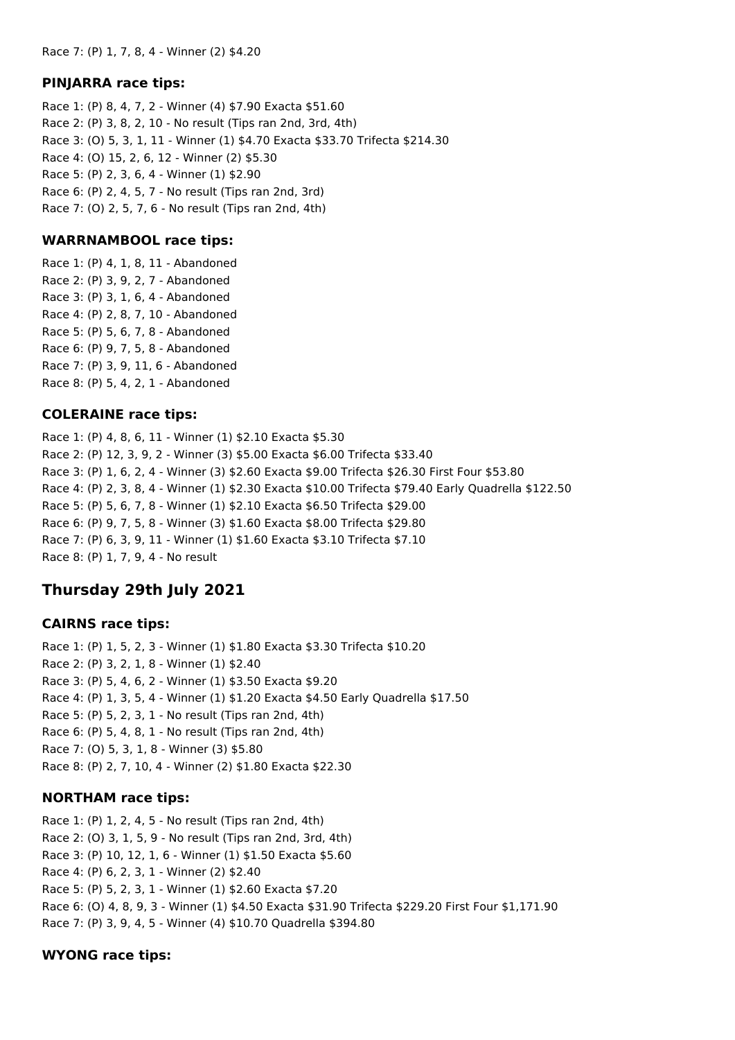Race 7: (P) 1, 7, 8, 4 - Winner (2) $4.20

### PINJARRA race tips:

Race 1: (P) 8, 4, 7, 2 - Winner (4) $7.90 Exacta $51.60
Race 2: (P) 3, 8, 2, 10 - No result (Tips ran 2nd, 3rd, 4th)
Race 3: (O) 5, 3, 1, 11 - Winner (1) $4.70 Exacta $33.70 Trifecta $214.30
Race 4: (O) 15, 2, 6, 12 - Winner (2) $5.30
Race 5: (P) 2, 3, 6, 4 - Winner (1) $2.90
Race 6: (P) 2, 4, 5, 7 - No result (Tips ran 2nd, 3rd)
Race 7: (O) 2, 5, 7, 6 - No result (Tips ran 2nd, 4th)

### WARRNAMBOOL race tips:

Race 1: (P) 4, 1, 8, 11 - Abandoned
Race 2: (P) 3, 9, 2, 7 - Abandoned
Race 3: (P) 3, 1, 6, 4 - Abandoned
Race 4: (P) 2, 8, 7, 10 - Abandoned
Race 5: (P) 5, 6, 7, 8 - Abandoned
Race 6: (P) 9, 7, 5, 8 - Abandoned
Race 7: (P) 3, 9, 11, 6 - Abandoned
Race 8: (P) 5, 4, 2, 1 - Abandoned

### COLERAINE race tips:

Race 1: (P) 4, 8, 6, 11 - Winner (1) $2.10 Exacta $5.30
Race 2: (P) 12, 3, 9, 2 - Winner (3) $5.00 Exacta $6.00 Trifecta $33.40
Race 3: (P) 1, 6, 2, 4 - Winner (3) $2.60 Exacta $9.00 Trifecta $26.30 First Four $53.80
Race 4: (P) 2, 3, 8, 4 - Winner (1) $2.30 Exacta $10.00 Trifecta $79.40 Early Quadrella $122.50
Race 5: (P) 5, 6, 7, 8 - Winner (1) $2.10 Exacta $6.50 Trifecta $29.00
Race 6: (P) 9, 7, 5, 8 - Winner (3) $1.60 Exacta $8.00 Trifecta $29.80
Race 7: (P) 6, 3, 9, 11 - Winner (1) $1.60 Exacta $3.10 Trifecta $7.10
Race 8: (P) 1, 7, 9, 4 - No result

## Thursday 29th July 2021

### CAIRNS race tips:

Race 1: (P) 1, 5, 2, 3 - Winner (1) $1.80 Exacta $3.30 Trifecta $10.20
Race 2: (P) 3, 2, 1, 8 - Winner (1) $2.40
Race 3: (P) 5, 4, 6, 2 - Winner (1) $3.50 Exacta $9.20
Race 4: (P) 1, 3, 5, 4 - Winner (1) $1.20 Exacta $4.50 Early Quadrella $17.50
Race 5: (P) 5, 2, 3, 1 - No result (Tips ran 2nd, 4th)
Race 6: (P) 5, 4, 8, 1 - No result (Tips ran 2nd, 4th)
Race 7: (O) 5, 3, 1, 8 - Winner (3) $5.80
Race 8: (P) 2, 7, 10, 4 - Winner (2) $1.80 Exacta $22.30

### NORTHAM race tips:

Race 1: (P) 1, 2, 4, 5 - No result (Tips ran 2nd, 4th)
Race 2: (O) 3, 1, 5, 9 - No result (Tips ran 2nd, 3rd, 4th)
Race 3: (P) 10, 12, 1, 6 - Winner (1) $1.50 Exacta $5.60
Race 4: (P) 6, 2, 3, 1 - Winner (2) $2.40
Race 5: (P) 5, 2, 3, 1 - Winner (1) $2.60 Exacta $7.20
Race 6: (O) 4, 8, 9, 3 - Winner (1) $4.50 Exacta $31.90 Trifecta $229.20 First Four $1,171.90
Race 7: (P) 3, 9, 4, 5 - Winner (4) $10.70 Quadrella $394.80

### WYONG race tips: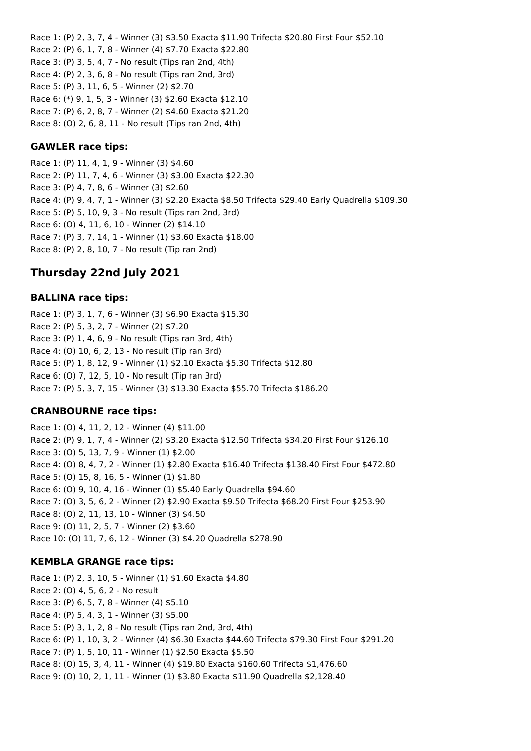Race 1: (P) 2, 3, 7, 4 - Winner (3) $3.50 Exacta $11.90 Trifecta $20.80 First Four $52.10
Race 2: (P) 6, 1, 7, 8 - Winner (4) $7.70 Exacta $22.80
Race 3: (P) 3, 5, 4, 7 - No result (Tips ran 2nd, 4th)
Race 4: (P) 2, 3, 6, 8 - No result (Tips ran 2nd, 3rd)
Race 5: (P) 3, 11, 6, 5 - Winner (2) $2.70
Race 6: (*) 9, 1, 5, 3 - Winner (3) $2.60 Exacta $12.10
Race 7: (P) 6, 2, 8, 7 - Winner (2) $4.60 Exacta $21.20
Race 8: (O) 2, 6, 8, 11 - No result (Tips ran 2nd, 4th)

### GAWLER race tips:

Race 1: (P) 11, 4, 1, 9 - Winner (3) $4.60
Race 2: (P) 11, 7, 4, 6 - Winner (3) $3.00 Exacta $22.30
Race 3: (P) 4, 7, 8, 6 - Winner (3) $2.60
Race 4: (P) 9, 4, 7, 1 - Winner (3) $2.20 Exacta $8.50 Trifecta $29.40 Early Quadrella $109.30
Race 5: (P) 5, 10, 9, 3 - No result (Tips ran 2nd, 3rd)
Race 6: (O) 4, 11, 6, 10 - Winner (2) $14.10
Race 7: (P) 3, 7, 14, 1 - Winner (1) $3.60 Exacta $18.00
Race 8: (P) 2, 8, 10, 7 - No result (Tip ran 2nd)

## Thursday 22nd July 2021

### BALLINA race tips:

Race 1: (P) 3, 1, 7, 6 - Winner (3) $6.90 Exacta $15.30
Race 2: (P) 5, 3, 2, 7 - Winner (2) $7.20
Race 3: (P) 1, 4, 6, 9 - No result (Tips ran 3rd, 4th)
Race 4: (O) 10, 6, 2, 13 - No result (Tip ran 3rd)
Race 5: (P) 1, 8, 12, 9 - Winner (1) $2.10 Exacta $5.30 Trifecta $12.80
Race 6: (O) 7, 12, 5, 10 - No result (Tip ran 3rd)
Race 7: (P) 5, 3, 7, 15 - Winner (3) $13.30 Exacta $55.70 Trifecta $186.20

### CRANBOURNE race tips:

Race 1: (O) 4, 11, 2, 12 - Winner (4) $11.00
Race 2: (P) 9, 1, 7, 4 - Winner (2) $3.20 Exacta $12.50 Trifecta $34.20 First Four $126.10
Race 3: (O) 5, 13, 7, 9 - Winner (1) $2.00
Race 4: (O) 8, 4, 7, 2 - Winner (1) $2.80 Exacta $16.40 Trifecta $138.40 First Four $472.80
Race 5: (O) 15, 8, 16, 5 - Winner (1) $1.80
Race 6: (O) 9, 10, 4, 16 - Winner (1) $5.40 Early Quadrella $94.60
Race 7: (O) 3, 5, 6, 2 - Winner (2) $2.90 Exacta $9.50 Trifecta $68.20 First Four $253.90
Race 8: (O) 2, 11, 13, 10 - Winner (3) $4.50
Race 9: (O) 11, 2, 5, 7 - Winner (2) $3.60
Race 10: (O) 11, 7, 6, 12 - Winner (3) $4.20 Quadrella $278.90

### KEMBLA GRANGE race tips:

Race 1: (P) 2, 3, 10, 5 - Winner (1) $1.60 Exacta $4.80
Race 2: (O) 4, 5, 6, 2 - No result
Race 3: (P) 6, 5, 7, 8 - Winner (4) $5.10
Race 4: (P) 5, 4, 3, 1 - Winner (3) $5.00
Race 5: (P) 3, 1, 2, 8 - No result (Tips ran 2nd, 3rd, 4th)
Race 6: (P) 1, 10, 3, 2 - Winner (4) $6.30 Exacta $44.60 Trifecta $79.30 First Four $291.20
Race 7: (P) 1, 5, 10, 11 - Winner (1) $2.50 Exacta $5.50
Race 8: (O) 15, 3, 4, 11 - Winner (4) $19.80 Exacta $160.60 Trifecta $1,476.60
Race 9: (O) 10, 2, 1, 11 - Winner (1) $3.80 Exacta $11.90 Quadrella $2,128.40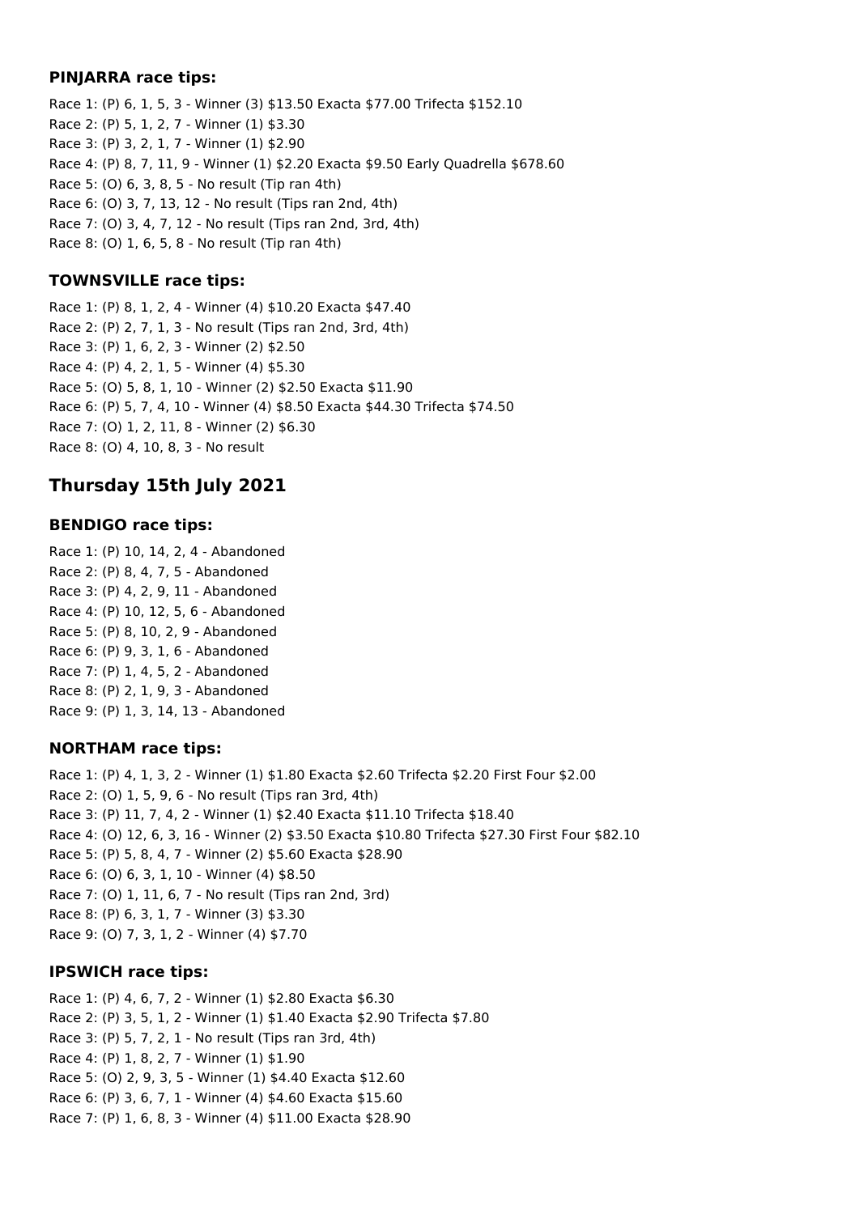### PINJARRA race tips:

Race 1: (P) 6, 1, 5, 3 - Winner (3) $13.50 Exacta $77.00 Trifecta $152.10
Race 2: (P) 5, 1, 2, 7 - Winner (1) $3.30
Race 3: (P) 3, 2, 1, 7 - Winner (1) $2.90
Race 4: (P) 8, 7, 11, 9 - Winner (1) $2.20 Exacta $9.50 Early Quadrella $678.60
Race 5: (O) 6, 3, 8, 5 - No result (Tip ran 4th)
Race 6: (O) 3, 7, 13, 12 - No result (Tips ran 2nd, 4th)
Race 7: (O) 3, 4, 7, 12 - No result (Tips ran 2nd, 3rd, 4th)
Race 8: (O) 1, 6, 5, 8 - No result (Tip ran 4th)

### TOWNSVILLE race tips:

Race 1: (P) 8, 1, 2, 4 - Winner (4) $10.20 Exacta $47.40
Race 2: (P) 2, 7, 1, 3 - No result (Tips ran 2nd, 3rd, 4th)
Race 3: (P) 1, 6, 2, 3 - Winner (2) $2.50
Race 4: (P) 4, 2, 1, 5 - Winner (4) $5.30
Race 5: (O) 5, 8, 1, 10 - Winner (2) $2.50 Exacta $11.90
Race 6: (P) 5, 7, 4, 10 - Winner (4) $8.50 Exacta $44.30 Trifecta $74.50
Race 7: (O) 1, 2, 11, 8 - Winner (2) $6.30
Race 8: (O) 4, 10, 8, 3 - No result

## Thursday 15th July 2021

### BENDIGO race tips:

Race 1: (P) 10, 14, 2, 4 - Abandoned
Race 2: (P) 8, 4, 7, 5 - Abandoned
Race 3: (P) 4, 2, 9, 11 - Abandoned
Race 4: (P) 10, 12, 5, 6 - Abandoned
Race 5: (P) 8, 10, 2, 9 - Abandoned
Race 6: (P) 9, 3, 1, 6 - Abandoned
Race 7: (P) 1, 4, 5, 2 - Abandoned
Race 8: (P) 2, 1, 9, 3 - Abandoned
Race 9: (P) 1, 3, 14, 13 - Abandoned

### NORTHAM race tips:

Race 1: (P) 4, 1, 3, 2 - Winner (1) $1.80 Exacta $2.60 Trifecta $2.20 First Four $2.00
Race 2: (O) 1, 5, 9, 6 - No result (Tips ran 3rd, 4th)
Race 3: (P) 11, 7, 4, 2 - Winner (1) $2.40 Exacta $11.10 Trifecta $18.40
Race 4: (O) 12, 6, 3, 16 - Winner (2) $3.50 Exacta $10.80 Trifecta $27.30 First Four $82.10
Race 5: (P) 5, 8, 4, 7 - Winner (2) $5.60 Exacta $28.90
Race 6: (O) 6, 3, 1, 10 - Winner (4) $8.50
Race 7: (O) 1, 11, 6, 7 - No result (Tips ran 2nd, 3rd)
Race 8: (P) 6, 3, 1, 7 - Winner (3) $3.30
Race 9: (O) 7, 3, 1, 2 - Winner (4) $7.70

### IPSWICH race tips:

Race 1: (P) 4, 6, 7, 2 - Winner (1) $2.80 Exacta $6.30
Race 2: (P) 3, 5, 1, 2 - Winner (1) $1.40 Exacta $2.90 Trifecta $7.80
Race 3: (P) 5, 7, 2, 1 - No result (Tips ran 3rd, 4th)
Race 4: (P) 1, 8, 2, 7 - Winner (1) $1.90
Race 5: (O) 2, 9, 3, 5 - Winner (1) $4.40 Exacta $12.60
Race 6: (P) 3, 6, 7, 1 - Winner (4) $4.60 Exacta $15.60
Race 7: (P) 1, 6, 8, 3 - Winner (4) $11.00 Exacta $28.90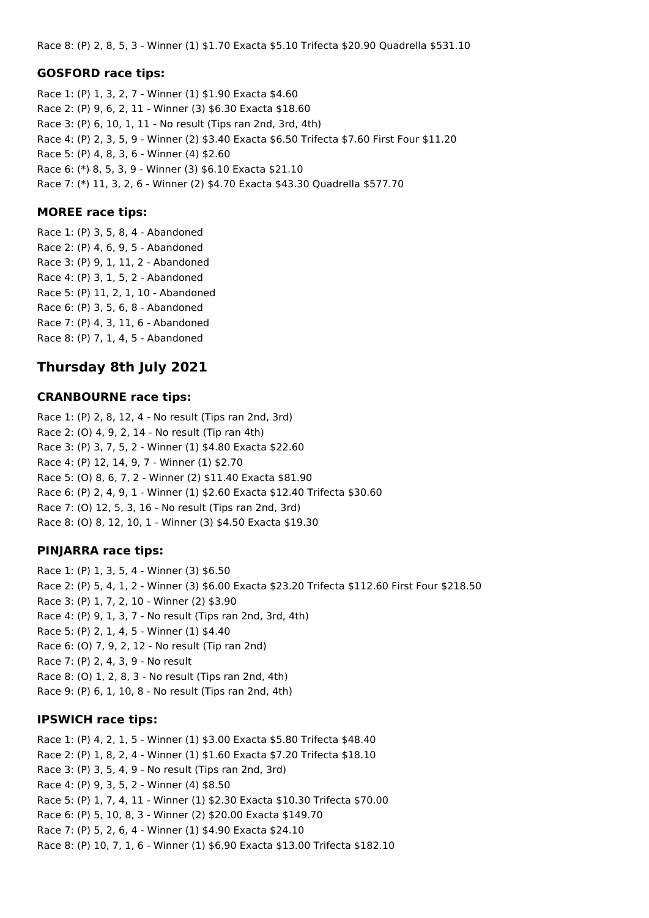Race 8: (P) 2, 8, 5, 3 - Winner (1) $1.70 Exacta $5.10 Trifecta $20.90 Quadrella $531.10

### GOSFORD race tips:

Race 1: (P) 1, 3, 2, 7 - Winner (1) $1.90 Exacta $4.60
Race 2: (P) 9, 6, 2, 11 - Winner (3) $6.30 Exacta $18.60
Race 3: (P) 6, 10, 1, 11 - No result (Tips ran 2nd, 3rd, 4th)
Race 4: (P) 2, 3, 5, 9 - Winner (2) $3.40 Exacta $6.50 Trifecta $7.60 First Four $11.20
Race 5: (P) 4, 8, 3, 6 - Winner (4) $2.60
Race 6: (*) 8, 5, 3, 9 - Winner (3) $6.10 Exacta $21.10
Race 7: (*) 11, 3, 2, 6 - Winner (2) $4.70 Exacta $43.30 Quadrella $577.70

### MOREE race tips:

Race 1: (P) 3, 5, 8, 4 - Abandoned
Race 2: (P) 4, 6, 9, 5 - Abandoned
Race 3: (P) 9, 1, 11, 2 - Abandoned
Race 4: (P) 3, 1, 5, 2 - Abandoned
Race 5: (P) 11, 2, 1, 10 - Abandoned
Race 6: (P) 3, 5, 6, 8 - Abandoned
Race 7: (P) 4, 3, 11, 6 - Abandoned
Race 8: (P) 7, 1, 4, 5 - Abandoned

## Thursday 8th July 2021

### CRANBOURNE race tips:

Race 1: (P) 2, 8, 12, 4 - No result (Tips ran 2nd, 3rd)
Race 2: (O) 4, 9, 2, 14 - No result (Tip ran 4th)
Race 3: (P) 3, 7, 5, 2 - Winner (1) $4.80 Exacta $22.60
Race 4: (P) 12, 14, 9, 7 - Winner (1) $2.70
Race 5: (O) 8, 6, 7, 2 - Winner (2) $11.40 Exacta $81.90
Race 6: (P) 2, 4, 9, 1 - Winner (1) $2.60 Exacta $12.40 Trifecta $30.60
Race 7: (O) 12, 5, 3, 16 - No result (Tips ran 2nd, 3rd)
Race 8: (O) 8, 12, 10, 1 - Winner (3) $4.50 Exacta $19.30

### PINJARRA race tips:

Race 1: (P) 1, 3, 5, 4 - Winner (3) $6.50
Race 2: (P) 5, 4, 1, 2 - Winner (3) $6.00 Exacta $23.20 Trifecta $112.60 First Four $218.50
Race 3: (P) 1, 7, 2, 10 - Winner (2) $3.90
Race 4: (P) 9, 1, 3, 7 - No result (Tips ran 2nd, 3rd, 4th)
Race 5: (P) 2, 1, 4, 5 - Winner (1) $4.40
Race 6: (O) 7, 9, 2, 12 - No result (Tip ran 2nd)
Race 7: (P) 2, 4, 3, 9 - No result
Race 8: (O) 1, 2, 8, 3 - No result (Tips ran 2nd, 4th)
Race 9: (P) 6, 1, 10, 8 - No result (Tips ran 2nd, 4th)

### IPSWICH race tips:

Race 1: (P) 4, 2, 1, 5 - Winner (1) $3.00 Exacta $5.80 Trifecta $48.40
Race 2: (P) 1, 8, 2, 4 - Winner (1) $1.60 Exacta $7.20 Trifecta $18.10
Race 3: (P) 3, 5, 4, 9 - No result (Tips ran 2nd, 3rd)
Race 4: (P) 9, 3, 5, 2 - Winner (4) $8.50
Race 5: (P) 1, 7, 4, 11 - Winner (1) $2.30 Exacta $10.30 Trifecta $70.00
Race 6: (P) 5, 10, 8, 3 - Winner (2) $20.00 Exacta $149.70
Race 7: (P) 5, 2, 6, 4 - Winner (1) $4.90 Exacta $24.10
Race 8: (P) 10, 7, 1, 6 - Winner (1) $6.90 Exacta $13.00 Trifecta $182.10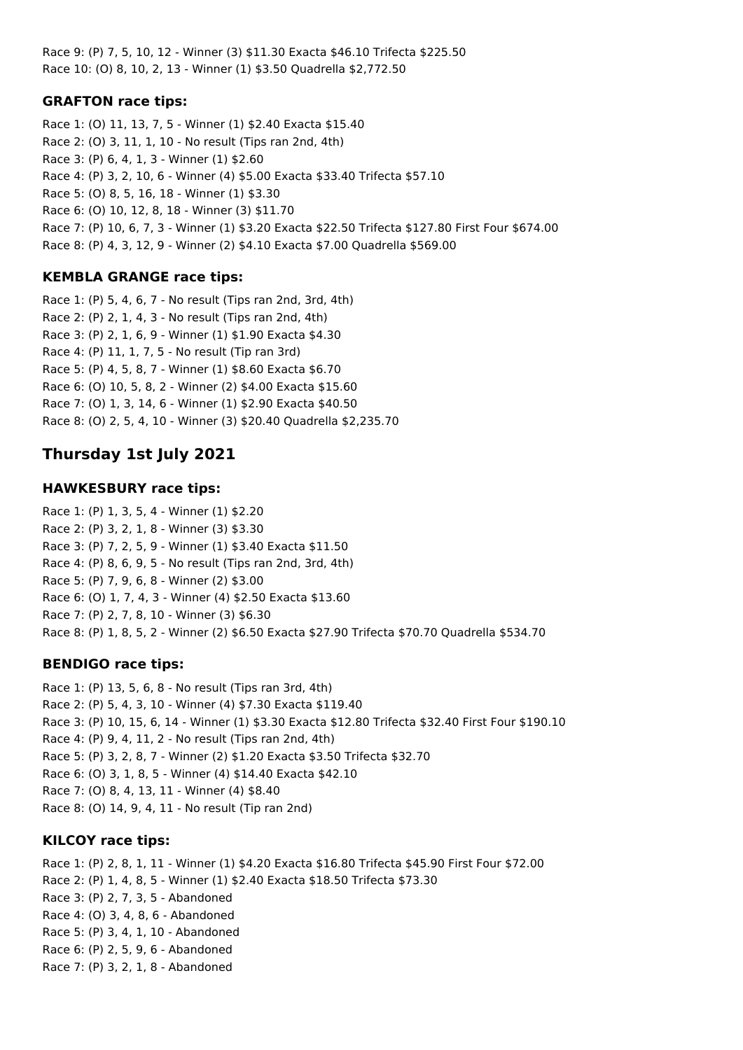Race 9: (P) 7, 5, 10, 12 - Winner (3) $11.30 Exacta $46.10 Trifecta $225.50
Race 10: (O) 8, 10, 2, 13 - Winner (1) $3.50 Quadrella $2,772.50

### GRAFTON race tips:

Race 1: (O) 11, 13, 7, 5 - Winner (1) $2.40 Exacta $15.40
Race 2: (O) 3, 11, 1, 10 - No result (Tips ran 2nd, 4th)
Race 3: (P) 6, 4, 1, 3 - Winner (1) $2.60
Race 4: (P) 3, 2, 10, 6 - Winner (4) $5.00 Exacta $33.40 Trifecta $57.10
Race 5: (O) 8, 5, 16, 18 - Winner (1) $3.30
Race 6: (O) 10, 12, 8, 18 - Winner (3) $11.70
Race 7: (P) 10, 6, 7, 3 - Winner (1) $3.20 Exacta $22.50 Trifecta $127.80 First Four $674.00
Race 8: (P) 4, 3, 12, 9 - Winner (2) $4.10 Exacta $7.00 Quadrella $569.00

### KEMBLA GRANGE race tips:

Race 1: (P) 5, 4, 6, 7 - No result (Tips ran 2nd, 3rd, 4th)
Race 2: (P) 2, 1, 4, 3 - No result (Tips ran 2nd, 4th)
Race 3: (P) 2, 1, 6, 9 - Winner (1) $1.90 Exacta $4.30
Race 4: (P) 11, 1, 7, 5 - No result (Tip ran 3rd)
Race 5: (P) 4, 5, 8, 7 - Winner (1) $8.60 Exacta $6.70
Race 6: (O) 10, 5, 8, 2 - Winner (2) $4.00 Exacta $15.60
Race 7: (O) 1, 3, 14, 6 - Winner (1) $2.90 Exacta $40.50
Race 8: (O) 2, 5, 4, 10 - Winner (3) $20.40 Quadrella $2,235.70

## Thursday 1st July 2021

### HAWKESBURY race tips:

Race 1: (P) 1, 3, 5, 4 - Winner (1) $2.20
Race 2: (P) 3, 2, 1, 8 - Winner (3) $3.30
Race 3: (P) 7, 2, 5, 9 - Winner (1) $3.40 Exacta $11.50
Race 4: (P) 8, 6, 9, 5 - No result (Tips ran 2nd, 3rd, 4th)
Race 5: (P) 7, 9, 6, 8 - Winner (2) $3.00
Race 6: (O) 1, 7, 4, 3 - Winner (4) $2.50 Exacta $13.60
Race 7: (P) 2, 7, 8, 10 - Winner (3) $6.30
Race 8: (P) 1, 8, 5, 2 - Winner (2) $6.50 Exacta $27.90 Trifecta $70.70 Quadrella $534.70

### BENDIGO race tips:

Race 1: (P) 13, 5, 6, 8 - No result (Tips ran 3rd, 4th)
Race 2: (P) 5, 4, 3, 10 - Winner (4) $7.30 Exacta $119.40
Race 3: (P) 10, 15, 6, 14 - Winner (1) $3.30 Exacta $12.80 Trifecta $32.40 First Four $190.10
Race 4: (P) 9, 4, 11, 2 - No result (Tips ran 2nd, 4th)
Race 5: (P) 3, 2, 8, 7 - Winner (2) $1.20 Exacta $3.50 Trifecta $32.70
Race 6: (O) 3, 1, 8, 5 - Winner (4) $14.40 Exacta $42.10
Race 7: (O) 8, 4, 13, 11 - Winner (4) $8.40
Race 8: (O) 14, 9, 4, 11 - No result (Tip ran 2nd)

### KILCOY race tips:

Race 1: (P) 2, 8, 1, 11 - Winner (1) $4.20 Exacta $16.80 Trifecta $45.90 First Four $72.00
Race 2: (P) 1, 4, 8, 5 - Winner (1) $2.40 Exacta $18.50 Trifecta $73.30
Race 3: (P) 2, 7, 3, 5 - Abandoned
Race 4: (O) 3, 4, 8, 6 - Abandoned
Race 5: (P) 3, 4, 1, 10 - Abandoned
Race 6: (P) 2, 5, 9, 6 - Abandoned
Race 7: (P) 3, 2, 1, 8 - Abandoned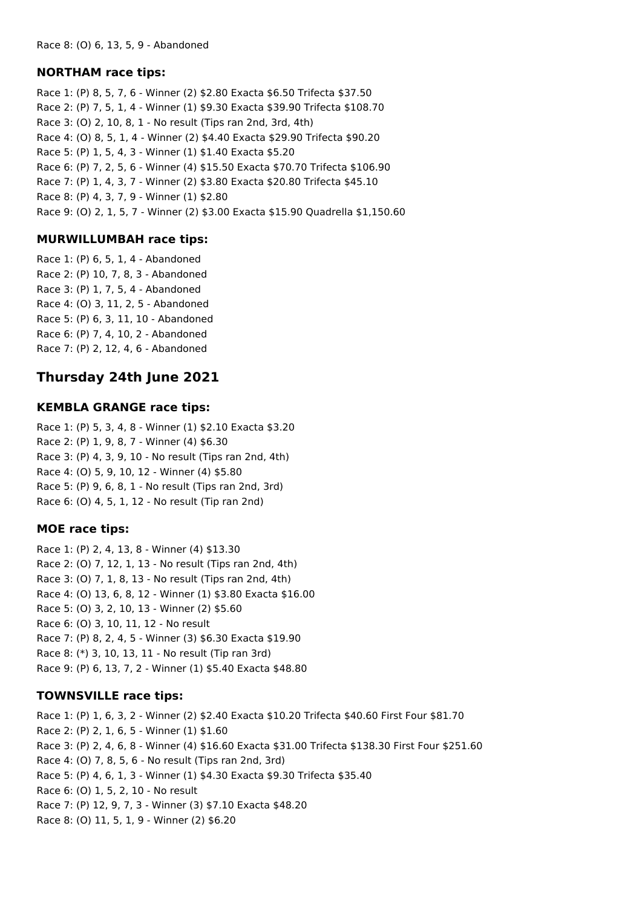Race 8: (O) 6, 13, 5, 9 - Abandoned

### NORTHAM race tips:

Race 1: (P) 8, 5, 7, 6 - Winner (2) $2.80 Exacta $6.50 Trifecta $37.50
Race 2: (P) 7, 5, 1, 4 - Winner (1) $9.30 Exacta $39.90 Trifecta $108.70
Race 3: (O) 2, 10, 8, 1 - No result (Tips ran 2nd, 3rd, 4th)
Race 4: (O) 8, 5, 1, 4 - Winner (2) $4.40 Exacta $29.90 Trifecta $90.20
Race 5: (P) 1, 5, 4, 3 - Winner (1) $1.40 Exacta $5.20
Race 6: (P) 7, 2, 5, 6 - Winner (4) $15.50 Exacta $70.70 Trifecta $106.90
Race 7: (P) 1, 4, 3, 7 - Winner (2) $3.80 Exacta $20.80 Trifecta $45.10
Race 8: (P) 4, 3, 7, 9 - Winner (1) $2.80
Race 9: (O) 2, 1, 5, 7 - Winner (2) $3.00 Exacta $15.90 Quadrella $1,150.60

### MURWILLUMBAH race tips:

Race 1: (P) 6, 5, 1, 4 - Abandoned
Race 2: (P) 10, 7, 8, 3 - Abandoned
Race 3: (P) 1, 7, 5, 4 - Abandoned
Race 4: (O) 3, 11, 2, 5 - Abandoned
Race 5: (P) 6, 3, 11, 10 - Abandoned
Race 6: (P) 7, 4, 10, 2 - Abandoned
Race 7: (P) 2, 12, 4, 6 - Abandoned

## Thursday 24th June 2021

### KEMBLA GRANGE race tips:

Race 1: (P) 5, 3, 4, 8 - Winner (1) $2.10 Exacta $3.20
Race 2: (P) 1, 9, 8, 7 - Winner (4) $6.30
Race 3: (P) 4, 3, 9, 10 - No result (Tips ran 2nd, 4th)
Race 4: (O) 5, 9, 10, 12 - Winner (4) $5.80
Race 5: (P) 9, 6, 8, 1 - No result (Tips ran 2nd, 3rd)
Race 6: (O) 4, 5, 1, 12 - No result (Tip ran 2nd)

### MOE race tips:

Race 1: (P) 2, 4, 13, 8 - Winner (4) $13.30
Race 2: (O) 7, 12, 1, 13 - No result (Tips ran 2nd, 4th)
Race 3: (O) 7, 1, 8, 13 - No result (Tips ran 2nd, 4th)
Race 4: (O) 13, 6, 8, 12 - Winner (1) $3.80 Exacta $16.00
Race 5: (O) 3, 2, 10, 13 - Winner (2) $5.60
Race 6: (O) 3, 10, 11, 12 - No result
Race 7: (P) 8, 2, 4, 5 - Winner (3) $6.30 Exacta $19.90
Race 8: (*) 3, 10, 13, 11 - No result (Tip ran 3rd)
Race 9: (P) 6, 13, 7, 2 - Winner (1) $5.40 Exacta $48.80

### TOWNSVILLE race tips:

Race 1: (P) 1, 6, 3, 2 - Winner (2) $2.40 Exacta $10.20 Trifecta $40.60 First Four $81.70
Race 2: (P) 2, 1, 6, 5 - Winner (1) $1.60
Race 3: (P) 2, 4, 6, 8 - Winner (4) $16.60 Exacta $31.00 Trifecta $138.30 First Four $251.60
Race 4: (O) 7, 8, 5, 6 - No result (Tips ran 2nd, 3rd)
Race 5: (P) 4, 6, 1, 3 - Winner (1) $4.30 Exacta $9.30 Trifecta $35.40
Race 6: (O) 1, 5, 2, 10 - No result
Race 7: (P) 12, 9, 7, 3 - Winner (3) $7.10 Exacta $48.20
Race 8: (O) 11, 5, 1, 9 - Winner (2) $6.20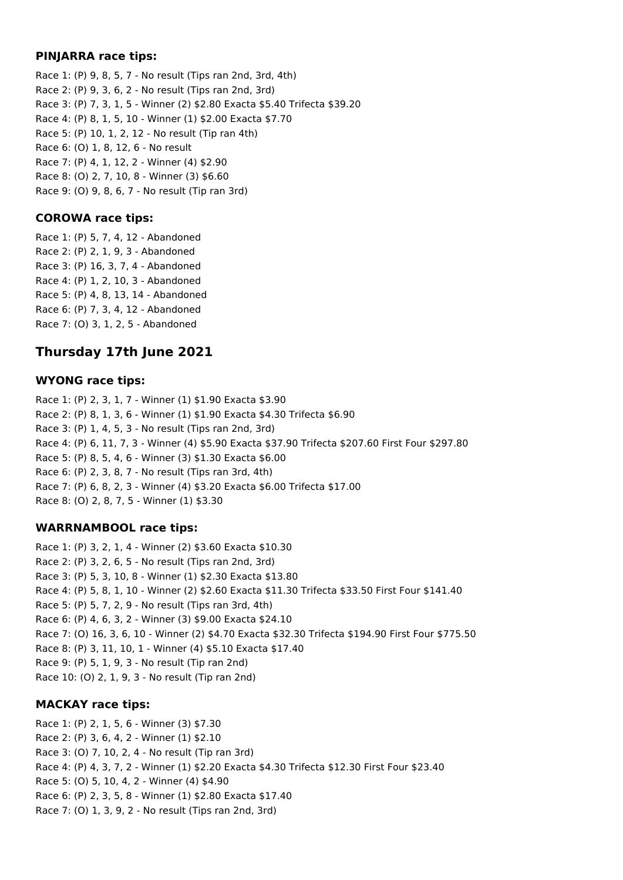### PINJARRA race tips:

Race 1: (P) 9, 8, 5, 7 - No result (Tips ran 2nd, 3rd, 4th)
Race 2: (P) 9, 3, 6, 2 - No result (Tips ran 2nd, 3rd)
Race 3: (P) 7, 3, 1, 5 - Winner (2) $2.80 Exacta $5.40 Trifecta $39.20
Race 4: (P) 8, 1, 5, 10 - Winner (1) $2.00 Exacta $7.70
Race 5: (P) 10, 1, 2, 12 - No result (Tip ran 4th)
Race 6: (O) 1, 8, 12, 6 - No result
Race 7: (P) 4, 1, 12, 2 - Winner (4) $2.90
Race 8: (O) 2, 7, 10, 8 - Winner (3) $6.60
Race 9: (O) 9, 8, 6, 7 - No result (Tip ran 3rd)

### COROWA race tips:

Race 1: (P) 5, 7, 4, 12 - Abandoned
Race 2: (P) 2, 1, 9, 3 - Abandoned
Race 3: (P) 16, 3, 7, 4 - Abandoned
Race 4: (P) 1, 2, 10, 3 - Abandoned
Race 5: (P) 4, 8, 13, 14 - Abandoned
Race 6: (P) 7, 3, 4, 12 - Abandoned
Race 7: (O) 3, 1, 2, 5 - Abandoned

## Thursday 17th June 2021

### WYONG race tips:

Race 1: (P) 2, 3, 1, 7 - Winner (1) $1.90 Exacta $3.90
Race 2: (P) 8, 1, 3, 6 - Winner (1) $1.90 Exacta $4.30 Trifecta $6.90
Race 3: (P) 1, 4, 5, 3 - No result (Tips ran 2nd, 3rd)
Race 4: (P) 6, 11, 7, 3 - Winner (4) $5.90 Exacta $37.90 Trifecta $207.60 First Four $297.80
Race 5: (P) 8, 5, 4, 6 - Winner (3) $1.30 Exacta $6.00
Race 6: (P) 2, 3, 8, 7 - No result (Tips ran 3rd, 4th)
Race 7: (P) 6, 8, 2, 3 - Winner (4) $3.20 Exacta $6.00 Trifecta $17.00
Race 8: (O) 2, 8, 7, 5 - Winner (1) $3.30

### WARRNAMBOOL race tips:

Race 1: (P) 3, 2, 1, 4 - Winner (2) $3.60 Exacta $10.30
Race 2: (P) 3, 2, 6, 5 - No result (Tips ran 2nd, 3rd)
Race 3: (P) 5, 3, 10, 8 - Winner (1) $2.30 Exacta $13.80
Race 4: (P) 5, 8, 1, 10 - Winner (2) $2.60 Exacta $11.30 Trifecta $33.50 First Four $141.40
Race 5: (P) 5, 7, 2, 9 - No result (Tips ran 3rd, 4th)
Race 6: (P) 4, 6, 3, 2 - Winner (3) $9.00 Exacta $24.10
Race 7: (O) 16, 3, 6, 10 - Winner (2) $4.70 Exacta $32.30 Trifecta $194.90 First Four $775.50
Race 8: (P) 3, 11, 10, 1 - Winner (4) $5.10 Exacta $17.40
Race 9: (P) 5, 1, 9, 3 - No result (Tip ran 2nd)
Race 10: (O) 2, 1, 9, 3 - No result (Tip ran 2nd)

### MACKAY race tips:

Race 1: (P) 2, 1, 5, 6 - Winner (3) $7.30
Race 2: (P) 3, 6, 4, 2 - Winner (1) $2.10
Race 3: (O) 7, 10, 2, 4 - No result (Tip ran 3rd)
Race 4: (P) 4, 3, 7, 2 - Winner (1) $2.20 Exacta $4.30 Trifecta $12.30 First Four $23.40
Race 5: (O) 5, 10, 4, 2 - Winner (4) $4.90
Race 6: (P) 2, 3, 5, 8 - Winner (1) $2.80 Exacta $17.40
Race 7: (O) 1, 3, 9, 2 - No result (Tips ran 2nd, 3rd)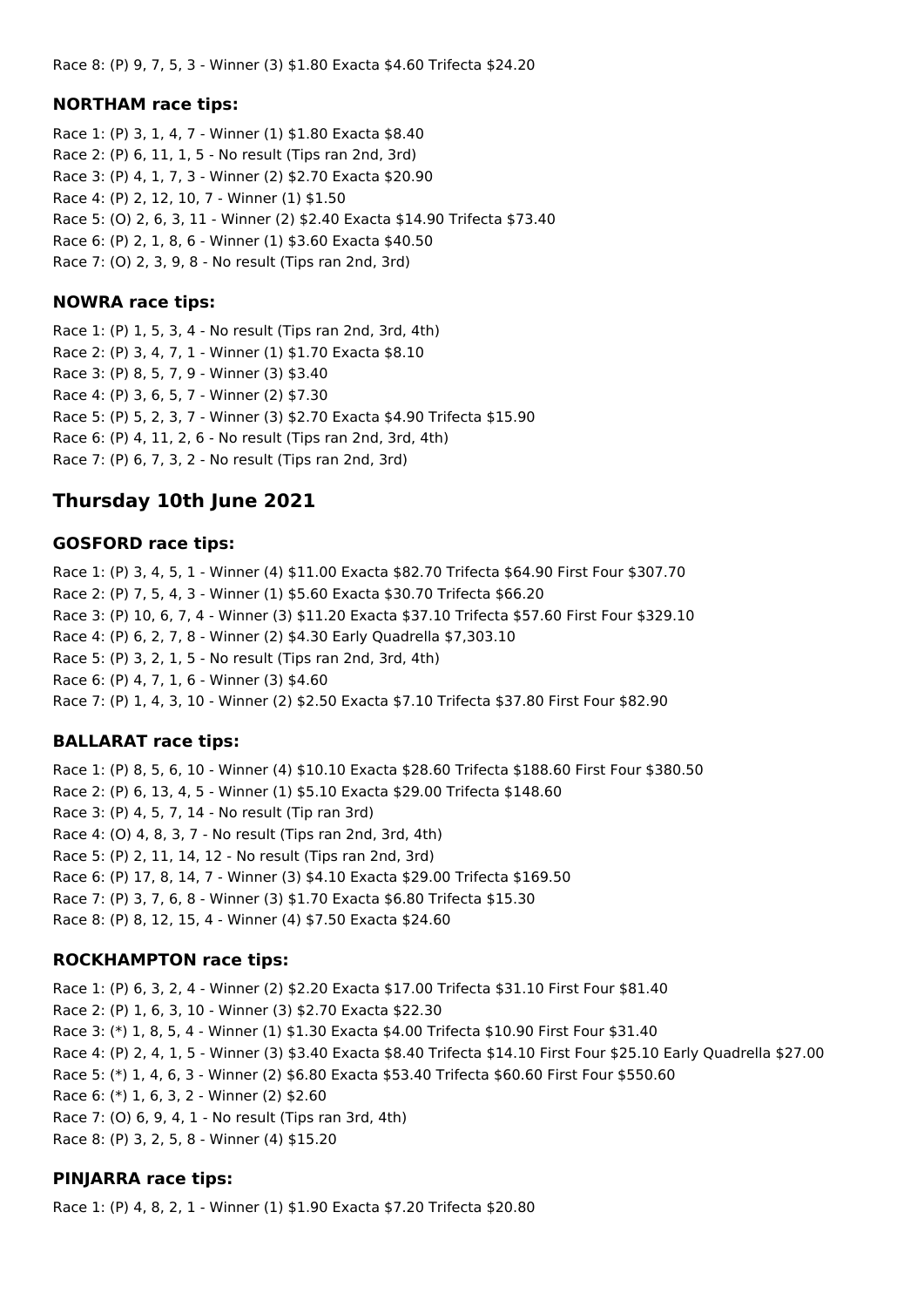Race 8: (P) 9, 7, 5, 3 - Winner (3) $1.80 Exacta $4.60 Trifecta $24.20

### NORTHAM race tips:

Race 1: (P) 3, 1, 4, 7 - Winner (1) $1.80 Exacta $8.40
Race 2: (P) 6, 11, 1, 5 - No result (Tips ran 2nd, 3rd)
Race 3: (P) 4, 1, 7, 3 - Winner (2) $2.70 Exacta $20.90
Race 4: (P) 2, 12, 10, 7 - Winner (1) $1.50
Race 5: (O) 2, 6, 3, 11 - Winner (2) $2.40 Exacta $14.90 Trifecta $73.40
Race 6: (P) 2, 1, 8, 6 - Winner (1) $3.60 Exacta $40.50
Race 7: (O) 2, 3, 9, 8 - No result (Tips ran 2nd, 3rd)

### NOWRA race tips:

Race 1: (P) 1, 5, 3, 4 - No result (Tips ran 2nd, 3rd, 4th)
Race 2: (P) 3, 4, 7, 1 - Winner (1) $1.70 Exacta $8.10
Race 3: (P) 8, 5, 7, 9 - Winner (3) $3.40
Race 4: (P) 3, 6, 5, 7 - Winner (2) $7.30
Race 5: (P) 5, 2, 3, 7 - Winner (3) $2.70 Exacta $4.90 Trifecta $15.90
Race 6: (P) 4, 11, 2, 6 - No result (Tips ran 2nd, 3rd, 4th)
Race 7: (P) 6, 7, 3, 2 - No result (Tips ran 2nd, 3rd)

## Thursday 10th June 2021

### GOSFORD race tips:

Race 1: (P) 3, 4, 5, 1 - Winner (4) $11.00 Exacta $82.70 Trifecta $64.90 First Four $307.70
Race 2: (P) 7, 5, 4, 3 - Winner (1) $5.60 Exacta $30.70 Trifecta $66.20
Race 3: (P) 10, 6, 7, 4 - Winner (3) $11.20 Exacta $37.10 Trifecta $57.60 First Four $329.10
Race 4: (P) 6, 2, 7, 8 - Winner (2) $4.30 Early Quadrella $7,303.10
Race 5: (P) 3, 2, 1, 5 - No result (Tips ran 2nd, 3rd, 4th)
Race 6: (P) 4, 7, 1, 6 - Winner (3) $4.60
Race 7: (P) 1, 4, 3, 10 - Winner (2) $2.50 Exacta $7.10 Trifecta $37.80 First Four $82.90

### BALLARAT race tips:

Race 1: (P) 8, 5, 6, 10 - Winner (4) $10.10 Exacta $28.60 Trifecta $188.60 First Four $380.50
Race 2: (P) 6, 13, 4, 5 - Winner (1) $5.10 Exacta $29.00 Trifecta $148.60
Race 3: (P) 4, 5, 7, 14 - No result (Tip ran 3rd)
Race 4: (O) 4, 8, 3, 7 - No result (Tips ran 2nd, 3rd, 4th)
Race 5: (P) 2, 11, 14, 12 - No result (Tips ran 2nd, 3rd)
Race 6: (P) 17, 8, 14, 7 - Winner (3) $4.10 Exacta $29.00 Trifecta $169.50
Race 7: (P) 3, 7, 6, 8 - Winner (3) $1.70 Exacta $6.80 Trifecta $15.30
Race 8: (P) 8, 12, 15, 4 - Winner (4) $7.50 Exacta $24.60

### ROCKHAMPTON race tips:

Race 1: (P) 6, 3, 2, 4 - Winner (2) $2.20 Exacta $17.00 Trifecta $31.10 First Four $81.40
Race 2: (P) 1, 6, 3, 10 - Winner (3) $2.70 Exacta $22.30
Race 3: (*) 1, 8, 5, 4 - Winner (1) $1.30 Exacta $4.00 Trifecta $10.90 First Four $31.40
Race 4: (P) 2, 4, 1, 5 - Winner (3) $3.40 Exacta $8.40 Trifecta $14.10 First Four $25.10 Early Quadrella $27.00
Race 5: (*) 1, 4, 6, 3 - Winner (2) $6.80 Exacta $53.40 Trifecta $60.60 First Four $550.60
Race 6: (*) 1, 6, 3, 2 - Winner (2) $2.60
Race 7: (O) 6, 9, 4, 1 - No result (Tips ran 3rd, 4th)
Race 8: (P) 3, 2, 5, 8 - Winner (4) $15.20

### PINJARRA race tips:

Race 1: (P) 4, 8, 2, 1 - Winner (1) $1.90 Exacta $7.20 Trifecta $20.80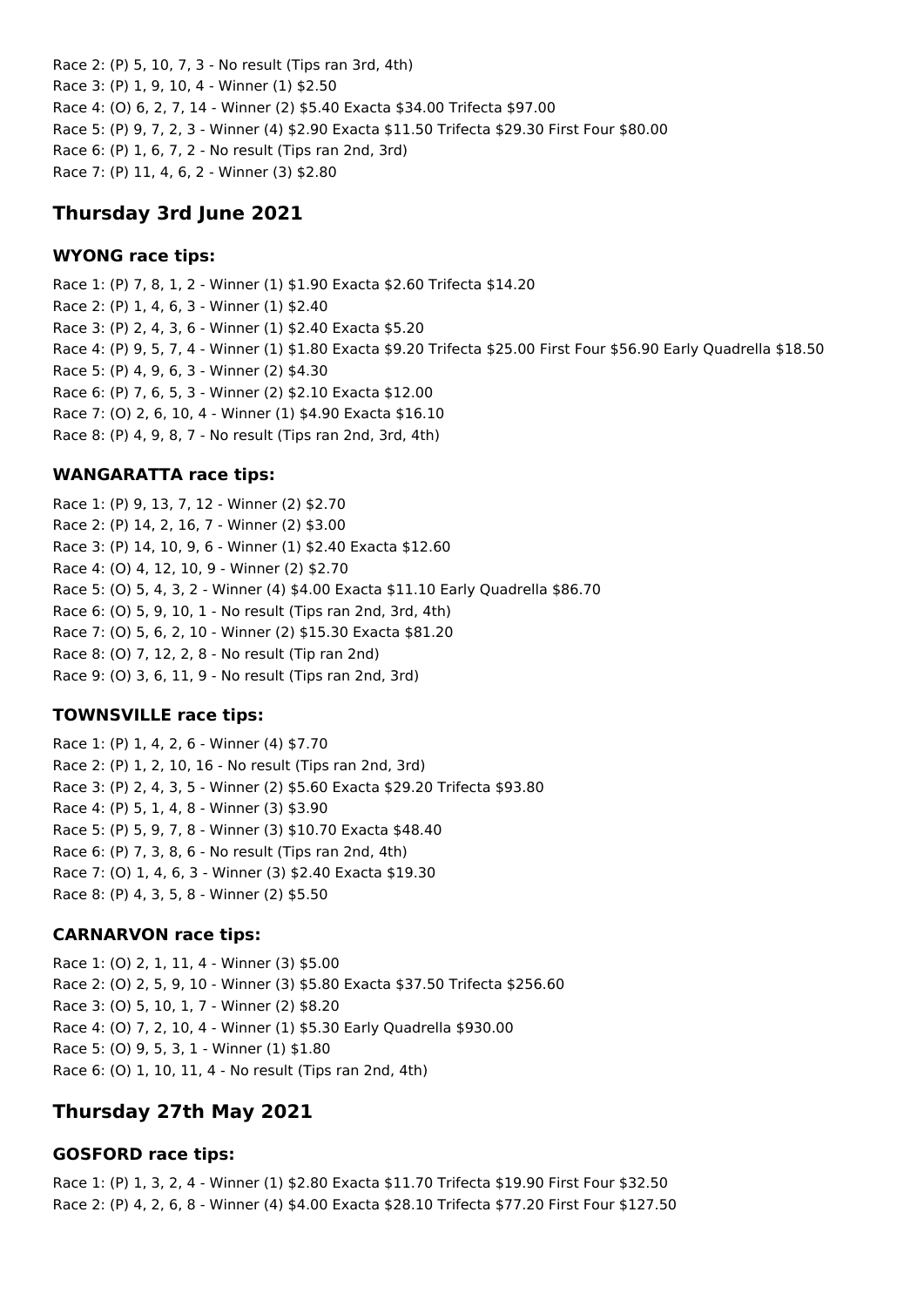Race 2: (P) 5, 10, 7, 3 - No result (Tips ran 3rd, 4th)
Race 3: (P) 1, 9, 10, 4 - Winner (1) $2.50
Race 4: (O) 6, 2, 7, 14 - Winner (2) $5.40 Exacta $34.00 Trifecta $97.00
Race 5: (P) 9, 7, 2, 3 - Winner (4) $2.90 Exacta $11.50 Trifecta $29.30 First Four $80.00
Race 6: (P) 1, 6, 7, 2 - No result (Tips ran 2nd, 3rd)
Race 7: (P) 11, 4, 6, 2 - Winner (3) $2.80

## Thursday 3rd June 2021

### WYONG race tips:

Race 1: (P) 7, 8, 1, 2 - Winner (1) $1.90 Exacta $2.60 Trifecta $14.20
Race 2: (P) 1, 4, 6, 3 - Winner (1) $2.40
Race 3: (P) 2, 4, 3, 6 - Winner (1) $2.40 Exacta $5.20
Race 4: (P) 9, 5, 7, 4 - Winner (1) $1.80 Exacta $9.20 Trifecta $25.00 First Four $56.90 Early Quadrella $18.50
Race 5: (P) 4, 9, 6, 3 - Winner (2) $4.30
Race 6: (P) 7, 6, 5, 3 - Winner (2) $2.10 Exacta $12.00
Race 7: (O) 2, 6, 10, 4 - Winner (1) $4.90 Exacta $16.10
Race 8: (P) 4, 9, 8, 7 - No result (Tips ran 2nd, 3rd, 4th)

### WANGARATTA race tips:

Race 1: (P) 9, 13, 7, 12 - Winner (2) $2.70
Race 2: (P) 14, 2, 16, 7 - Winner (2) $3.00
Race 3: (P) 14, 10, 9, 6 - Winner (1) $2.40 Exacta $12.60
Race 4: (O) 4, 12, 10, 9 - Winner (2) $2.70
Race 5: (O) 5, 4, 3, 2 - Winner (4) $4.00 Exacta $11.10 Early Quadrella $86.70
Race 6: (O) 5, 9, 10, 1 - No result (Tips ran 2nd, 3rd, 4th)
Race 7: (O) 5, 6, 2, 10 - Winner (2) $15.30 Exacta $81.20
Race 8: (O) 7, 12, 2, 8 - No result (Tip ran 2nd)
Race 9: (O) 3, 6, 11, 9 - No result (Tips ran 2nd, 3rd)

### TOWNSVILLE race tips:

Race 1: (P) 1, 4, 2, 6 - Winner (4) $7.70
Race 2: (P) 1, 2, 10, 16 - No result (Tips ran 2nd, 3rd)
Race 3: (P) 2, 4, 3, 5 - Winner (2) $5.60 Exacta $29.20 Trifecta $93.80
Race 4: (P) 5, 1, 4, 8 - Winner (3) $3.90
Race 5: (P) 5, 9, 7, 8 - Winner (3) $10.70 Exacta $48.40
Race 6: (P) 7, 3, 8, 6 - No result (Tips ran 2nd, 4th)
Race 7: (O) 1, 4, 6, 3 - Winner (3) $2.40 Exacta $19.30
Race 8: (P) 4, 3, 5, 8 - Winner (2) $5.50

### CARNARVON race tips:

Race 1: (O) 2, 1, 11, 4 - Winner (3) $5.00
Race 2: (O) 2, 5, 9, 10 - Winner (3) $5.80 Exacta $37.50 Trifecta $256.60
Race 3: (O) 5, 10, 1, 7 - Winner (2) $8.20
Race 4: (O) 7, 2, 10, 4 - Winner (1) $5.30 Early Quadrella $930.00
Race 5: (O) 9, 5, 3, 1 - Winner (1) $1.80
Race 6: (O) 1, 10, 11, 4 - No result (Tips ran 2nd, 4th)

## Thursday 27th May 2021

### GOSFORD race tips:

Race 1: (P) 1, 3, 2, 4 - Winner (1) $2.80 Exacta $11.70 Trifecta $19.90 First Four $32.50
Race 2: (P) 4, 2, 6, 8 - Winner (4) $4.00 Exacta $28.10 Trifecta $77.20 First Four $127.50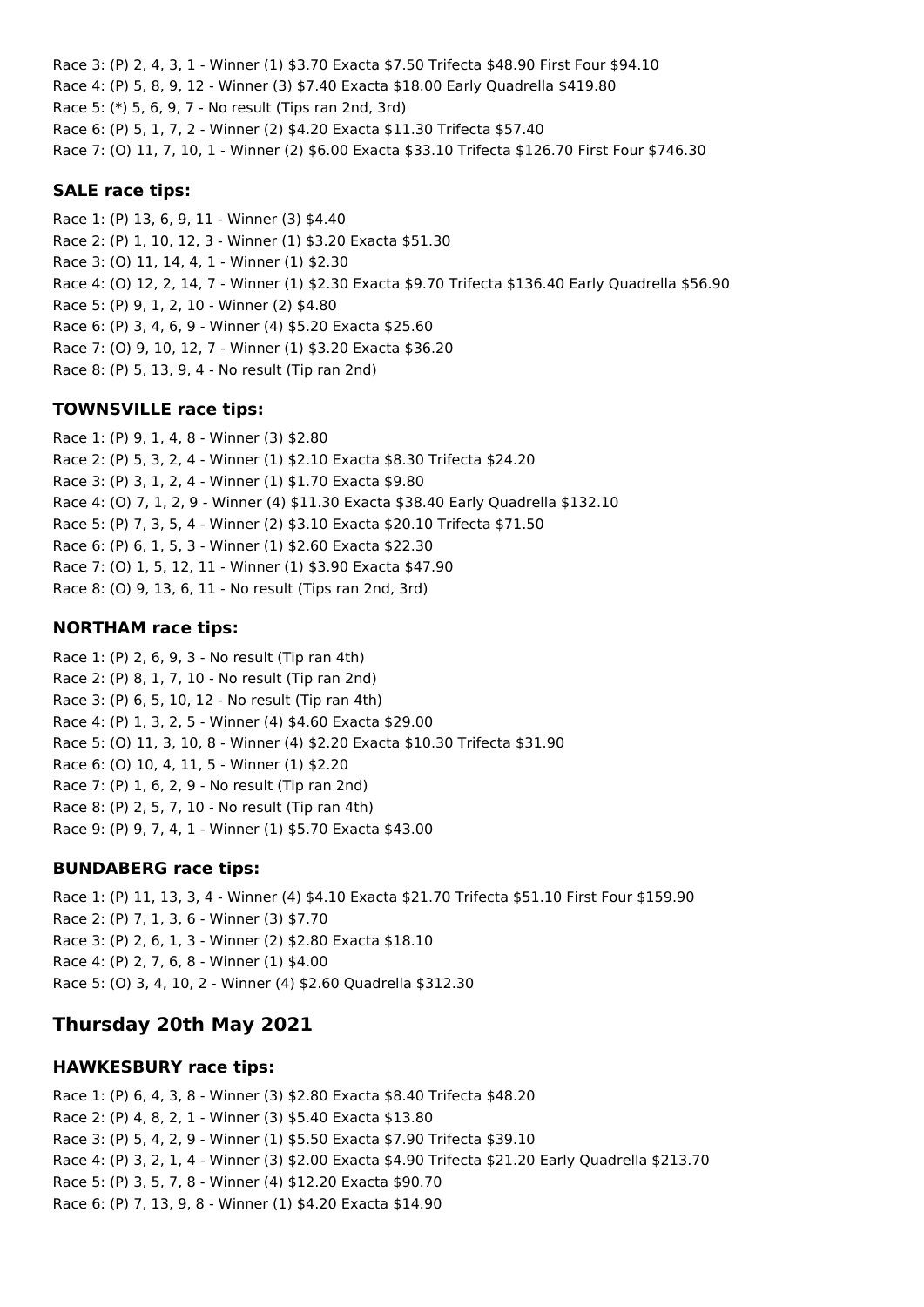Race 3: (P) 2, 4, 3, 1 - Winner (1) $3.70 Exacta $7.50 Trifecta $48.90 First Four $94.10
Race 4: (P) 5, 8, 9, 12 - Winner (3) $7.40 Exacta $18.00 Early Quadrella $419.80
Race 5: (*) 5, 6, 9, 7 - No result (Tips ran 2nd, 3rd)
Race 6: (P) 5, 1, 7, 2 - Winner (2) $4.20 Exacta $11.30 Trifecta $57.40
Race 7: (O) 11, 7, 10, 1 - Winner (2) $6.00 Exacta $33.10 Trifecta $126.70 First Four $746.30

### SALE race tips:

Race 1: (P) 13, 6, 9, 11 - Winner (3) $4.40
Race 2: (P) 1, 10, 12, 3 - Winner (1) $3.20 Exacta $51.30
Race 3: (O) 11, 14, 4, 1 - Winner (1) $2.30
Race 4: (O) 12, 2, 14, 7 - Winner (1) $2.30 Exacta $9.70 Trifecta $136.40 Early Quadrella $56.90
Race 5: (P) 9, 1, 2, 10 - Winner (2) $4.80
Race 6: (P) 3, 4, 6, 9 - Winner (4) $5.20 Exacta $25.60
Race 7: (O) 9, 10, 12, 7 - Winner (1) $3.20 Exacta $36.20
Race 8: (P) 5, 13, 9, 4 - No result (Tip ran 2nd)

### TOWNSVILLE race tips:

Race 1: (P) 9, 1, 4, 8 - Winner (3) $2.80
Race 2: (P) 5, 3, 2, 4 - Winner (1) $2.10 Exacta $8.30 Trifecta $24.20
Race 3: (P) 3, 1, 2, 4 - Winner (1) $1.70 Exacta $9.80
Race 4: (O) 7, 1, 2, 9 - Winner (4) $11.30 Exacta $38.40 Early Quadrella $132.10
Race 5: (P) 7, 3, 5, 4 - Winner (2) $3.10 Exacta $20.10 Trifecta $71.50
Race 6: (P) 6, 1, 5, 3 - Winner (1) $2.60 Exacta $22.30
Race 7: (O) 1, 5, 12, 11 - Winner (1) $3.90 Exacta $47.90
Race 8: (O) 9, 13, 6, 11 - No result (Tips ran 2nd, 3rd)

### NORTHAM race tips:

Race 1: (P) 2, 6, 9, 3 - No result (Tip ran 4th)
Race 2: (P) 8, 1, 7, 10 - No result (Tip ran 2nd)
Race 3: (P) 6, 5, 10, 12 - No result (Tip ran 4th)
Race 4: (P) 1, 3, 2, 5 - Winner (4) $4.60 Exacta $29.00
Race 5: (O) 11, 3, 10, 8 - Winner (4) $2.20 Exacta $10.30 Trifecta $31.90
Race 6: (O) 10, 4, 11, 5 - Winner (1) $2.20
Race 7: (P) 1, 6, 2, 9 - No result (Tip ran 2nd)
Race 8: (P) 2, 5, 7, 10 - No result (Tip ran 4th)
Race 9: (P) 9, 7, 4, 1 - Winner (1) $5.70 Exacta $43.00

### BUNDABERG race tips:

Race 1: (P) 11, 13, 3, 4 - Winner (4) $4.10 Exacta $21.70 Trifecta $51.10 First Four $159.90
Race 2: (P) 7, 1, 3, 6 - Winner (3) $7.70
Race 3: (P) 2, 6, 1, 3 - Winner (2) $2.80 Exacta $18.10
Race 4: (P) 2, 7, 6, 8 - Winner (1) $4.00
Race 5: (O) 3, 4, 10, 2 - Winner (4) $2.60 Quadrella $312.30

## Thursday 20th May 2021

### HAWKESBURY race tips:

Race 1: (P) 6, 4, 3, 8 - Winner (3) $2.80 Exacta $8.40 Trifecta $48.20
Race 2: (P) 4, 8, 2, 1 - Winner (3) $5.40 Exacta $13.80
Race 3: (P) 5, 4, 2, 9 - Winner (1) $5.50 Exacta $7.90 Trifecta $39.10
Race 4: (P) 3, 2, 1, 4 - Winner (3) $2.00 Exacta $4.90 Trifecta $21.20 Early Quadrella $213.70
Race 5: (P) 3, 5, 7, 8 - Winner (4) $12.20 Exacta $90.70
Race 6: (P) 7, 13, 9, 8 - Winner (1) $4.20 Exacta $14.90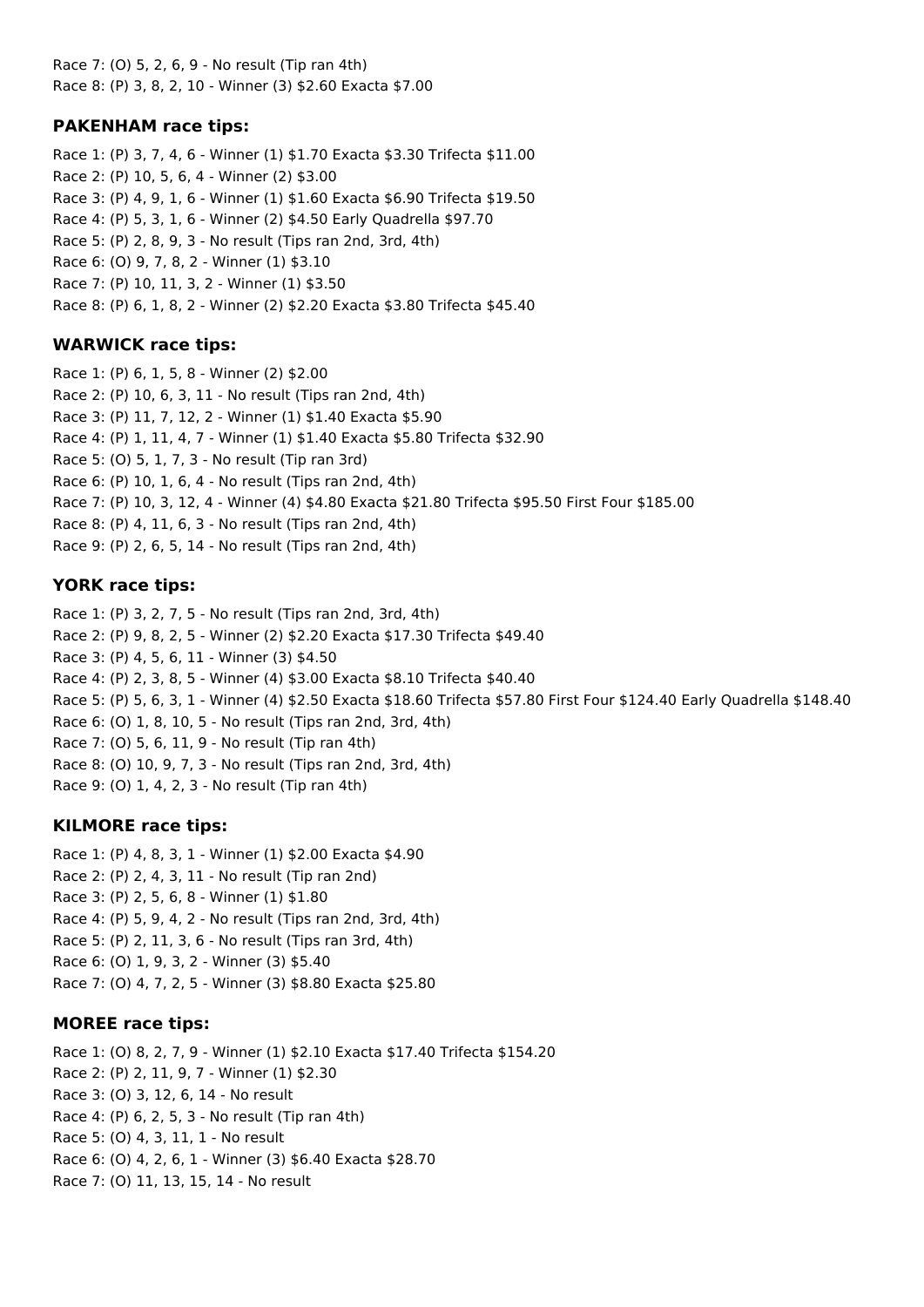Race 7: (O) 5, 2, 6, 9 - No result (Tip ran 4th)
Race 8: (P) 3, 8, 2, 10 - Winner (3) $2.60 Exacta $7.00

### PAKENHAM race tips:

Race 1: (P) 3, 7, 4, 6 - Winner (1) $1.70 Exacta $3.30 Trifecta $11.00
Race 2: (P) 10, 5, 6, 4 - Winner (2) $3.00
Race 3: (P) 4, 9, 1, 6 - Winner (1) $1.60 Exacta $6.90 Trifecta $19.50
Race 4: (P) 5, 3, 1, 6 - Winner (2) $4.50 Early Quadrella $97.70
Race 5: (P) 2, 8, 9, 3 - No result (Tips ran 2nd, 3rd, 4th)
Race 6: (O) 9, 7, 8, 2 - Winner (1) $3.10
Race 7: (P) 10, 11, 3, 2 - Winner (1) $3.50
Race 8: (P) 6, 1, 8, 2 - Winner (2) $2.20 Exacta $3.80 Trifecta $45.40

### WARWICK race tips:

Race 1: (P) 6, 1, 5, 8 - Winner (2) $2.00
Race 2: (P) 10, 6, 3, 11 - No result (Tips ran 2nd, 4th)
Race 3: (P) 11, 7, 12, 2 - Winner (1) $1.40 Exacta $5.90
Race 4: (P) 1, 11, 4, 7 - Winner (1) $1.40 Exacta $5.80 Trifecta $32.90
Race 5: (O) 5, 1, 7, 3 - No result (Tip ran 3rd)
Race 6: (P) 10, 1, 6, 4 - No result (Tips ran 2nd, 4th)
Race 7: (P) 10, 3, 12, 4 - Winner (4) $4.80 Exacta $21.80 Trifecta $95.50 First Four $185.00
Race 8: (P) 4, 11, 6, 3 - No result (Tips ran 2nd, 4th)
Race 9: (P) 2, 6, 5, 14 - No result (Tips ran 2nd, 4th)

### YORK race tips:

Race 1: (P) 3, 2, 7, 5 - No result (Tips ran 2nd, 3rd, 4th)
Race 2: (P) 9, 8, 2, 5 - Winner (2) $2.20 Exacta $17.30 Trifecta $49.40
Race 3: (P) 4, 5, 6, 11 - Winner (3) $4.50
Race 4: (P) 2, 3, 8, 5 - Winner (4) $3.00 Exacta $8.10 Trifecta $40.40
Race 5: (P) 5, 6, 3, 1 - Winner (4) $2.50 Exacta $18.60 Trifecta $57.80 First Four $124.40 Early Quadrella $148.40
Race 6: (O) 1, 8, 10, 5 - No result (Tips ran 2nd, 3rd, 4th)
Race 7: (O) 5, 6, 11, 9 - No result (Tip ran 4th)
Race 8: (O) 10, 9, 7, 3 - No result (Tips ran 2nd, 3rd, 4th)
Race 9: (O) 1, 4, 2, 3 - No result (Tip ran 4th)

### KILMORE race tips:

Race 1: (P) 4, 8, 3, 1 - Winner (1) $2.00 Exacta $4.90
Race 2: (P) 2, 4, 3, 11 - No result (Tip ran 2nd)
Race 3: (P) 2, 5, 6, 8 - Winner (1) $1.80
Race 4: (P) 5, 9, 4, 2 - No result (Tips ran 2nd, 3rd, 4th)
Race 5: (P) 2, 11, 3, 6 - No result (Tips ran 3rd, 4th)
Race 6: (O) 1, 9, 3, 2 - Winner (3) $5.40
Race 7: (O) 4, 7, 2, 5 - Winner (3) $8.80 Exacta $25.80

### MOREE race tips:

Race 1: (O) 8, 2, 7, 9 - Winner (1) $2.10 Exacta $17.40 Trifecta $154.20
Race 2: (P) 2, 11, 9, 7 - Winner (1) $2.30
Race 3: (O) 3, 12, 6, 14 - No result
Race 4: (P) 6, 2, 5, 3 - No result (Tip ran 4th)
Race 5: (O) 4, 3, 11, 1 - No result
Race 6: (O) 4, 2, 6, 1 - Winner (3) $6.40 Exacta $28.70
Race 7: (O) 11, 13, 15, 14 - No result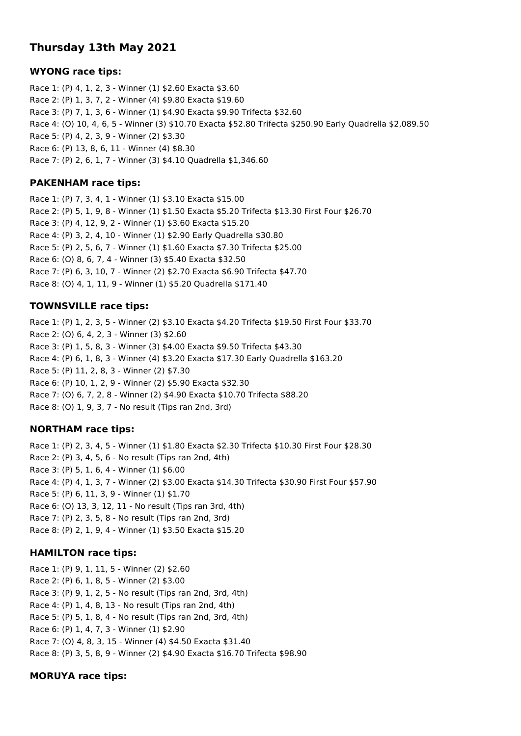## Thursday 13th May 2021

### WYONG race tips:

Race 1: (P) 4, 1, 2, 3 - Winner (1) $2.60 Exacta $3.60
Race 2: (P) 1, 3, 7, 2 - Winner (4) $9.80 Exacta $19.60
Race 3: (P) 7, 1, 3, 6 - Winner (1) $4.90 Exacta $9.90 Trifecta $32.60
Race 4: (O) 10, 4, 6, 5 - Winner (3) $10.70 Exacta $52.80 Trifecta $250.90 Early Quadrella $2,089.50
Race 5: (P) 4, 2, 3, 9 - Winner (2) $3.30
Race 6: (P) 13, 8, 6, 11 - Winner (4) $8.30
Race 7: (P) 2, 6, 1, 7 - Winner (3) $4.10 Quadrella $1,346.60

### PAKENHAM race tips:

Race 1: (P) 7, 3, 4, 1 - Winner (1) $3.10 Exacta $15.00
Race 2: (P) 5, 1, 9, 8 - Winner (1) $1.50 Exacta $5.20 Trifecta $13.30 First Four $26.70
Race 3: (P) 4, 12, 9, 2 - Winner (1) $3.60 Exacta $15.20
Race 4: (P) 3, 2, 4, 10 - Winner (1) $2.90 Early Quadrella $30.80
Race 5: (P) 2, 5, 6, 7 - Winner (1) $1.60 Exacta $7.30 Trifecta $25.00
Race 6: (O) 8, 6, 7, 4 - Winner (3) $5.40 Exacta $32.50
Race 7: (P) 6, 3, 10, 7 - Winner (2) $2.70 Exacta $6.90 Trifecta $47.70
Race 8: (O) 4, 1, 11, 9 - Winner (1) $5.20 Quadrella $171.40

### TOWNSVILLE race tips:

Race 1: (P) 1, 2, 3, 5 - Winner (2) $3.10 Exacta $4.20 Trifecta $19.50 First Four $33.70
Race 2: (O) 6, 4, 2, 3 - Winner (3) $2.60
Race 3: (P) 1, 5, 8, 3 - Winner (3) $4.00 Exacta $9.50 Trifecta $43.30
Race 4: (P) 6, 1, 8, 3 - Winner (4) $3.20 Exacta $17.30 Early Quadrella $163.20
Race 5: (P) 11, 2, 8, 3 - Winner (2) $7.30
Race 6: (P) 10, 1, 2, 9 - Winner (2) $5.90 Exacta $32.30
Race 7: (O) 6, 7, 2, 8 - Winner (2) $4.90 Exacta $10.70 Trifecta $88.20
Race 8: (O) 1, 9, 3, 7 - No result (Tips ran 2nd, 3rd)

### NORTHAM race tips:

Race 1: (P) 2, 3, 4, 5 - Winner (1) $1.80 Exacta $2.30 Trifecta $10.30 First Four $28.30
Race 2: (P) 3, 4, 5, 6 - No result (Tips ran 2nd, 4th)
Race 3: (P) 5, 1, 6, 4 - Winner (1) $6.00
Race 4: (P) 4, 1, 3, 7 - Winner (2) $3.00 Exacta $14.30 Trifecta $30.90 First Four $57.90
Race 5: (P) 6, 11, 3, 9 - Winner (1) $1.70
Race 6: (O) 13, 3, 12, 11 - No result (Tips ran 3rd, 4th)
Race 7: (P) 2, 3, 5, 8 - No result (Tips ran 2nd, 3rd)
Race 8: (P) 2, 1, 9, 4 - Winner (1) $3.50 Exacta $15.20

### HAMILTON race tips:

Race 1: (P) 9, 1, 11, 5 - Winner (2) $2.60
Race 2: (P) 6, 1, 8, 5 - Winner (2) $3.00
Race 3: (P) 9, 1, 2, 5 - No result (Tips ran 2nd, 3rd, 4th)
Race 4: (P) 1, 4, 8, 13 - No result (Tips ran 2nd, 4th)
Race 5: (P) 5, 1, 8, 4 - No result (Tips ran 2nd, 3rd, 4th)
Race 6: (P) 1, 4, 7, 3 - Winner (1) $2.90
Race 7: (O) 4, 8, 3, 15 - Winner (4) $4.50 Exacta $31.40
Race 8: (P) 3, 5, 8, 9 - Winner (2) $4.90 Exacta $16.70 Trifecta $98.90

### MORUYA race tips: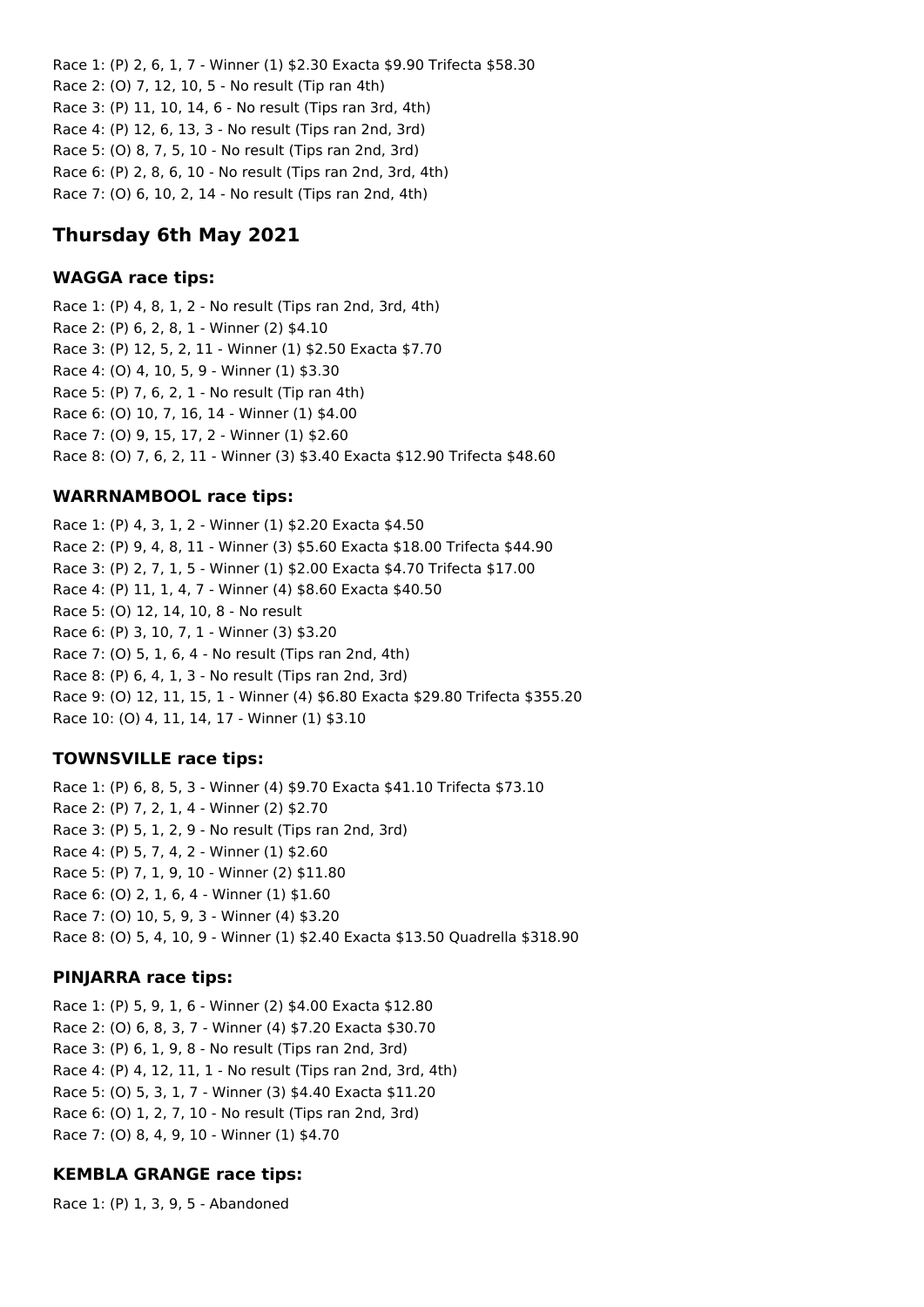Race 1: (P) 2, 6, 1, 7 - Winner (1) $2.30 Exacta $9.90 Trifecta $58.30
Race 2: (O) 7, 12, 10, 5 - No result (Tip ran 4th)
Race 3: (P) 11, 10, 14, 6 - No result (Tips ran 3rd, 4th)
Race 4: (P) 12, 6, 13, 3 - No result (Tips ran 2nd, 3rd)
Race 5: (O) 8, 7, 5, 10 - No result (Tips ran 2nd, 3rd)
Race 6: (P) 2, 8, 6, 10 - No result (Tips ran 2nd, 3rd, 4th)
Race 7: (O) 6, 10, 2, 14 - No result (Tips ran 2nd, 4th)

## Thursday 6th May 2021

### WAGGA race tips:

Race 1: (P) 4, 8, 1, 2 - No result (Tips ran 2nd, 3rd, 4th)
Race 2: (P) 6, 2, 8, 1 - Winner (2) $4.10
Race 3: (P) 12, 5, 2, 11 - Winner (1) $2.50 Exacta $7.70
Race 4: (O) 4, 10, 5, 9 - Winner (1) $3.30
Race 5: (P) 7, 6, 2, 1 - No result (Tip ran 4th)
Race 6: (O) 10, 7, 16, 14 - Winner (1) $4.00
Race 7: (O) 9, 15, 17, 2 - Winner (1) $2.60
Race 8: (O) 7, 6, 2, 11 - Winner (3) $3.40 Exacta $12.90 Trifecta $48.60

### WARRNAMBOOL race tips:

Race 1: (P) 4, 3, 1, 2 - Winner (1) $2.20 Exacta $4.50
Race 2: (P) 9, 4, 8, 11 - Winner (3) $5.60 Exacta $18.00 Trifecta $44.90
Race 3: (P) 2, 7, 1, 5 - Winner (1) $2.00 Exacta $4.70 Trifecta $17.00
Race 4: (P) 11, 1, 4, 7 - Winner (4) $8.60 Exacta $40.50
Race 5: (O) 12, 14, 10, 8 - No result
Race 6: (P) 3, 10, 7, 1 - Winner (3) $3.20
Race 7: (O) 5, 1, 6, 4 - No result (Tips ran 2nd, 4th)
Race 8: (P) 6, 4, 1, 3 - No result (Tips ran 2nd, 3rd)
Race 9: (O) 12, 11, 15, 1 - Winner (4) $6.80 Exacta $29.80 Trifecta $355.20
Race 10: (O) 4, 11, 14, 17 - Winner (1) $3.10

### TOWNSVILLE race tips:

Race 1: (P) 6, 8, 5, 3 - Winner (4) $9.70 Exacta $41.10 Trifecta $73.10
Race 2: (P) 7, 2, 1, 4 - Winner (2) $2.70
Race 3: (P) 5, 1, 2, 9 - No result (Tips ran 2nd, 3rd)
Race 4: (P) 5, 7, 4, 2 - Winner (1) $2.60
Race 5: (P) 7, 1, 9, 10 - Winner (2) $11.80
Race 6: (O) 2, 1, 6, 4 - Winner (1) $1.60
Race 7: (O) 10, 5, 9, 3 - Winner (4) $3.20
Race 8: (O) 5, 4, 10, 9 - Winner (1) $2.40 Exacta $13.50 Quadrella $318.90

### PINJARRA race tips:

Race 1: (P) 5, 9, 1, 6 - Winner (2) $4.00 Exacta $12.80
Race 2: (O) 6, 8, 3, 7 - Winner (4) $7.20 Exacta $30.70
Race 3: (P) 6, 1, 9, 8 - No result (Tips ran 2nd, 3rd)
Race 4: (P) 4, 12, 11, 1 - No result (Tips ran 2nd, 3rd, 4th)
Race 5: (O) 5, 3, 1, 7 - Winner (3) $4.40 Exacta $11.20
Race 6: (O) 1, 2, 7, 10 - No result (Tips ran 2nd, 3rd)
Race 7: (O) 8, 4, 9, 10 - Winner (1) $4.70

### KEMBLA GRANGE race tips:

Race 1: (P) 1, 3, 9, 5 - Abandoned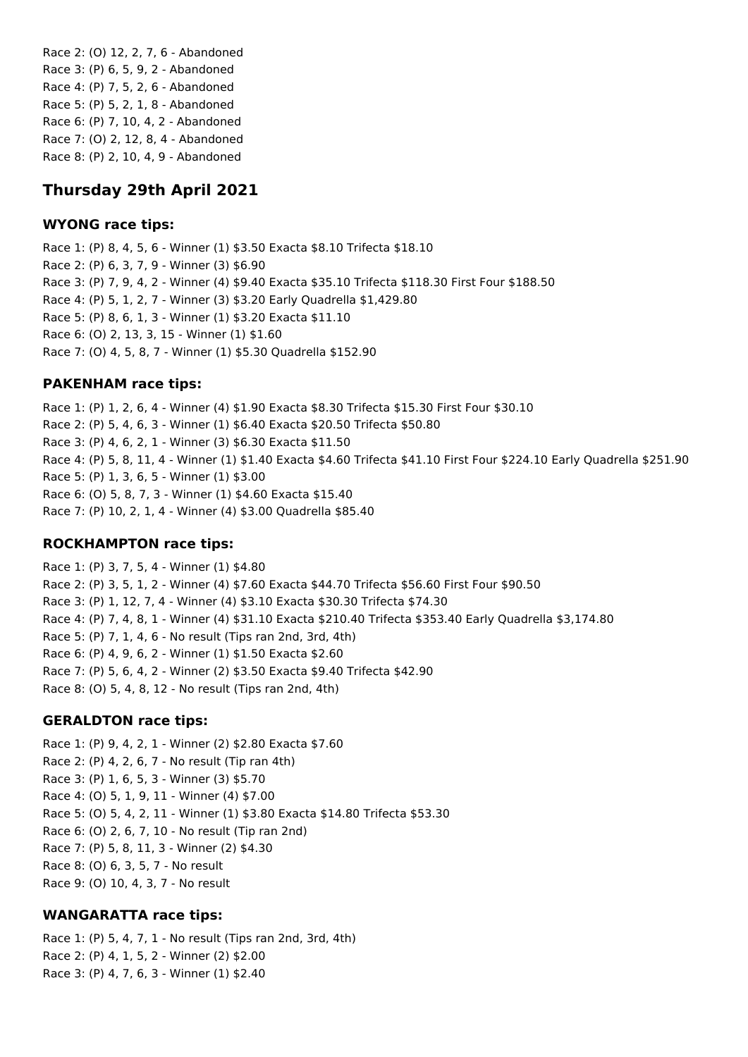Race 2: (O) 12, 2, 7, 6 - Abandoned
Race 3: (P) 6, 5, 9, 2 - Abandoned
Race 4: (P) 7, 5, 2, 6 - Abandoned
Race 5: (P) 5, 2, 1, 8 - Abandoned
Race 6: (P) 7, 10, 4, 2 - Abandoned
Race 7: (O) 2, 12, 8, 4 - Abandoned
Race 8: (P) 2, 10, 4, 9 - Abandoned

## Thursday 29th April 2021

### WYONG race tips:

Race 1: (P) 8, 4, 5, 6 - Winner (1) $3.50 Exacta $8.10 Trifecta $18.10
Race 2: (P) 6, 3, 7, 9 - Winner (3) $6.90
Race 3: (P) 7, 9, 4, 2 - Winner (4) $9.40 Exacta $35.10 Trifecta $118.30 First Four $188.50
Race 4: (P) 5, 1, 2, 7 - Winner (3) $3.20 Early Quadrella $1,429.80
Race 5: (P) 8, 6, 1, 3 - Winner (1) $3.20 Exacta $11.10
Race 6: (O) 2, 13, 3, 15 - Winner (1) $1.60
Race 7: (O) 4, 5, 8, 7 - Winner (1) $5.30 Quadrella $152.90

### PAKENHAM race tips:

Race 1: (P) 1, 2, 6, 4 - Winner (4) $1.90 Exacta $8.30 Trifecta $15.30 First Four $30.10
Race 2: (P) 5, 4, 6, 3 - Winner (1) $6.40 Exacta $20.50 Trifecta $50.80
Race 3: (P) 4, 6, 2, 1 - Winner (3) $6.30 Exacta $11.50
Race 4: (P) 5, 8, 11, 4 - Winner (1) $1.40 Exacta $4.60 Trifecta $41.10 First Four $224.10 Early Quadrella $251.90
Race 5: (P) 1, 3, 6, 5 - Winner (1) $3.00
Race 6: (O) 5, 8, 7, 3 - Winner (1) $4.60 Exacta $15.40
Race 7: (P) 10, 2, 1, 4 - Winner (4) $3.00 Quadrella $85.40

### ROCKHAMPTON race tips:

Race 1: (P) 3, 7, 5, 4 - Winner (1) $4.80
Race 2: (P) 3, 5, 1, 2 - Winner (4) $7.60 Exacta $44.70 Trifecta $56.60 First Four $90.50
Race 3: (P) 1, 12, 7, 4 - Winner (4) $3.10 Exacta $30.30 Trifecta $74.30
Race 4: (P) 7, 4, 8, 1 - Winner (4) $31.10 Exacta $210.40 Trifecta $353.40 Early Quadrella $3,174.80
Race 5: (P) 7, 1, 4, 6 - No result (Tips ran 2nd, 3rd, 4th)
Race 6: (P) 4, 9, 6, 2 - Winner (1) $1.50 Exacta $2.60
Race 7: (P) 5, 6, 4, 2 - Winner (2) $3.50 Exacta $9.40 Trifecta $42.90
Race 8: (O) 5, 4, 8, 12 - No result (Tips ran 2nd, 4th)

### GERALDTON race tips:

Race 1: (P) 9, 4, 2, 1 - Winner (2) $2.80 Exacta $7.60
Race 2: (P) 4, 2, 6, 7 - No result (Tip ran 4th)
Race 3: (P) 1, 6, 5, 3 - Winner (3) $5.70
Race 4: (O) 5, 1, 9, 11 - Winner (4) $7.00
Race 5: (O) 5, 4, 2, 11 - Winner (1) $3.80 Exacta $14.80 Trifecta $53.30
Race 6: (O) 2, 6, 7, 10 - No result (Tip ran 2nd)
Race 7: (P) 5, 8, 11, 3 - Winner (2) $4.30
Race 8: (O) 6, 3, 5, 7 - No result
Race 9: (O) 10, 4, 3, 7 - No result

### WANGARATTA race tips:

Race 1: (P) 5, 4, 7, 1 - No result (Tips ran 2nd, 3rd, 4th)
Race 2: (P) 4, 1, 5, 2 - Winner (2) $2.00
Race 3: (P) 4, 7, 6, 3 - Winner (1) $2.40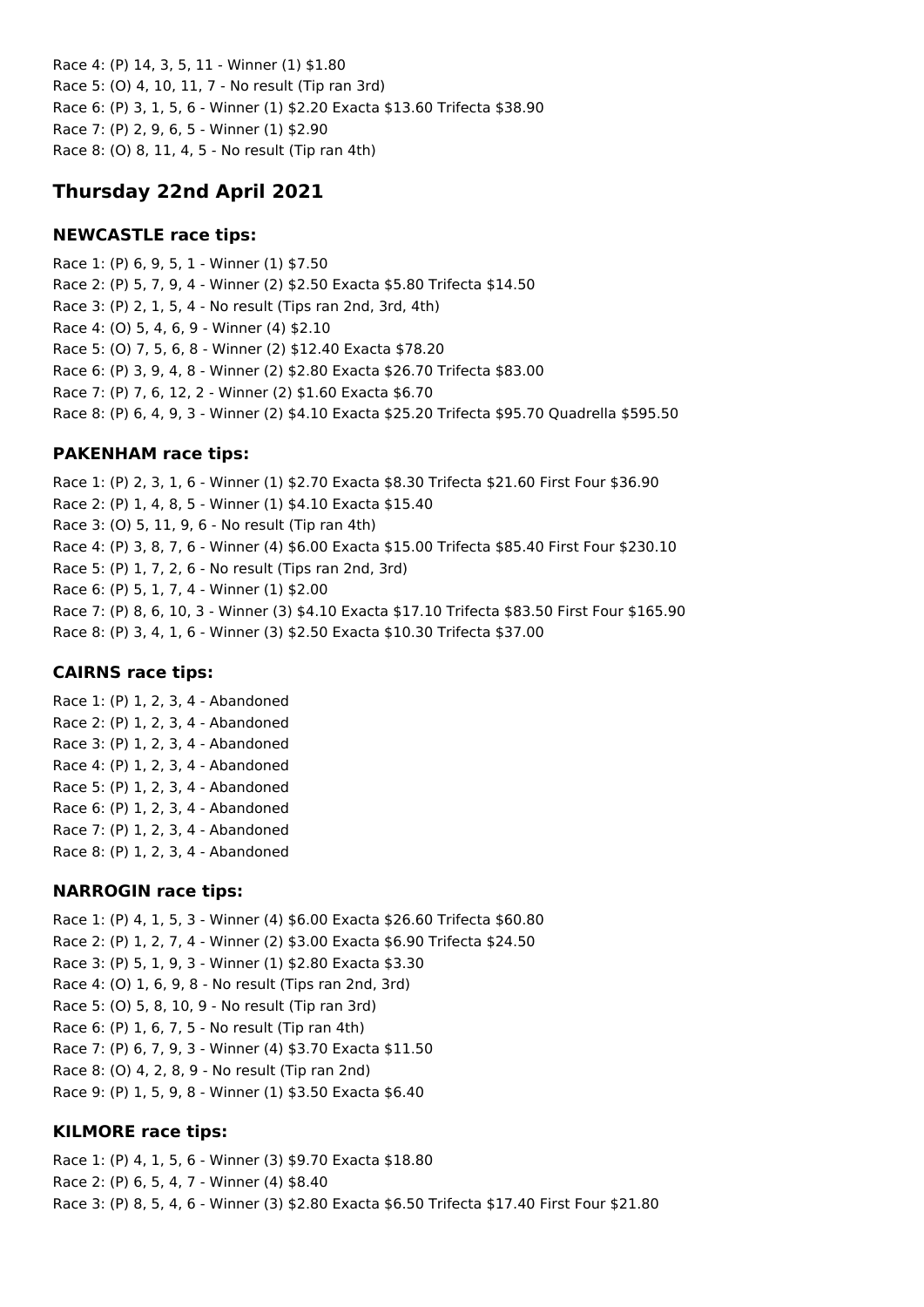Race 4: (P) 14, 3, 5, 11 - Winner (1) $1.80
Race 5: (O) 4, 10, 11, 7 - No result (Tip ran 3rd)
Race 6: (P) 3, 1, 5, 6 - Winner (1) $2.20 Exacta $13.60 Trifecta $38.90
Race 7: (P) 2, 9, 6, 5 - Winner (1) $2.90
Race 8: (O) 8, 11, 4, 5 - No result (Tip ran 4th)

## Thursday 22nd April 2021

### NEWCASTLE race tips:

Race 1: (P) 6, 9, 5, 1 - Winner (1) $7.50
Race 2: (P) 5, 7, 9, 4 - Winner (2) $2.50 Exacta $5.80 Trifecta $14.50
Race 3: (P) 2, 1, 5, 4 - No result (Tips ran 2nd, 3rd, 4th)
Race 4: (O) 5, 4, 6, 9 - Winner (4) $2.10
Race 5: (O) 7, 5, 6, 8 - Winner (2) $12.40 Exacta $78.20
Race 6: (P) 3, 9, 4, 8 - Winner (2) $2.80 Exacta $26.70 Trifecta $83.00
Race 7: (P) 7, 6, 12, 2 - Winner (2) $1.60 Exacta $6.70
Race 8: (P) 6, 4, 9, 3 - Winner (2) $4.10 Exacta $25.20 Trifecta $95.70 Quadrella $595.50

### PAKENHAM race tips:

Race 1: (P) 2, 3, 1, 6 - Winner (1) $2.70 Exacta $8.30 Trifecta $21.60 First Four $36.90
Race 2: (P) 1, 4, 8, 5 - Winner (1) $4.10 Exacta $15.40
Race 3: (O) 5, 11, 9, 6 - No result (Tip ran 4th)
Race 4: (P) 3, 8, 7, 6 - Winner (4) $6.00 Exacta $15.00 Trifecta $85.40 First Four $230.10
Race 5: (P) 1, 7, 2, 6 - No result (Tips ran 2nd, 3rd)
Race 6: (P) 5, 1, 7, 4 - Winner (1) $2.00
Race 7: (P) 8, 6, 10, 3 - Winner (3) $4.10 Exacta $17.10 Trifecta $83.50 First Four $165.90
Race 8: (P) 3, 4, 1, 6 - Winner (3) $2.50 Exacta $10.30 Trifecta $37.00

### CAIRNS race tips:

Race 1: (P) 1, 2, 3, 4 - Abandoned
Race 2: (P) 1, 2, 3, 4 - Abandoned
Race 3: (P) 1, 2, 3, 4 - Abandoned
Race 4: (P) 1, 2, 3, 4 - Abandoned
Race 5: (P) 1, 2, 3, 4 - Abandoned
Race 6: (P) 1, 2, 3, 4 - Abandoned
Race 7: (P) 1, 2, 3, 4 - Abandoned
Race 8: (P) 1, 2, 3, 4 - Abandoned

### NARROGIN race tips:

Race 1: (P) 4, 1, 5, 3 - Winner (4) $6.00 Exacta $26.60 Trifecta $60.80
Race 2: (P) 1, 2, 7, 4 - Winner (2) $3.00 Exacta $6.90 Trifecta $24.50
Race 3: (P) 5, 1, 9, 3 - Winner (1) $2.80 Exacta $3.30
Race 4: (O) 1, 6, 9, 8 - No result (Tips ran 2nd, 3rd)
Race 5: (O) 5, 8, 10, 9 - No result (Tip ran 3rd)
Race 6: (P) 1, 6, 7, 5 - No result (Tip ran 4th)
Race 7: (P) 6, 7, 9, 3 - Winner (4) $3.70 Exacta $11.50
Race 8: (O) 4, 2, 8, 9 - No result (Tip ran 2nd)
Race 9: (P) 1, 5, 9, 8 - Winner (1) $3.50 Exacta $6.40

### KILMORE race tips:

Race 1: (P) 4, 1, 5, 6 - Winner (3) $9.70 Exacta $18.80
Race 2: (P) 6, 5, 4, 7 - Winner (4) $8.40
Race 3: (P) 8, 5, 4, 6 - Winner (3) $2.80 Exacta $6.50 Trifecta $17.40 First Four $21.80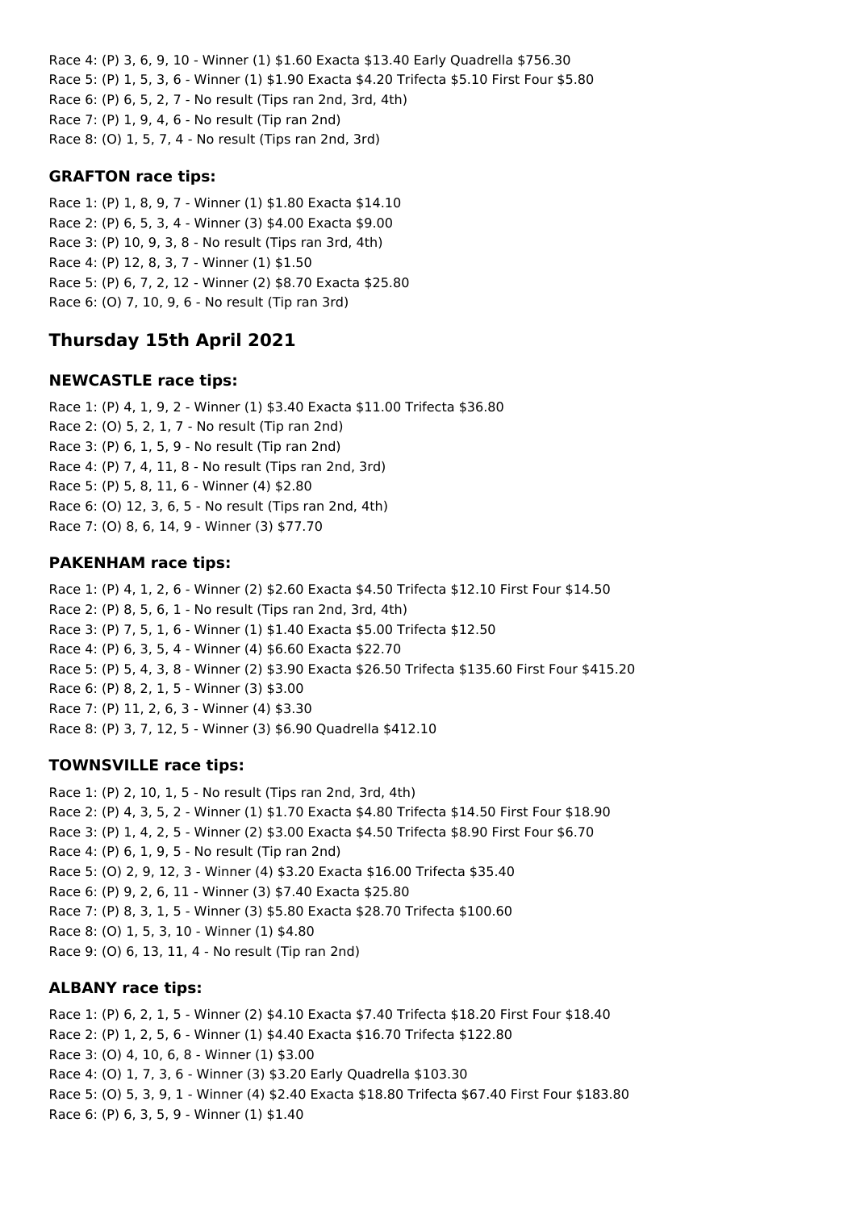Race 4: (P) 3, 6, 9, 10 - Winner (1) $1.60 Exacta $13.40 Early Quadrella $756.30
Race 5: (P) 1, 5, 3, 6 - Winner (1) $1.90 Exacta $4.20 Trifecta $5.10 First Four $5.80
Race 6: (P) 6, 5, 2, 7 - No result (Tips ran 2nd, 3rd, 4th)
Race 7: (P) 1, 9, 4, 6 - No result (Tip ran 2nd)
Race 8: (O) 1, 5, 7, 4 - No result (Tips ran 2nd, 3rd)

### GRAFTON race tips:

Race 1: (P) 1, 8, 9, 7 - Winner (1) $1.80 Exacta $14.10
Race 2: (P) 6, 5, 3, 4 - Winner (3) $4.00 Exacta $9.00
Race 3: (P) 10, 9, 3, 8 - No result (Tips ran 3rd, 4th)
Race 4: (P) 12, 8, 3, 7 - Winner (1) $1.50
Race 5: (P) 6, 7, 2, 12 - Winner (2) $8.70 Exacta $25.80
Race 6: (O) 7, 10, 9, 6 - No result (Tip ran 3rd)

## Thursday 15th April 2021

### NEWCASTLE race tips:

Race 1: (P) 4, 1, 9, 2 - Winner (1) $3.40 Exacta $11.00 Trifecta $36.80
Race 2: (O) 5, 2, 1, 7 - No result (Tip ran 2nd)
Race 3: (P) 6, 1, 5, 9 - No result (Tip ran 2nd)
Race 4: (P) 7, 4, 11, 8 - No result (Tips ran 2nd, 3rd)
Race 5: (P) 5, 8, 11, 6 - Winner (4) $2.80
Race 6: (O) 12, 3, 6, 5 - No result (Tips ran 2nd, 4th)
Race 7: (O) 8, 6, 14, 9 - Winner (3) $77.70

### PAKENHAM race tips:

Race 1: (P) 4, 1, 2, 6 - Winner (2) $2.60 Exacta $4.50 Trifecta $12.10 First Four $14.50
Race 2: (P) 8, 5, 6, 1 - No result (Tips ran 2nd, 3rd, 4th)
Race 3: (P) 7, 5, 1, 6 - Winner (1) $1.40 Exacta $5.00 Trifecta $12.50
Race 4: (P) 6, 3, 5, 4 - Winner (4) $6.60 Exacta $22.70
Race 5: (P) 5, 4, 3, 8 - Winner (2) $3.90 Exacta $26.50 Trifecta $135.60 First Four $415.20
Race 6: (P) 8, 2, 1, 5 - Winner (3) $3.00
Race 7: (P) 11, 2, 6, 3 - Winner (4) $3.30
Race 8: (P) 3, 7, 12, 5 - Winner (3) $6.90 Quadrella $412.10

### TOWNSVILLE race tips:

Race 1: (P) 2, 10, 1, 5 - No result (Tips ran 2nd, 3rd, 4th)
Race 2: (P) 4, 3, 5, 2 - Winner (1) $1.70 Exacta $4.80 Trifecta $14.50 First Four $18.90
Race 3: (P) 1, 4, 2, 5 - Winner (2) $3.00 Exacta $4.50 Trifecta $8.90 First Four $6.70
Race 4: (P) 6, 1, 9, 5 - No result (Tip ran 2nd)
Race 5: (O) 2, 9, 12, 3 - Winner (4) $3.20 Exacta $16.00 Trifecta $35.40
Race 6: (P) 9, 2, 6, 11 - Winner (3) $7.40 Exacta $25.80
Race 7: (P) 8, 3, 1, 5 - Winner (3) $5.80 Exacta $28.70 Trifecta $100.60
Race 8: (O) 1, 5, 3, 10 - Winner (1) $4.80
Race 9: (O) 6, 13, 11, 4 - No result (Tip ran 2nd)

### ALBANY race tips:

Race 1: (P) 6, 2, 1, 5 - Winner (2) $4.10 Exacta $7.40 Trifecta $18.20 First Four $18.40
Race 2: (P) 1, 2, 5, 6 - Winner (1) $4.40 Exacta $16.70 Trifecta $122.80
Race 3: (O) 4, 10, 6, 8 - Winner (1) $3.00
Race 4: (O) 1, 7, 3, 6 - Winner (3) $3.20 Early Quadrella $103.30
Race 5: (O) 5, 3, 9, 1 - Winner (4) $2.40 Exacta $18.80 Trifecta $67.40 First Four $183.80
Race 6: (P) 6, 3, 5, 9 - Winner (1) $1.40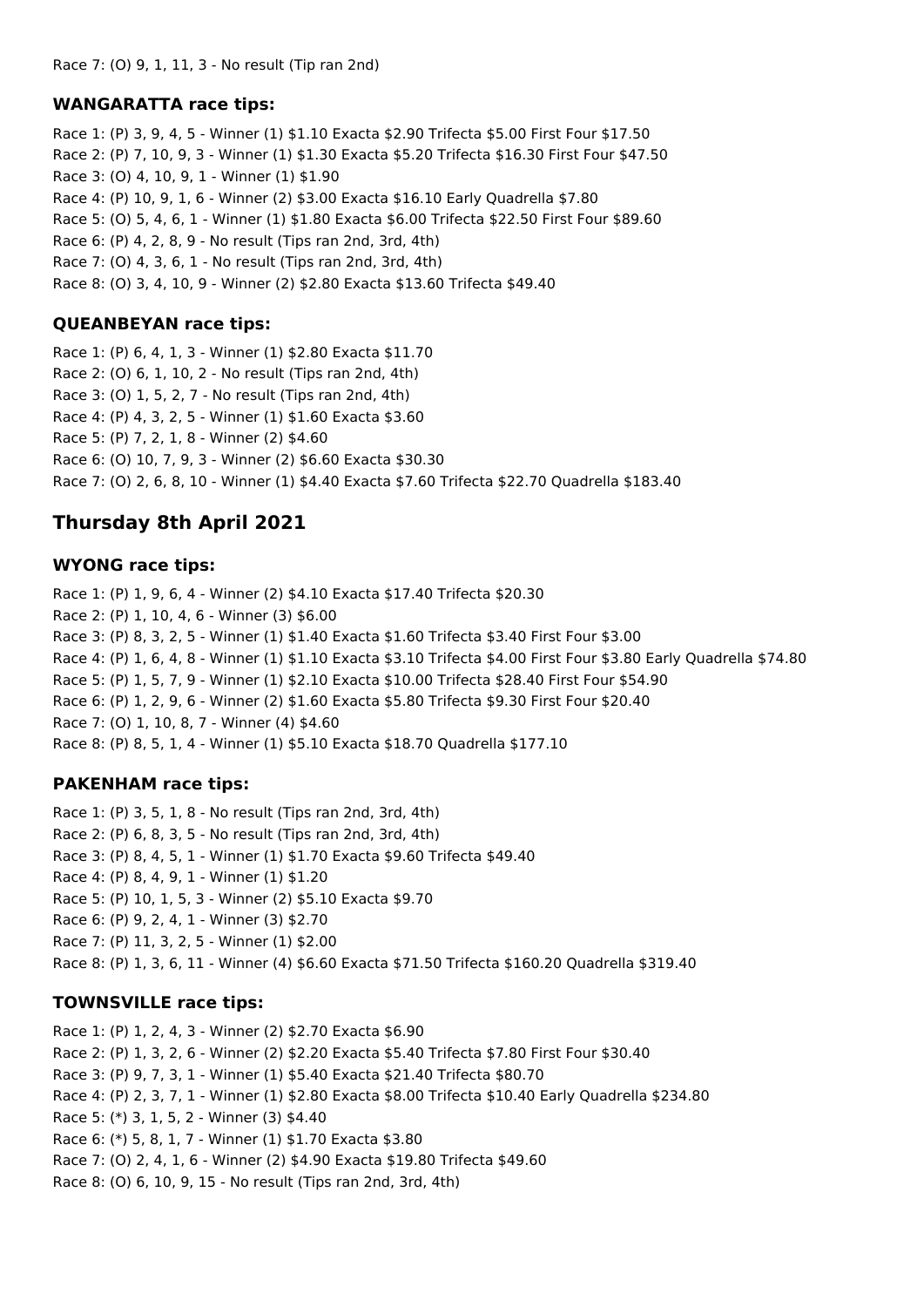Race 7: (O) 9, 1, 11, 3 - No result (Tip ran 2nd)

### WANGARATTA race tips:

Race 1: (P) 3, 9, 4, 5 - Winner (1) $1.10 Exacta $2.90 Trifecta $5.00 First Four $17.50
Race 2: (P) 7, 10, 9, 3 - Winner (1) $1.30 Exacta $5.20 Trifecta $16.30 First Four $47.50
Race 3: (O) 4, 10, 9, 1 - Winner (1) $1.90
Race 4: (P) 10, 9, 1, 6 - Winner (2) $3.00 Exacta $16.10 Early Quadrella $7.80
Race 5: (O) 5, 4, 6, 1 - Winner (1) $1.80 Exacta $6.00 Trifecta $22.50 First Four $89.60
Race 6: (P) 4, 2, 8, 9 - No result (Tips ran 2nd, 3rd, 4th)
Race 7: (O) 4, 3, 6, 1 - No result (Tips ran 2nd, 3rd, 4th)
Race 8: (O) 3, 4, 10, 9 - Winner (2) $2.80 Exacta $13.60 Trifecta $49.40

### QUEANBEYAN race tips:

Race 1: (P) 6, 4, 1, 3 - Winner (1) $2.80 Exacta $11.70
Race 2: (O) 6, 1, 10, 2 - No result (Tips ran 2nd, 4th)
Race 3: (O) 1, 5, 2, 7 - No result (Tips ran 2nd, 4th)
Race 4: (P) 4, 3, 2, 5 - Winner (1) $1.60 Exacta $3.60
Race 5: (P) 7, 2, 1, 8 - Winner (2) $4.60
Race 6: (O) 10, 7, 9, 3 - Winner (2) $6.60 Exacta $30.30
Race 7: (O) 2, 6, 8, 10 - Winner (1) $4.40 Exacta $7.60 Trifecta $22.70 Quadrella $183.40

## Thursday 8th April 2021

### WYONG race tips:

Race 1: (P) 1, 9, 6, 4 - Winner (2) $4.10 Exacta $17.40 Trifecta $20.30
Race 2: (P) 1, 10, 4, 6 - Winner (3) $6.00
Race 3: (P) 8, 3, 2, 5 - Winner (1) $1.40 Exacta $1.60 Trifecta $3.40 First Four $3.00
Race 4: (P) 1, 6, 4, 8 - Winner (1) $1.10 Exacta $3.10 Trifecta $4.00 First Four $3.80 Early Quadrella $74.80
Race 5: (P) 1, 5, 7, 9 - Winner (1) $2.10 Exacta $10.00 Trifecta $28.40 First Four $54.90
Race 6: (P) 1, 2, 9, 6 - Winner (2) $1.60 Exacta $5.80 Trifecta $9.30 First Four $20.40
Race 7: (O) 1, 10, 8, 7 - Winner (4) $4.60
Race 8: (P) 8, 5, 1, 4 - Winner (1) $5.10 Exacta $18.70 Quadrella $177.10

### PAKENHAM race tips:

Race 1: (P) 3, 5, 1, 8 - No result (Tips ran 2nd, 3rd, 4th)
Race 2: (P) 6, 8, 3, 5 - No result (Tips ran 2nd, 3rd, 4th)
Race 3: (P) 8, 4, 5, 1 - Winner (1) $1.70 Exacta $9.60 Trifecta $49.40
Race 4: (P) 8, 4, 9, 1 - Winner (1) $1.20
Race 5: (P) 10, 1, 5, 3 - Winner (2) $5.10 Exacta $9.70
Race 6: (P) 9, 2, 4, 1 - Winner (3) $2.70
Race 7: (P) 11, 3, 2, 5 - Winner (1) $2.00
Race 8: (P) 1, 3, 6, 11 - Winner (4) $6.60 Exacta $71.50 Trifecta $160.20 Quadrella $319.40

### TOWNSVILLE race tips:

Race 1: (P) 1, 2, 4, 3 - Winner (2) $2.70 Exacta $6.90
Race 2: (P) 1, 3, 2, 6 - Winner (2) $2.20 Exacta $5.40 Trifecta $7.80 First Four $30.40
Race 3: (P) 9, 7, 3, 1 - Winner (1) $5.40 Exacta $21.40 Trifecta $80.70
Race 4: (P) 2, 3, 7, 1 - Winner (1) $2.80 Exacta $8.00 Trifecta $10.40 Early Quadrella $234.80
Race 5: (*) 3, 1, 5, 2 - Winner (3) $4.40
Race 6: (*) 5, 8, 1, 7 - Winner (1) $1.70 Exacta $3.80
Race 7: (O) 2, 4, 1, 6 - Winner (2) $4.90 Exacta $19.80 Trifecta $49.60
Race 8: (O) 6, 10, 9, 15 - No result (Tips ran 2nd, 3rd, 4th)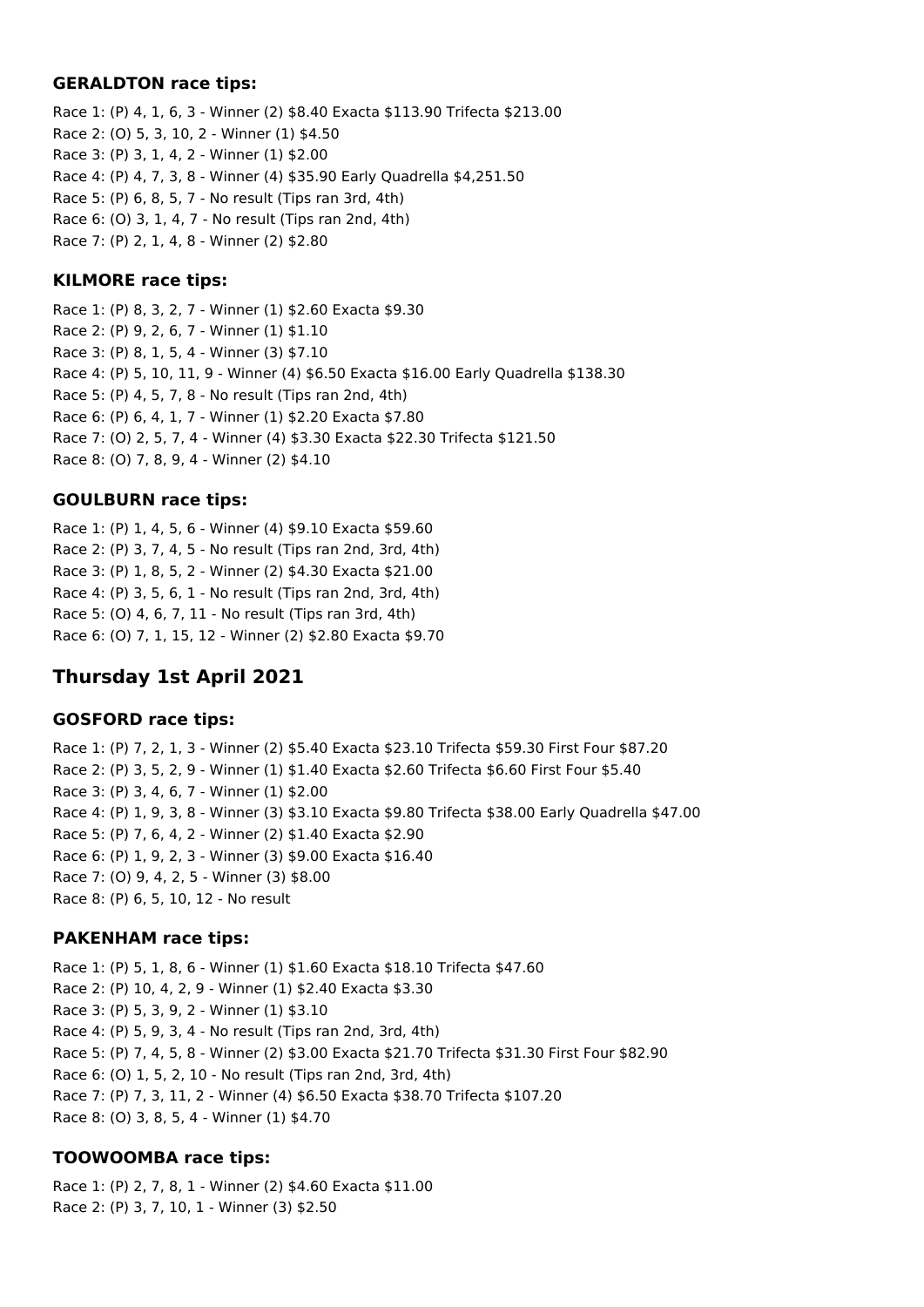### GERALDTON race tips:

Race 1: (P) 4, 1, 6, 3 - Winner (2) $8.40 Exacta $113.90 Trifecta $213.00
Race 2: (O) 5, 3, 10, 2 - Winner (1) $4.50
Race 3: (P) 3, 1, 4, 2 - Winner (1) $2.00
Race 4: (P) 4, 7, 3, 8 - Winner (4) $35.90 Early Quadrella $4,251.50
Race 5: (P) 6, 8, 5, 7 - No result (Tips ran 3rd, 4th)
Race 6: (O) 3, 1, 4, 7 - No result (Tips ran 2nd, 4th)
Race 7: (P) 2, 1, 4, 8 - Winner (2) $2.80

### KILMORE race tips:

Race 1: (P) 8, 3, 2, 7 - Winner (1) $2.60 Exacta $9.30
Race 2: (P) 9, 2, 6, 7 - Winner (1) $1.10
Race 3: (P) 8, 1, 5, 4 - Winner (3) $7.10
Race 4: (P) 5, 10, 11, 9 - Winner (4) $6.50 Exacta $16.00 Early Quadrella $138.30
Race 5: (P) 4, 5, 7, 8 - No result (Tips ran 2nd, 4th)
Race 6: (P) 6, 4, 1, 7 - Winner (1) $2.20 Exacta $7.80
Race 7: (O) 2, 5, 7, 4 - Winner (4) $3.30 Exacta $22.30 Trifecta $121.50
Race 8: (O) 7, 8, 9, 4 - Winner (2) $4.10

### GOULBURN race tips:

Race 1: (P) 1, 4, 5, 6 - Winner (4) $9.10 Exacta $59.60
Race 2: (P) 3, 7, 4, 5 - No result (Tips ran 2nd, 3rd, 4th)
Race 3: (P) 1, 8, 5, 2 - Winner (2) $4.30 Exacta $21.00
Race 4: (P) 3, 5, 6, 1 - No result (Tips ran 2nd, 3rd, 4th)
Race 5: (O) 4, 6, 7, 11 - No result (Tips ran 3rd, 4th)
Race 6: (O) 7, 1, 15, 12 - Winner (2) $2.80 Exacta $9.70

## Thursday 1st April 2021

### GOSFORD race tips:

Race 1: (P) 7, 2, 1, 3 - Winner (2) $5.40 Exacta $23.10 Trifecta $59.30 First Four $87.20
Race 2: (P) 3, 5, 2, 9 - Winner (1) $1.40 Exacta $2.60 Trifecta $6.60 First Four $5.40
Race 3: (P) 3, 4, 6, 7 - Winner (1) $2.00
Race 4: (P) 1, 9, 3, 8 - Winner (3) $3.10 Exacta $9.80 Trifecta $38.00 Early Quadrella $47.00
Race 5: (P) 7, 6, 4, 2 - Winner (2) $1.40 Exacta $2.90
Race 6: (P) 1, 9, 2, 3 - Winner (3) $9.00 Exacta $16.40
Race 7: (O) 9, 4, 2, 5 - Winner (3) $8.00
Race 8: (P) 6, 5, 10, 12 - No result

### PAKENHAM race tips:

Race 1: (P) 5, 1, 8, 6 - Winner (1) $1.60 Exacta $18.10 Trifecta $47.60
Race 2: (P) 10, 4, 2, 9 - Winner (1) $2.40 Exacta $3.30
Race 3: (P) 5, 3, 9, 2 - Winner (1) $3.10
Race 4: (P) 5, 9, 3, 4 - No result (Tips ran 2nd, 3rd, 4th)
Race 5: (P) 7, 4, 5, 8 - Winner (2) $3.00 Exacta $21.70 Trifecta $31.30 First Four $82.90
Race 6: (O) 1, 5, 2, 10 - No result (Tips ran 2nd, 3rd, 4th)
Race 7: (P) 7, 3, 11, 2 - Winner (4) $6.50 Exacta $38.70 Trifecta $107.20
Race 8: (O) 3, 8, 5, 4 - Winner (1) $4.70

### TOOWOOMBA race tips:

Race 1: (P) 2, 7, 8, 1 - Winner (2) $4.60 Exacta $11.00
Race 2: (P) 3, 7, 10, 1 - Winner (3) $2.50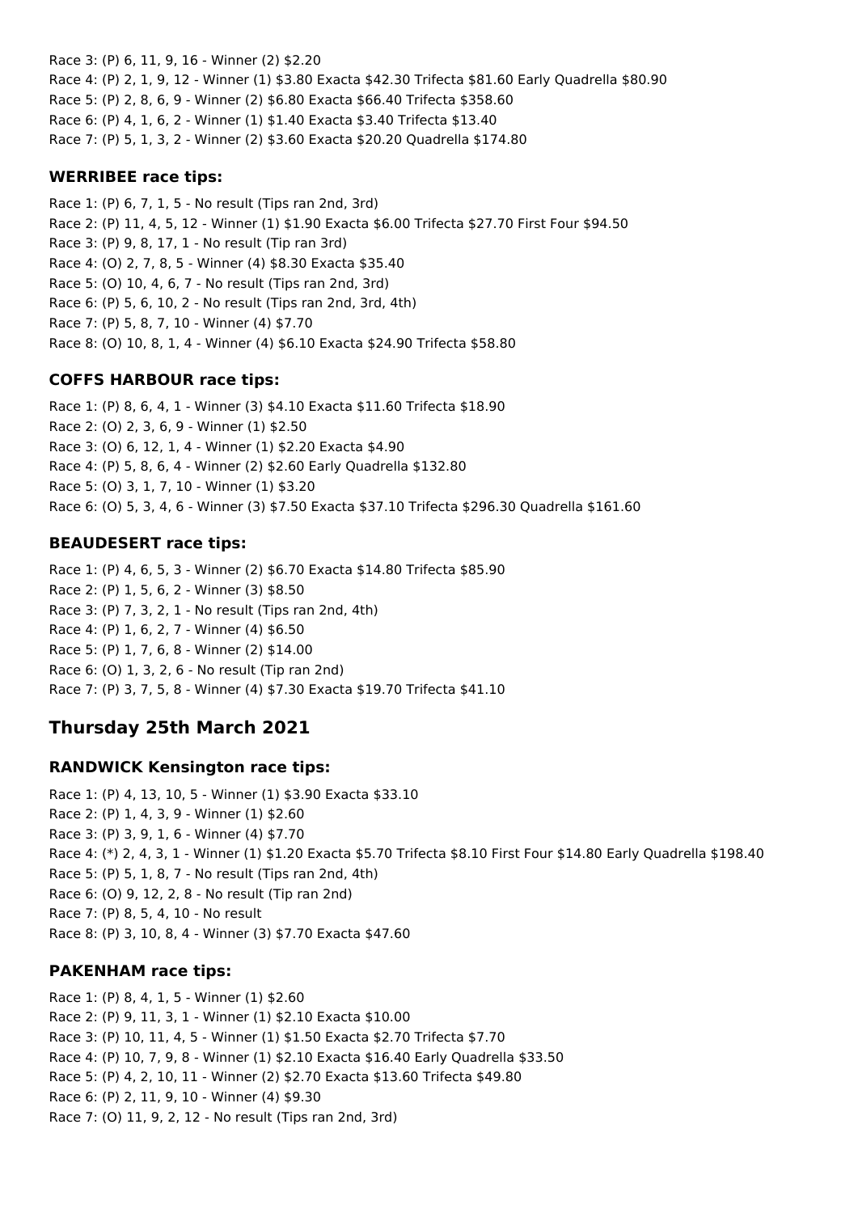Race 3: (P) 6, 11, 9, 16 - Winner (2) $2.20

Race 4: (P) 2, 1, 9, 12 - Winner (1) $3.80 Exacta $42.30 Trifecta $81.60 Early Quadrella $80.90

Race 5: (P) 2, 8, 6, 9 - Winner (2) $6.80 Exacta $66.40 Trifecta $358.60

Race 6: (P) 4, 1, 6, 2 - Winner (1) $1.40 Exacta $3.40 Trifecta $13.40

Race 7: (P) 5, 1, 3, 2 - Winner (2) $3.60 Exacta $20.20 Quadrella $174.80

### WERRIBEE race tips:

Race 1: (P) 6, 7, 1, 5 - No result (Tips ran 2nd, 3rd)

Race 2: (P) 11, 4, 5, 12 - Winner (1) $1.90 Exacta $6.00 Trifecta $27.70 First Four $94.50

Race 3: (P) 9, 8, 17, 1 - No result (Tip ran 3rd)

Race 4: (O) 2, 7, 8, 5 - Winner (4) $8.30 Exacta $35.40

Race 5: (O) 10, 4, 6, 7 - No result (Tips ran 2nd, 3rd)

Race 6: (P) 5, 6, 10, 2 - No result (Tips ran 2nd, 3rd, 4th)

Race 7: (P) 5, 8, 7, 10 - Winner (4) $7.70

Race 8: (O) 10, 8, 1, 4 - Winner (4) $6.10 Exacta $24.90 Trifecta $58.80

### COFFS HARBOUR race tips:

Race 1: (P) 8, 6, 4, 1 - Winner (3) $4.10 Exacta $11.60 Trifecta $18.90

Race 2: (O) 2, 3, 6, 9 - Winner (1) $2.50

Race 3: (O) 6, 12, 1, 4 - Winner (1) $2.20 Exacta $4.90

Race 4: (P) 5, 8, 6, 4 - Winner (2) $2.60 Early Quadrella $132.80

Race 5: (O) 3, 1, 7, 10 - Winner (1) $3.20

Race 6: (O) 5, 3, 4, 6 - Winner (3) $7.50 Exacta $37.10 Trifecta $296.30 Quadrella $161.60

### BEAUDESERT race tips:

Race 1: (P) 4, 6, 5, 3 - Winner (2) $6.70 Exacta $14.80 Trifecta $85.90

Race 2: (P) 1, 5, 6, 2 - Winner (3) $8.50

Race 3: (P) 7, 3, 2, 1 - No result (Tips ran 2nd, 4th)

Race 4: (P) 1, 6, 2, 7 - Winner (4) $6.50

Race 5: (P) 1, 7, 6, 8 - Winner (2) $14.00

Race 6: (O) 1, 3, 2, 6 - No result (Tip ran 2nd)

Race 7: (P) 3, 7, 5, 8 - Winner (4) $7.30 Exacta $19.70 Trifecta $41.10

## Thursday 25th March 2021

### RANDWICK Kensington race tips:

Race 1: (P) 4, 13, 10, 5 - Winner (1) $3.90 Exacta $33.10

Race 2: (P) 1, 4, 3, 9 - Winner (1) $2.60

Race 3: (P) 3, 9, 1, 6 - Winner (4) $7.70

Race 4: (*) 2, 4, 3, 1 - Winner (1) $1.20 Exacta $5.70 Trifecta $8.10 First Four $14.80 Early Quadrella $198.40

Race 5: (P) 5, 1, 8, 7 - No result (Tips ran 2nd, 4th)

Race 6: (O) 9, 12, 2, 8 - No result (Tip ran 2nd)

Race 7: (P) 8, 5, 4, 10 - No result

Race 8: (P) 3, 10, 8, 4 - Winner (3) $7.70 Exacta $47.60

### PAKENHAM race tips:

Race 1: (P) 8, 4, 1, 5 - Winner (1) $2.60

Race 2: (P) 9, 11, 3, 1 - Winner (1) $2.10 Exacta $10.00

Race 3: (P) 10, 11, 4, 5 - Winner (1) $1.50 Exacta $2.70 Trifecta $7.70

Race 4: (P) 10, 7, 9, 8 - Winner (1) $2.10 Exacta $16.40 Early Quadrella $33.50

Race 5: (P) 4, 2, 10, 11 - Winner (2) $2.70 Exacta $13.60 Trifecta $49.80

Race 6: (P) 2, 11, 9, 10 - Winner (4) $9.30

Race 7: (O) 11, 9, 2, 12 - No result (Tips ran 2nd, 3rd)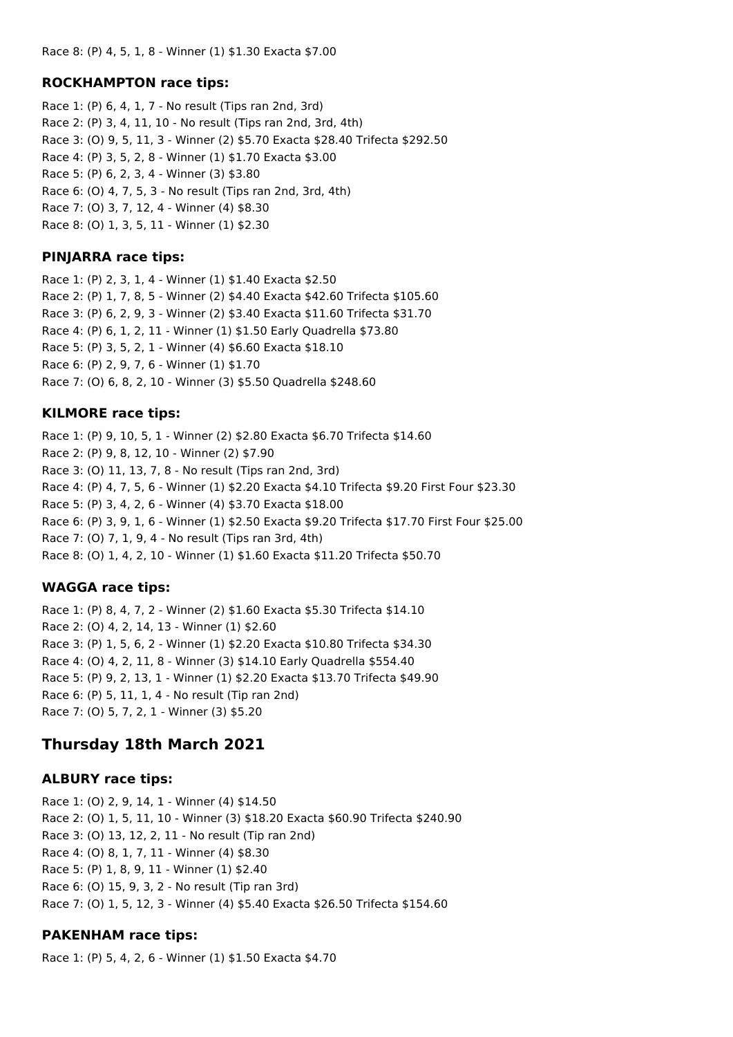Race 8: (P) 4, 5, 1, 8 - Winner (1) $1.30 Exacta $7.00

### ROCKHAMPTON race tips:

Race 1: (P) 6, 4, 1, 7 - No result (Tips ran 2nd, 3rd)
Race 2: (P) 3, 4, 11, 10 - No result (Tips ran 2nd, 3rd, 4th)
Race 3: (O) 9, 5, 11, 3 - Winner (2) $5.70 Exacta $28.40 Trifecta $292.50
Race 4: (P) 3, 5, 2, 8 - Winner (1) $1.70 Exacta $3.00
Race 5: (P) 6, 2, 3, 4 - Winner (3) $3.80
Race 6: (O) 4, 7, 5, 3 - No result (Tips ran 2nd, 3rd, 4th)
Race 7: (O) 3, 7, 12, 4 - Winner (4) $8.30
Race 8: (O) 1, 3, 5, 11 - Winner (1) $2.30

### PINJARRA race tips:

Race 1: (P) 2, 3, 1, 4 - Winner (1) $1.40 Exacta $2.50
Race 2: (P) 1, 7, 8, 5 - Winner (2) $4.40 Exacta $42.60 Trifecta $105.60
Race 3: (P) 6, 2, 9, 3 - Winner (2) $3.40 Exacta $11.60 Trifecta $31.70
Race 4: (P) 6, 1, 2, 11 - Winner (1) $1.50 Early Quadrella $73.80
Race 5: (P) 3, 5, 2, 1 - Winner (4) $6.60 Exacta $18.10
Race 6: (P) 2, 9, 7, 6 - Winner (1) $1.70
Race 7: (O) 6, 8, 2, 10 - Winner (3) $5.50 Quadrella $248.60

### KILMORE race tips:

Race 1: (P) 9, 10, 5, 1 - Winner (2) $2.80 Exacta $6.70 Trifecta $14.60
Race 2: (P) 9, 8, 12, 10 - Winner (2) $7.90
Race 3: (O) 11, 13, 7, 8 - No result (Tips ran 2nd, 3rd)
Race 4: (P) 4, 7, 5, 6 - Winner (1) $2.20 Exacta $4.10 Trifecta $9.20 First Four $23.30
Race 5: (P) 3, 4, 2, 6 - Winner (4) $3.70 Exacta $18.00
Race 6: (P) 3, 9, 1, 6 - Winner (1) $2.50 Exacta $9.20 Trifecta $17.70 First Four $25.00
Race 7: (O) 7, 1, 9, 4 - No result (Tips ran 3rd, 4th)
Race 8: (O) 1, 4, 2, 10 - Winner (1) $1.60 Exacta $11.20 Trifecta $50.70

### WAGGA race tips:

Race 1: (P) 8, 4, 7, 2 - Winner (2) $1.60 Exacta $5.30 Trifecta $14.10
Race 2: (O) 4, 2, 14, 13 - Winner (1) $2.60
Race 3: (P) 1, 5, 6, 2 - Winner (1) $2.20 Exacta $10.80 Trifecta $34.30
Race 4: (O) 4, 2, 11, 8 - Winner (3) $14.10 Early Quadrella $554.40
Race 5: (P) 9, 2, 13, 1 - Winner (1) $2.20 Exacta $13.70 Trifecta $49.90
Race 6: (P) 5, 11, 1, 4 - No result (Tip ran 2nd)
Race 7: (O) 5, 7, 2, 1 - Winner (3) $5.20

## Thursday 18th March 2021

### ALBURY race tips:

Race 1: (O) 2, 9, 14, 1 - Winner (4) $14.50
Race 2: (O) 1, 5, 11, 10 - Winner (3) $18.20 Exacta $60.90 Trifecta $240.90
Race 3: (O) 13, 12, 2, 11 - No result (Tip ran 2nd)
Race 4: (O) 8, 1, 7, 11 - Winner (4) $8.30
Race 5: (P) 1, 8, 9, 11 - Winner (1) $2.40
Race 6: (O) 15, 9, 3, 2 - No result (Tip ran 3rd)
Race 7: (O) 1, 5, 12, 3 - Winner (4) $5.40 Exacta $26.50 Trifecta $154.60

### PAKENHAM race tips:

Race 1: (P) 5, 4, 2, 6 - Winner (1) $1.50 Exacta $4.70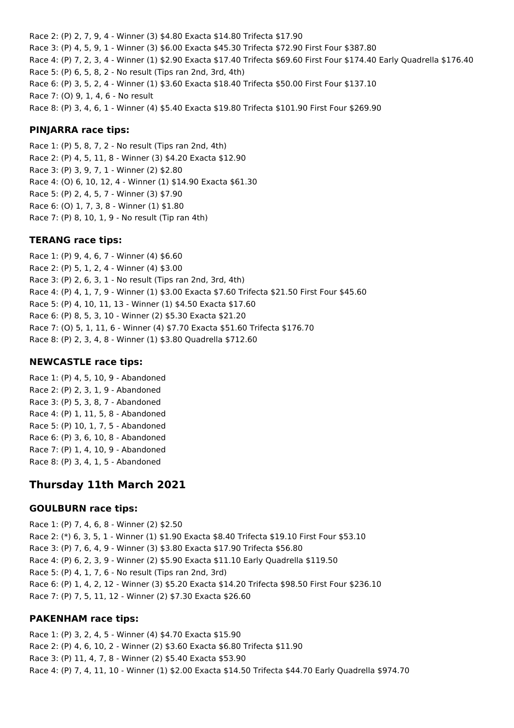Race 2: (P) 2, 7, 9, 4 - Winner (3) $4.80 Exacta $14.80 Trifecta $17.90
Race 3: (P) 4, 5, 9, 1 - Winner (3) $6.00 Exacta $45.30 Trifecta $72.90 First Four $387.80
Race 4: (P) 7, 2, 3, 4 - Winner (1) $2.90 Exacta $17.40 Trifecta $69.60 First Four $174.40 Early Quadrella $176.40
Race 5: (P) 6, 5, 8, 2 - No result (Tips ran 2nd, 3rd, 4th)
Race 6: (P) 3, 5, 2, 4 - Winner (1) $3.60 Exacta $18.40 Trifecta $50.00 First Four $137.10
Race 7: (O) 9, 1, 4, 6 - No result
Race 8: (P) 3, 4, 6, 1 - Winner (4) $5.40 Exacta $19.80 Trifecta $101.90 First Four $269.90

### PINJARRA race tips:

Race 1: (P) 5, 8, 7, 2 - No result (Tips ran 2nd, 4th)
Race 2: (P) 4, 5, 11, 8 - Winner (3) $4.20 Exacta $12.90
Race 3: (P) 3, 9, 7, 1 - Winner (2) $2.80
Race 4: (O) 6, 10, 12, 4 - Winner (1) $14.90 Exacta $61.30
Race 5: (P) 2, 4, 5, 7 - Winner (3) $7.90
Race 6: (O) 1, 7, 3, 8 - Winner (1) $1.80
Race 7: (P) 8, 10, 1, 9 - No result (Tip ran 4th)

### TERANG race tips:

Race 1: (P) 9, 4, 6, 7 - Winner (4) $6.60
Race 2: (P) 5, 1, 2, 4 - Winner (4) $3.00
Race 3: (P) 2, 6, 3, 1 - No result (Tips ran 2nd, 3rd, 4th)
Race 4: (P) 4, 1, 7, 9 - Winner (1) $3.00 Exacta $7.60 Trifecta $21.50 First Four $45.60
Race 5: (P) 4, 10, 11, 13 - Winner (1) $4.50 Exacta $17.60
Race 6: (P) 8, 5, 3, 10 - Winner (2) $5.30 Exacta $21.20
Race 7: (O) 5, 1, 11, 6 - Winner (4) $7.70 Exacta $51.60 Trifecta $176.70
Race 8: (P) 2, 3, 4, 8 - Winner (1) $3.80 Quadrella $712.60

### NEWCASTLE race tips:

Race 1: (P) 4, 5, 10, 9 - Abandoned
Race 2: (P) 2, 3, 1, 9 - Abandoned
Race 3: (P) 5, 3, 8, 7 - Abandoned
Race 4: (P) 1, 11, 5, 8 - Abandoned
Race 5: (P) 10, 1, 7, 5 - Abandoned
Race 6: (P) 3, 6, 10, 8 - Abandoned
Race 7: (P) 1, 4, 10, 9 - Abandoned
Race 8: (P) 3, 4, 1, 5 - Abandoned

## Thursday 11th March 2021

### GOULBURN race tips:

Race 1: (P) 7, 4, 6, 8 - Winner (2) $2.50
Race 2: (*) 6, 3, 5, 1 - Winner (1) $1.90 Exacta $8.40 Trifecta $19.10 First Four $53.10
Race 3: (P) 7, 6, 4, 9 - Winner (3) $3.80 Exacta $17.90 Trifecta $56.80
Race 4: (P) 6, 2, 3, 9 - Winner (2) $5.90 Exacta $11.10 Early Quadrella $119.50
Race 5: (P) 4, 1, 7, 6 - No result (Tips ran 2nd, 3rd)
Race 6: (P) 1, 4, 2, 12 - Winner (3) $5.20 Exacta $14.20 Trifecta $98.50 First Four $236.10
Race 7: (P) 7, 5, 11, 12 - Winner (2) $7.30 Exacta $26.60

### PAKENHAM race tips:

Race 1: (P) 3, 2, 4, 5 - Winner (4) $4.70 Exacta $15.90
Race 2: (P) 4, 6, 10, 2 - Winner (2) $3.60 Exacta $6.80 Trifecta $11.90
Race 3: (P) 11, 4, 7, 8 - Winner (2) $5.40 Exacta $53.90
Race 4: (P) 7, 4, 11, 10 - Winner (1) $2.00 Exacta $14.50 Trifecta $44.70 Early Quadrella $974.70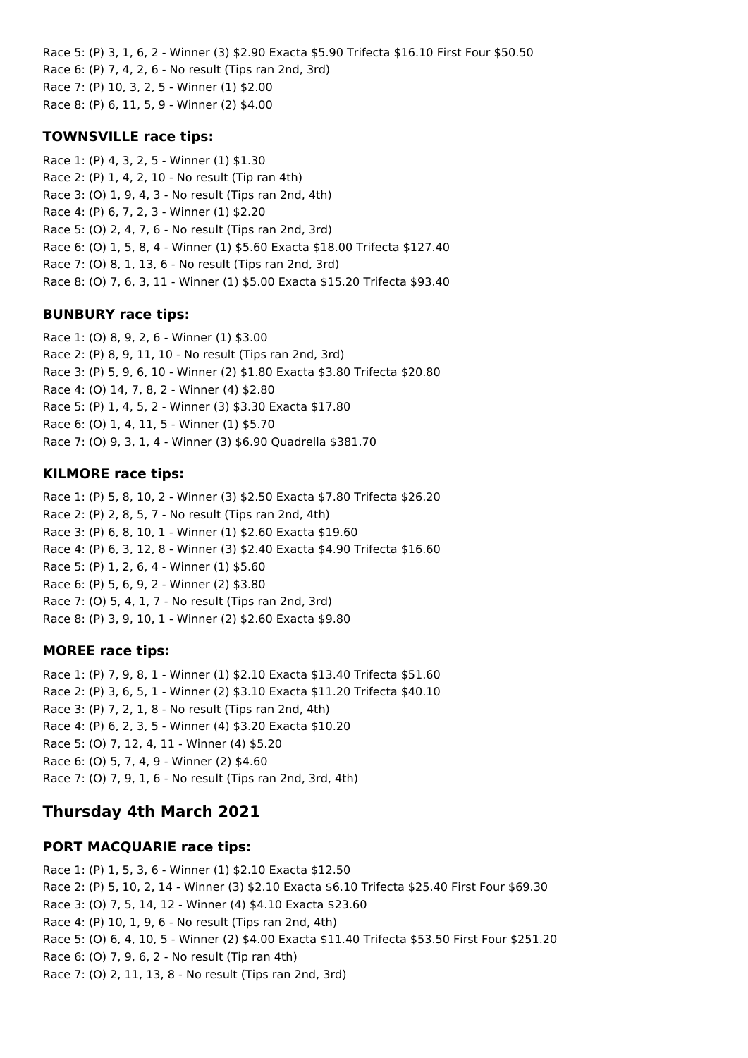Race 5: (P) 3, 1, 6, 2 - Winner (3) $2.90 Exacta $5.90 Trifecta $16.10 First Four $50.50
Race 6: (P) 7, 4, 2, 6 - No result (Tips ran 2nd, 3rd)
Race 7: (P) 10, 3, 2, 5 - Winner (1) $2.00
Race 8: (P) 6, 11, 5, 9 - Winner (2) $4.00

### TOWNSVILLE race tips:

Race 1: (P) 4, 3, 2, 5 - Winner (1) $1.30
Race 2: (P) 1, 4, 2, 10 - No result (Tip ran 4th)
Race 3: (O) 1, 9, 4, 3 - No result (Tips ran 2nd, 4th)
Race 4: (P) 6, 7, 2, 3 - Winner (1) $2.20
Race 5: (O) 2, 4, 7, 6 - No result (Tips ran 2nd, 3rd)
Race 6: (O) 1, 5, 8, 4 - Winner (1) $5.60 Exacta $18.00 Trifecta $127.40
Race 7: (O) 8, 1, 13, 6 - No result (Tips ran 2nd, 3rd)
Race 8: (O) 7, 6, 3, 11 - Winner (1) $5.00 Exacta $15.20 Trifecta $93.40

### BUNBURY race tips:

Race 1: (O) 8, 9, 2, 6 - Winner (1) $3.00
Race 2: (P) 8, 9, 11, 10 - No result (Tips ran 2nd, 3rd)
Race 3: (P) 5, 9, 6, 10 - Winner (2) $1.80 Exacta $3.80 Trifecta $20.80
Race 4: (O) 14, 7, 8, 2 - Winner (4) $2.80
Race 5: (P) 1, 4, 5, 2 - Winner (3) $3.30 Exacta $17.80
Race 6: (O) 1, 4, 11, 5 - Winner (1) $5.70
Race 7: (O) 9, 3, 1, 4 - Winner (3) $6.90 Quadrella $381.70

### KILMORE race tips:

Race 1: (P) 5, 8, 10, 2 - Winner (3) $2.50 Exacta $7.80 Trifecta $26.20
Race 2: (P) 2, 8, 5, 7 - No result (Tips ran 2nd, 4th)
Race 3: (P) 6, 8, 10, 1 - Winner (1) $2.60 Exacta $19.60
Race 4: (P) 6, 3, 12, 8 - Winner (3) $2.40 Exacta $4.90 Trifecta $16.60
Race 5: (P) 1, 2, 6, 4 - Winner (1) $5.60
Race 6: (P) 5, 6, 9, 2 - Winner (2) $3.80
Race 7: (O) 5, 4, 1, 7 - No result (Tips ran 2nd, 3rd)
Race 8: (P) 3, 9, 10, 1 - Winner (2) $2.60 Exacta $9.80

### MOREE race tips:

Race 1: (P) 7, 9, 8, 1 - Winner (1) $2.10 Exacta $13.40 Trifecta $51.60
Race 2: (P) 3, 6, 5, 1 - Winner (2) $3.10 Exacta $11.20 Trifecta $40.10
Race 3: (P) 7, 2, 1, 8 - No result (Tips ran 2nd, 4th)
Race 4: (P) 6, 2, 3, 5 - Winner (4) $3.20 Exacta $10.20
Race 5: (O) 7, 12, 4, 11 - Winner (4) $5.20
Race 6: (O) 5, 7, 4, 9 - Winner (2) $4.60
Race 7: (O) 7, 9, 1, 6 - No result (Tips ran 2nd, 3rd, 4th)

## Thursday 4th March 2021

### PORT MACQUARIE race tips:

Race 1: (P) 1, 5, 3, 6 - Winner (1) $2.10 Exacta $12.50
Race 2: (P) 5, 10, 2, 14 - Winner (3) $2.10 Exacta $6.10 Trifecta $25.40 First Four $69.30
Race 3: (O) 7, 5, 14, 12 - Winner (4) $4.10 Exacta $23.60
Race 4: (P) 10, 1, 9, 6 - No result (Tips ran 2nd, 4th)
Race 5: (O) 6, 4, 10, 5 - Winner (2) $4.00 Exacta $11.40 Trifecta $53.50 First Four $251.20
Race 6: (O) 7, 9, 6, 2 - No result (Tip ran 4th)
Race 7: (O) 2, 11, 13, 8 - No result (Tips ran 2nd, 3rd)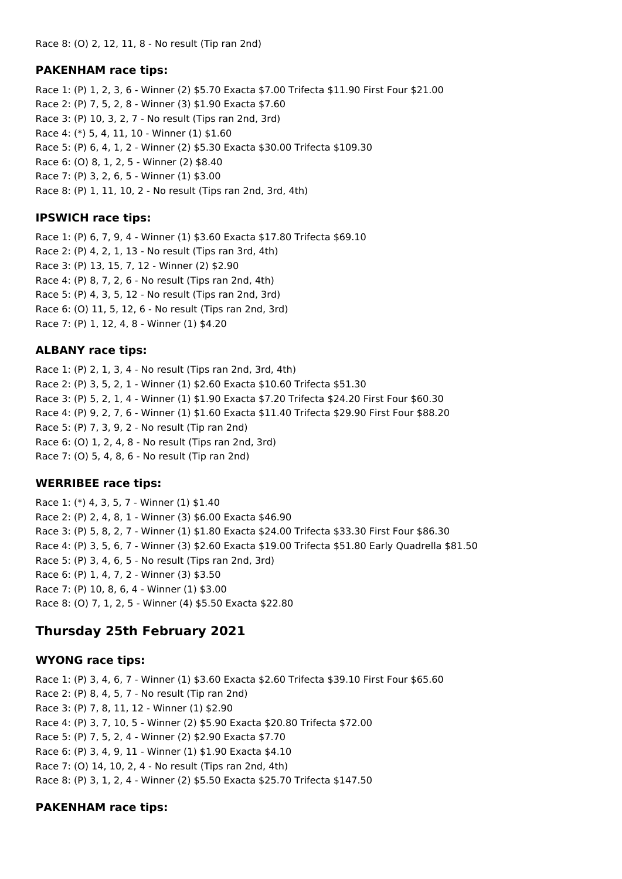Race 8: (O) 2, 12, 11, 8 - No result (Tip ran 2nd)

### PAKENHAM race tips:

Race 1: (P) 1, 2, 3, 6 - Winner (2) $5.70 Exacta $7.00 Trifecta $11.90 First Four $21.00
Race 2: (P) 7, 5, 2, 8 - Winner (3) $1.90 Exacta $7.60
Race 3: (P) 10, 3, 2, 7 - No result (Tips ran 2nd, 3rd)
Race 4: (*) 5, 4, 11, 10 - Winner (1) $1.60
Race 5: (P) 6, 4, 1, 2 - Winner (2) $5.30 Exacta $30.00 Trifecta $109.30
Race 6: (O) 8, 1, 2, 5 - Winner (2) $8.40
Race 7: (P) 3, 2, 6, 5 - Winner (1) $3.00
Race 8: (P) 1, 11, 10, 2 - No result (Tips ran 2nd, 3rd, 4th)

### IPSWICH race tips:

Race 1: (P) 6, 7, 9, 4 - Winner (1) $3.60 Exacta $17.80 Trifecta $69.10
Race 2: (P) 4, 2, 1, 13 - No result (Tips ran 3rd, 4th)
Race 3: (P) 13, 15, 7, 12 - Winner (2) $2.90
Race 4: (P) 8, 7, 2, 6 - No result (Tips ran 2nd, 4th)
Race 5: (P) 4, 3, 5, 12 - No result (Tips ran 2nd, 3rd)
Race 6: (O) 11, 5, 12, 6 - No result (Tips ran 2nd, 3rd)
Race 7: (P) 1, 12, 4, 8 - Winner (1) $4.20

### ALBANY race tips:

Race 1: (P) 2, 1, 3, 4 - No result (Tips ran 2nd, 3rd, 4th)
Race 2: (P) 3, 5, 2, 1 - Winner (1) $2.60 Exacta $10.60 Trifecta $51.30
Race 3: (P) 5, 2, 1, 4 - Winner (1) $1.90 Exacta $7.20 Trifecta $24.20 First Four $60.30
Race 4: (P) 9, 2, 7, 6 - Winner (1) $1.60 Exacta $11.40 Trifecta $29.90 First Four $88.20
Race 5: (P) 7, 3, 9, 2 - No result (Tip ran 2nd)
Race 6: (O) 1, 2, 4, 8 - No result (Tips ran 2nd, 3rd)
Race 7: (O) 5, 4, 8, 6 - No result (Tip ran 2nd)

### WERRIBEE race tips:

Race 1: (*) 4, 3, 5, 7 - Winner (1) $1.40
Race 2: (P) 2, 4, 8, 1 - Winner (3) $6.00 Exacta $46.90
Race 3: (P) 5, 8, 2, 7 - Winner (1) $1.80 Exacta $24.00 Trifecta $33.30 First Four $86.30
Race 4: (P) 3, 5, 6, 7 - Winner (3) $2.60 Exacta $19.00 Trifecta $51.80 Early Quadrella $81.50
Race 5: (P) 3, 4, 6, 5 - No result (Tips ran 2nd, 3rd)
Race 6: (P) 1, 4, 7, 2 - Winner (3) $3.50
Race 7: (P) 10, 8, 6, 4 - Winner (1) $3.00
Race 8: (O) 7, 1, 2, 5 - Winner (4) $5.50 Exacta $22.80

## Thursday 25th February 2021

### WYONG race tips:

Race 1: (P) 3, 4, 6, 7 - Winner (1) $3.60 Exacta $2.60 Trifecta $39.10 First Four $65.60
Race 2: (P) 8, 4, 5, 7 - No result (Tip ran 2nd)
Race 3: (P) 7, 8, 11, 12 - Winner (1) $2.90
Race 4: (P) 3, 7, 10, 5 - Winner (2) $5.90 Exacta $20.80 Trifecta $72.00
Race 5: (P) 7, 5, 2, 4 - Winner (2) $2.90 Exacta $7.70
Race 6: (P) 3, 4, 9, 11 - Winner (1) $1.90 Exacta $4.10
Race 7: (O) 14, 10, 2, 4 - No result (Tips ran 2nd, 4th)
Race 8: (P) 3, 1, 2, 4 - Winner (2) $5.50 Exacta $25.70 Trifecta $147.50

### PAKENHAM race tips: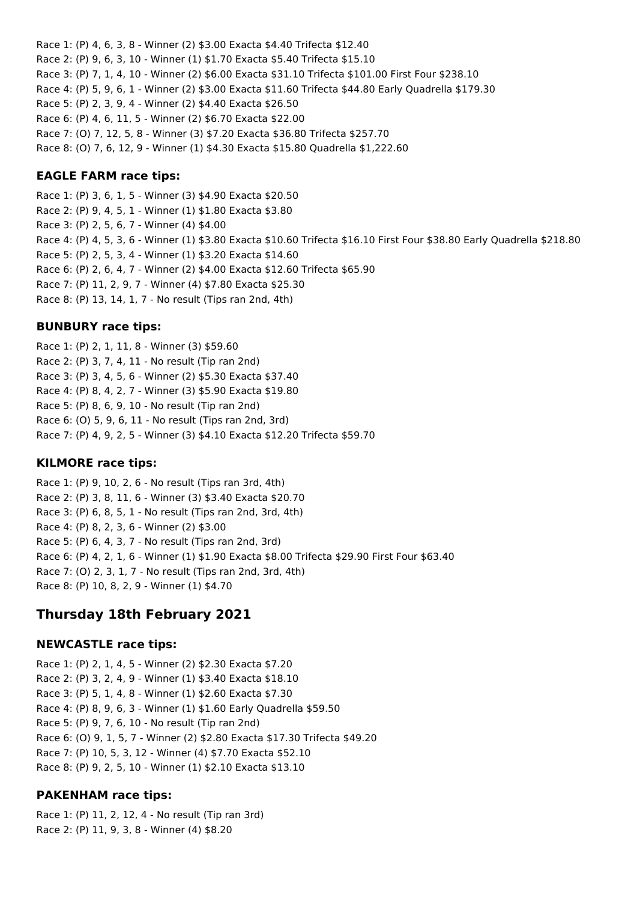Race 1: (P) 4, 6, 3, 8 - Winner (2) $3.00 Exacta $4.40 Trifecta $12.40
Race 2: (P) 9, 6, 3, 10 - Winner (1) $1.70 Exacta $5.40 Trifecta $15.10
Race 3: (P) 7, 1, 4, 10 - Winner (2) $6.00 Exacta $31.10 Trifecta $101.00 First Four $238.10
Race 4: (P) 5, 9, 6, 1 - Winner (2) $3.00 Exacta $11.60 Trifecta $44.80 Early Quadrella $179.30
Race 5: (P) 2, 3, 9, 4 - Winner (2) $4.40 Exacta $26.50
Race 6: (P) 4, 6, 11, 5 - Winner (2) $6.70 Exacta $22.00
Race 7: (O) 7, 12, 5, 8 - Winner (3) $7.20 Exacta $36.80 Trifecta $257.70
Race 8: (O) 7, 6, 12, 9 - Winner (1) $4.30 Exacta $15.80 Quadrella $1,222.60

### EAGLE FARM race tips:

Race 1: (P) 3, 6, 1, 5 - Winner (3) $4.90 Exacta $20.50
Race 2: (P) 9, 4, 5, 1 - Winner (1) $1.80 Exacta $3.80
Race 3: (P) 2, 5, 6, 7 - Winner (4) $4.00
Race 4: (P) 4, 5, 3, 6 - Winner (1) $3.80 Exacta $10.60 Trifecta $16.10 First Four $38.80 Early Quadrella $218.80
Race 5: (P) 2, 5, 3, 4 - Winner (1) $3.20 Exacta $14.60
Race 6: (P) 2, 6, 4, 7 - Winner (2) $4.00 Exacta $12.60 Trifecta $65.90
Race 7: (P) 11, 2, 9, 7 - Winner (4) $7.80 Exacta $25.30
Race 8: (P) 13, 14, 1, 7 - No result (Tips ran 2nd, 4th)

### BUNBURY race tips:

Race 1: (P) 2, 1, 11, 8 - Winner (3) $59.60
Race 2: (P) 3, 7, 4, 11 - No result (Tip ran 2nd)
Race 3: (P) 3, 4, 5, 6 - Winner (2) $5.30 Exacta $37.40
Race 4: (P) 8, 4, 2, 7 - Winner (3) $5.90 Exacta $19.80
Race 5: (P) 8, 6, 9, 10 - No result (Tip ran 2nd)
Race 6: (O) 5, 9, 6, 11 - No result (Tips ran 2nd, 3rd)
Race 7: (P) 4, 9, 2, 5 - Winner (3) $4.10 Exacta $12.20 Trifecta $59.70

### KILMORE race tips:

Race 1: (P) 9, 10, 2, 6 - No result (Tips ran 3rd, 4th)
Race 2: (P) 3, 8, 11, 6 - Winner (3) $3.40 Exacta $20.70
Race 3: (P) 6, 8, 5, 1 - No result (Tips ran 2nd, 3rd, 4th)
Race 4: (P) 8, 2, 3, 6 - Winner (2) $3.00
Race 5: (P) 6, 4, 3, 7 - No result (Tips ran 2nd, 3rd)
Race 6: (P) 4, 2, 1, 6 - Winner (1) $1.90 Exacta $8.00 Trifecta $29.90 First Four $63.40
Race 7: (O) 2, 3, 1, 7 - No result (Tips ran 2nd, 3rd, 4th)
Race 8: (P) 10, 8, 2, 9 - Winner (1) $4.70

## Thursday 18th February 2021

### NEWCASTLE race tips:

Race 1: (P) 2, 1, 4, 5 - Winner (2) $2.30 Exacta $7.20
Race 2: (P) 3, 2, 4, 9 - Winner (1) $3.40 Exacta $18.10
Race 3: (P) 5, 1, 4, 8 - Winner (1) $2.60 Exacta $7.30
Race 4: (P) 8, 9, 6, 3 - Winner (1) $1.60 Early Quadrella $59.50
Race 5: (P) 9, 7, 6, 10 - No result (Tip ran 2nd)
Race 6: (O) 9, 1, 5, 7 - Winner (2) $2.80 Exacta $17.30 Trifecta $49.20
Race 7: (P) 10, 5, 3, 12 - Winner (4) $7.70 Exacta $52.10
Race 8: (P) 9, 2, 5, 10 - Winner (1) $2.10 Exacta $13.10

### PAKENHAM race tips:

Race 1: (P) 11, 2, 12, 4 - No result (Tip ran 3rd)
Race 2: (P) 11, 9, 3, 8 - Winner (4) $8.20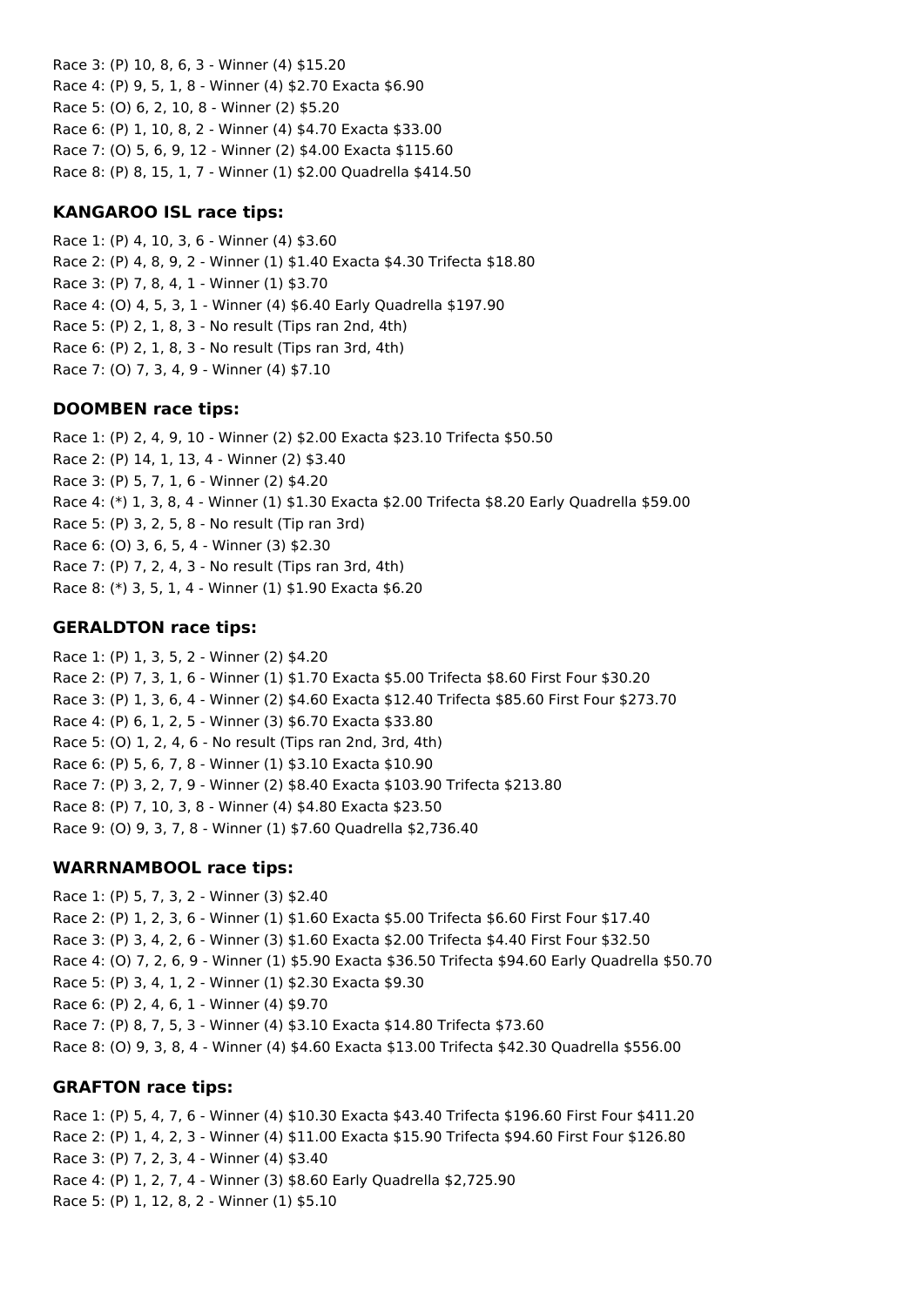Race 3: (P) 10, 8, 6, 3 - Winner (4) $15.20
Race 4: (P) 9, 5, 1, 8 - Winner (4) $2.70 Exacta $6.90
Race 5: (O) 6, 2, 10, 8 - Winner (2) $5.20
Race 6: (P) 1, 10, 8, 2 - Winner (4) $4.70 Exacta $33.00
Race 7: (O) 5, 6, 9, 12 - Winner (2) $4.00 Exacta $115.60
Race 8: (P) 8, 15, 1, 7 - Winner (1) $2.00 Quadrella $414.50

### KANGAROO ISL race tips:

Race 1: (P) 4, 10, 3, 6 - Winner (4) $3.60
Race 2: (P) 4, 8, 9, 2 - Winner (1) $1.40 Exacta $4.30 Trifecta $18.80
Race 3: (P) 7, 8, 4, 1 - Winner (1) $3.70
Race 4: (O) 4, 5, 3, 1 - Winner (4) $6.40 Early Quadrella $197.90
Race 5: (P) 2, 1, 8, 3 - No result (Tips ran 2nd, 4th)
Race 6: (P) 2, 1, 8, 3 - No result (Tips ran 3rd, 4th)
Race 7: (O) 7, 3, 4, 9 - Winner (4) $7.10

### DOOMBEN race tips:

Race 1: (P) 2, 4, 9, 10 - Winner (2) $2.00 Exacta $23.10 Trifecta $50.50
Race 2: (P) 14, 1, 13, 4 - Winner (2) $3.40
Race 3: (P) 5, 7, 1, 6 - Winner (2) $4.20
Race 4: (*) 1, 3, 8, 4 - Winner (1) $1.30 Exacta $2.00 Trifecta $8.20 Early Quadrella $59.00
Race 5: (P) 3, 2, 5, 8 - No result (Tip ran 3rd)
Race 6: (O) 3, 6, 5, 4 - Winner (3) $2.30
Race 7: (P) 7, 2, 4, 3 - No result (Tips ran 3rd, 4th)
Race 8: (*) 3, 5, 1, 4 - Winner (1) $1.90 Exacta $6.20

### GERALDTON race tips:

Race 1: (P) 1, 3, 5, 2 - Winner (2) $4.20
Race 2: (P) 7, 3, 1, 6 - Winner (1) $1.70 Exacta $5.00 Trifecta $8.60 First Four $30.20
Race 3: (P) 1, 3, 6, 4 - Winner (2) $4.60 Exacta $12.40 Trifecta $85.60 First Four $273.70
Race 4: (P) 6, 1, 2, 5 - Winner (3) $6.70 Exacta $33.80
Race 5: (O) 1, 2, 4, 6 - No result (Tips ran 2nd, 3rd, 4th)
Race 6: (P) 5, 6, 7, 8 - Winner (1) $3.10 Exacta $10.90
Race 7: (P) 3, 2, 7, 9 - Winner (2) $8.40 Exacta $103.90 Trifecta $213.80
Race 8: (P) 7, 10, 3, 8 - Winner (4) $4.80 Exacta $23.50
Race 9: (O) 9, 3, 7, 8 - Winner (1) $7.60 Quadrella $2,736.40

### WARRNAMBOOL race tips:

Race 1: (P) 5, 7, 3, 2 - Winner (3) $2.40
Race 2: (P) 1, 2, 3, 6 - Winner (1) $1.60 Exacta $5.00 Trifecta $6.60 First Four $17.40
Race 3: (P) 3, 4, 2, 6 - Winner (3) $1.60 Exacta $2.00 Trifecta $4.40 First Four $32.50
Race 4: (O) 7, 2, 6, 9 - Winner (1) $5.90 Exacta $36.50 Trifecta $94.60 Early Quadrella $50.70
Race 5: (P) 3, 4, 1, 2 - Winner (1) $2.30 Exacta $9.30
Race 6: (P) 2, 4, 6, 1 - Winner (4) $9.70
Race 7: (P) 8, 7, 5, 3 - Winner (4) $3.10 Exacta $14.80 Trifecta $73.60
Race 8: (O) 9, 3, 8, 4 - Winner (4) $4.60 Exacta $13.00 Trifecta $42.30 Quadrella $556.00

### GRAFTON race tips:

Race 1: (P) 5, 4, 7, 6 - Winner (4) $10.30 Exacta $43.40 Trifecta $196.60 First Four $411.20
Race 2: (P) 1, 4, 2, 3 - Winner (4) $11.00 Exacta $15.90 Trifecta $94.60 First Four $126.80
Race 3: (P) 7, 2, 3, 4 - Winner (4) $3.40
Race 4: (P) 1, 2, 7, 4 - Winner (3) $8.60 Early Quadrella $2,725.90
Race 5: (P) 1, 12, 8, 2 - Winner (1) $5.10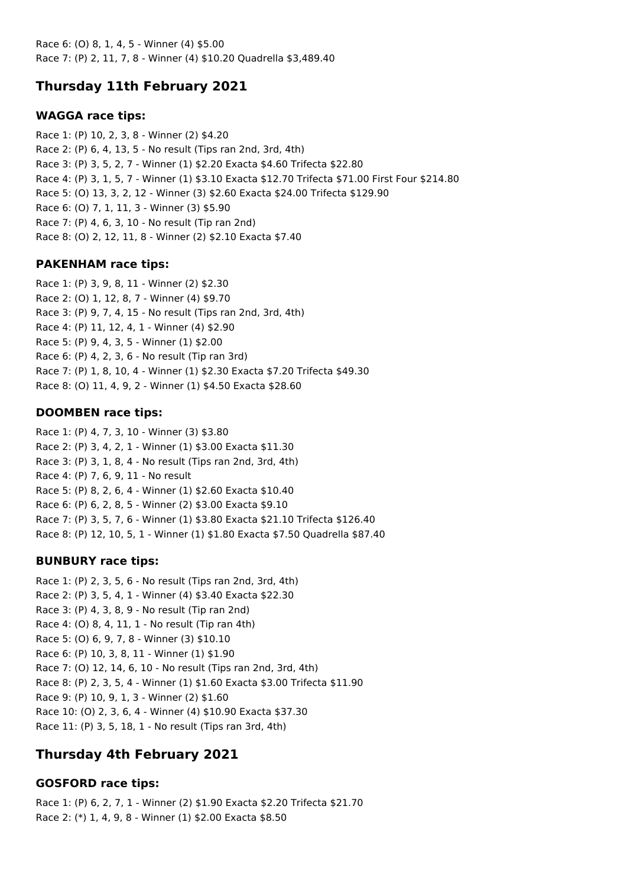Race 6: (O) 8, 1, 4, 5 - Winner (4) $5.00
Race 7: (P) 2, 11, 7, 8 - Winner (4) $10.20 Quadrella $3,489.40

## Thursday 11th February 2021

### WAGGA race tips:

Race 1: (P) 10, 2, 3, 8 - Winner (2) $4.20
Race 2: (P) 6, 4, 13, 5 - No result (Tips ran 2nd, 3rd, 4th)
Race 3: (P) 3, 5, 2, 7 - Winner (1) $2.20 Exacta $4.60 Trifecta $22.80
Race 4: (P) 3, 1, 5, 7 - Winner (1) $3.10 Exacta $12.70 Trifecta $71.00 First Four $214.80
Race 5: (O) 13, 3, 2, 12 - Winner (3) $2.60 Exacta $24.00 Trifecta $129.90
Race 6: (O) 7, 1, 11, 3 - Winner (3) $5.90
Race 7: (P) 4, 6, 3, 10 - No result (Tip ran 2nd)
Race 8: (O) 2, 12, 11, 8 - Winner (2) $2.10 Exacta $7.40

### PAKENHAM race tips:

Race 1: (P) 3, 9, 8, 11 - Winner (2) $2.30
Race 2: (O) 1, 12, 8, 7 - Winner (4) $9.70
Race 3: (P) 9, 7, 4, 15 - No result (Tips ran 2nd, 3rd, 4th)
Race 4: (P) 11, 12, 4, 1 - Winner (4) $2.90
Race 5: (P) 9, 4, 3, 5 - Winner (1) $2.00
Race 6: (P) 4, 2, 3, 6 - No result (Tip ran 3rd)
Race 7: (P) 1, 8, 10, 4 - Winner (1) $2.30 Exacta $7.20 Trifecta $49.30
Race 8: (O) 11, 4, 9, 2 - Winner (1) $4.50 Exacta $28.60

### DOOMBEN race tips:

Race 1: (P) 4, 7, 3, 10 - Winner (3) $3.80
Race 2: (P) 3, 4, 2, 1 - Winner (1) $3.00 Exacta $11.30
Race 3: (P) 3, 1, 8, 4 - No result (Tips ran 2nd, 3rd, 4th)
Race 4: (P) 7, 6, 9, 11 - No result
Race 5: (P) 8, 2, 6, 4 - Winner (1) $2.60 Exacta $10.40
Race 6: (P) 6, 2, 8, 5 - Winner (2) $3.00 Exacta $9.10
Race 7: (P) 3, 5, 7, 6 - Winner (1) $3.80 Exacta $21.10 Trifecta $126.40
Race 8: (P) 12, 10, 5, 1 - Winner (1) $1.80 Exacta $7.50 Quadrella $87.40

### BUNBURY race tips:

Race 1: (P) 2, 3, 5, 6 - No result (Tips ran 2nd, 3rd, 4th)
Race 2: (P) 3, 5, 4, 1 - Winner (4) $3.40 Exacta $22.30
Race 3: (P) 4, 3, 8, 9 - No result (Tip ran 2nd)
Race 4: (O) 8, 4, 11, 1 - No result (Tip ran 4th)
Race 5: (O) 6, 9, 7, 8 - Winner (3) $10.10
Race 6: (P) 10, 3, 8, 11 - Winner (1) $1.90
Race 7: (O) 12, 14, 6, 10 - No result (Tips ran 2nd, 3rd, 4th)
Race 8: (P) 2, 3, 5, 4 - Winner (1) $1.60 Exacta $3.00 Trifecta $11.90
Race 9: (P) 10, 9, 1, 3 - Winner (2) $1.60
Race 10: (O) 2, 3, 6, 4 - Winner (4) $10.90 Exacta $37.30
Race 11: (P) 3, 5, 18, 1 - No result (Tips ran 3rd, 4th)

## Thursday 4th February 2021

### GOSFORD race tips:

Race 1: (P) 6, 2, 7, 1 - Winner (2) $1.90 Exacta $2.20 Trifecta $21.70
Race 2: (*) 1, 4, 9, 8 - Winner (1) $2.00 Exacta $8.50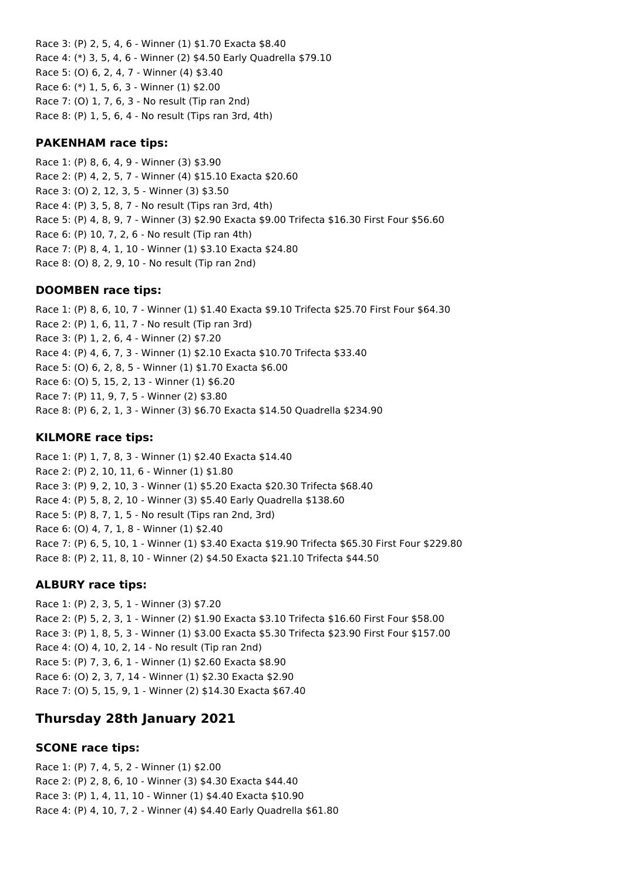Race 3: (P) 2, 5, 4, 6 - Winner (1) $1.70 Exacta $8.40
Race 4: (*) 3, 5, 4, 6 - Winner (2) $4.50 Early Quadrella $79.10
Race 5: (O) 6, 2, 4, 7 - Winner (4) $3.40
Race 6: (*) 1, 5, 6, 3 - Winner (1) $2.00
Race 7: (O) 1, 7, 6, 3 - No result (Tip ran 2nd)
Race 8: (P) 1, 5, 6, 4 - No result (Tips ran 3rd, 4th)

### PAKENHAM race tips:

Race 1: (P) 8, 6, 4, 9 - Winner (3) $3.90
Race 2: (P) 4, 2, 5, 7 - Winner (4) $15.10 Exacta $20.60
Race 3: (O) 2, 12, 3, 5 - Winner (3) $3.50
Race 4: (P) 3, 5, 8, 7 - No result (Tips ran 3rd, 4th)
Race 5: (P) 4, 8, 9, 7 - Winner (3) $2.90 Exacta $9.00 Trifecta $16.30 First Four $56.60
Race 6: (P) 10, 7, 2, 6 - No result (Tip ran 4th)
Race 7: (P) 8, 4, 1, 10 - Winner (1) $3.10 Exacta $24.80
Race 8: (O) 8, 2, 9, 10 - No result (Tip ran 2nd)

### DOOMBEN race tips:

Race 1: (P) 8, 6, 10, 7 - Winner (1) $1.40 Exacta $9.10 Trifecta $25.70 First Four $64.30
Race 2: (P) 1, 6, 11, 7 - No result (Tip ran 3rd)
Race 3: (P) 1, 2, 6, 4 - Winner (2) $7.20
Race 4: (P) 4, 6, 7, 3 - Winner (1) $2.10 Exacta $10.70 Trifecta $33.40
Race 5: (O) 6, 2, 8, 5 - Winner (1) $1.70 Exacta $6.00
Race 6: (O) 5, 15, 2, 13 - Winner (1) $6.20
Race 7: (P) 11, 9, 7, 5 - Winner (2) $3.80
Race 8: (P) 6, 2, 1, 3 - Winner (3) $6.70 Exacta $14.50 Quadrella $234.90

### KILMORE race tips:

Race 1: (P) 1, 7, 8, 3 - Winner (1) $2.40 Exacta $14.40
Race 2: (P) 2, 10, 11, 6 - Winner (1) $1.80
Race 3: (P) 9, 2, 10, 3 - Winner (1) $5.20 Exacta $20.30 Trifecta $68.40
Race 4: (P) 5, 8, 2, 10 - Winner (3) $5.40 Early Quadrella $138.60
Race 5: (P) 8, 7, 1, 5 - No result (Tips ran 2nd, 3rd)
Race 6: (O) 4, 7, 1, 8 - Winner (1) $2.40
Race 7: (P) 6, 5, 10, 1 - Winner (1) $3.40 Exacta $19.90 Trifecta $65.30 First Four $229.80
Race 8: (P) 2, 11, 8, 10 - Winner (2) $4.50 Exacta $21.10 Trifecta $44.50

### ALBURY race tips:

Race 1: (P) 2, 3, 5, 1 - Winner (3) $7.20
Race 2: (P) 5, 2, 3, 1 - Winner (2) $1.90 Exacta $3.10 Trifecta $16.60 First Four $58.00
Race 3: (P) 1, 8, 5, 3 - Winner (1) $3.00 Exacta $5.30 Trifecta $23.90 First Four $157.00
Race 4: (O) 4, 10, 2, 14 - No result (Tip ran 2nd)
Race 5: (P) 7, 3, 6, 1 - Winner (1) $2.60 Exacta $8.90
Race 6: (O) 2, 3, 7, 14 - Winner (1) $2.30 Exacta $2.90
Race 7: (O) 5, 15, 9, 1 - Winner (2) $14.30 Exacta $67.40

## Thursday 28th January 2021

### SCONE race tips:

Race 1: (P) 7, 4, 5, 2 - Winner (1) $2.00
Race 2: (P) 2, 8, 6, 10 - Winner (3) $4.30 Exacta $44.40
Race 3: (P) 1, 4, 11, 10 - Winner (1) $4.40 Exacta $10.90
Race 4: (P) 4, 10, 7, 2 - Winner (4) $4.40 Early Quadrella $61.80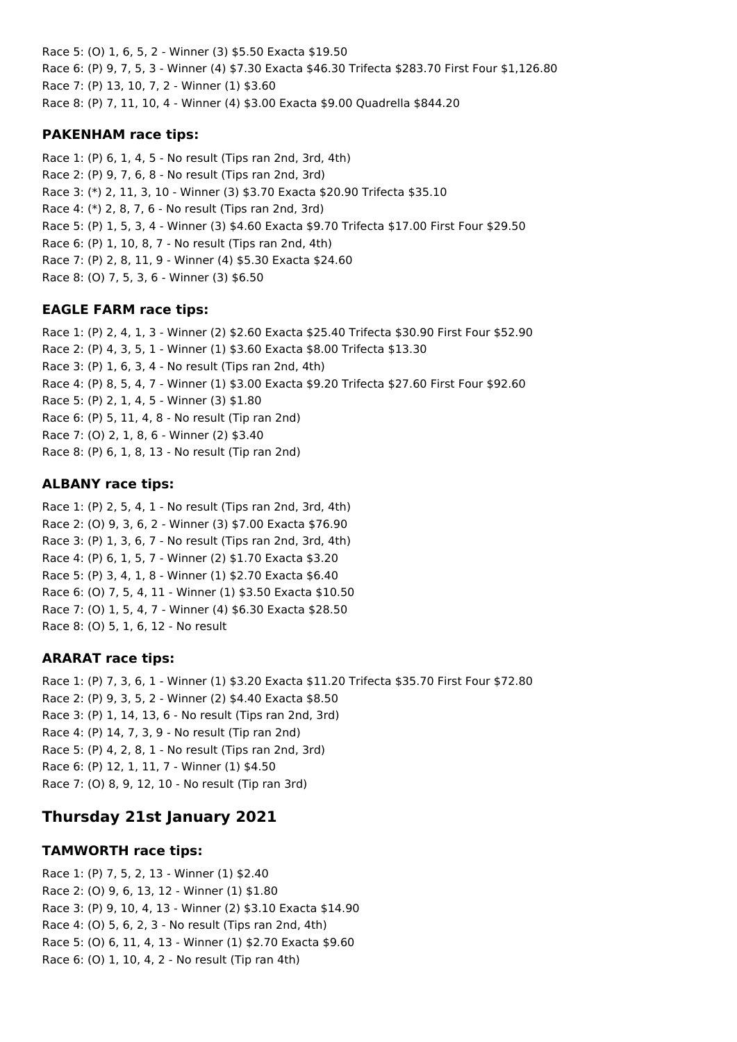Race 5: (O) 1, 6, 5, 2 - Winner (3) $5.50 Exacta $19.50
Race 6: (P) 9, 7, 5, 3 - Winner (4) $7.30 Exacta $46.30 Trifecta $283.70 First Four $1,126.80
Race 7: (P) 13, 10, 7, 2 - Winner (1) $3.60
Race 8: (P) 7, 11, 10, 4 - Winner (4) $3.00 Exacta $9.00 Quadrella $844.20

### PAKENHAM race tips:

Race 1: (P) 6, 1, 4, 5 - No result (Tips ran 2nd, 3rd, 4th)
Race 2: (P) 9, 7, 6, 8 - No result (Tips ran 2nd, 3rd)
Race 3: (*) 2, 11, 3, 10 - Winner (3) $3.70 Exacta $20.90 Trifecta $35.10
Race 4: (*) 2, 8, 7, 6 - No result (Tips ran 2nd, 3rd)
Race 5: (P) 1, 5, 3, 4 - Winner (3) $4.60 Exacta $9.70 Trifecta $17.00 First Four $29.50
Race 6: (P) 1, 10, 8, 7 - No result (Tips ran 2nd, 4th)
Race 7: (P) 2, 8, 11, 9 - Winner (4) $5.30 Exacta $24.60
Race 8: (O) 7, 5, 3, 6 - Winner (3) $6.50

### EAGLE FARM race tips:

Race 1: (P) 2, 4, 1, 3 - Winner (2) $2.60 Exacta $25.40 Trifecta $30.90 First Four $52.90
Race 2: (P) 4, 3, 5, 1 - Winner (1) $3.60 Exacta $8.00 Trifecta $13.30
Race 3: (P) 1, 6, 3, 4 - No result (Tips ran 2nd, 4th)
Race 4: (P) 8, 5, 4, 7 - Winner (1) $3.00 Exacta $9.20 Trifecta $27.60 First Four $92.60
Race 5: (P) 2, 1, 4, 5 - Winner (3) $1.80
Race 6: (P) 5, 11, 4, 8 - No result (Tip ran 2nd)
Race 7: (O) 2, 1, 8, 6 - Winner (2) $3.40
Race 8: (P) 6, 1, 8, 13 - No result (Tip ran 2nd)

### ALBANY race tips:

Race 1: (P) 2, 5, 4, 1 - No result (Tips ran 2nd, 3rd, 4th)
Race 2: (O) 9, 3, 6, 2 - Winner (3) $7.00 Exacta $76.90
Race 3: (P) 1, 3, 6, 7 - No result (Tips ran 2nd, 3rd, 4th)
Race 4: (P) 6, 1, 5, 7 - Winner (2) $1.70 Exacta $3.20
Race 5: (P) 3, 4, 1, 8 - Winner (1) $2.70 Exacta $6.40
Race 6: (O) 7, 5, 4, 11 - Winner (1) $3.50 Exacta $10.50
Race 7: (O) 1, 5, 4, 7 - Winner (4) $6.30 Exacta $28.50
Race 8: (O) 5, 1, 6, 12 - No result

### ARARAT race tips:

Race 1: (P) 7, 3, 6, 1 - Winner (1) $3.20 Exacta $11.20 Trifecta $35.70 First Four $72.80
Race 2: (P) 9, 3, 5, 2 - Winner (2) $4.40 Exacta $8.50
Race 3: (P) 1, 14, 13, 6 - No result (Tips ran 2nd, 3rd)
Race 4: (P) 14, 7, 3, 9 - No result (Tip ran 2nd)
Race 5: (P) 4, 2, 8, 1 - No result (Tips ran 2nd, 3rd)
Race 6: (P) 12, 1, 11, 7 - Winner (1) $4.50
Race 7: (O) 8, 9, 12, 10 - No result (Tip ran 3rd)

## Thursday 21st January 2021

### TAMWORTH race tips:

Race 1: (P) 7, 5, 2, 13 - Winner (1) $2.40
Race 2: (O) 9, 6, 13, 12 - Winner (1) $1.80
Race 3: (P) 9, 10, 4, 13 - Winner (2) $3.10 Exacta $14.90
Race 4: (O) 5, 6, 2, 3 - No result (Tips ran 2nd, 4th)
Race 5: (O) 6, 11, 4, 13 - Winner (1) $2.70 Exacta $9.60
Race 6: (O) 1, 10, 4, 2 - No result (Tip ran 4th)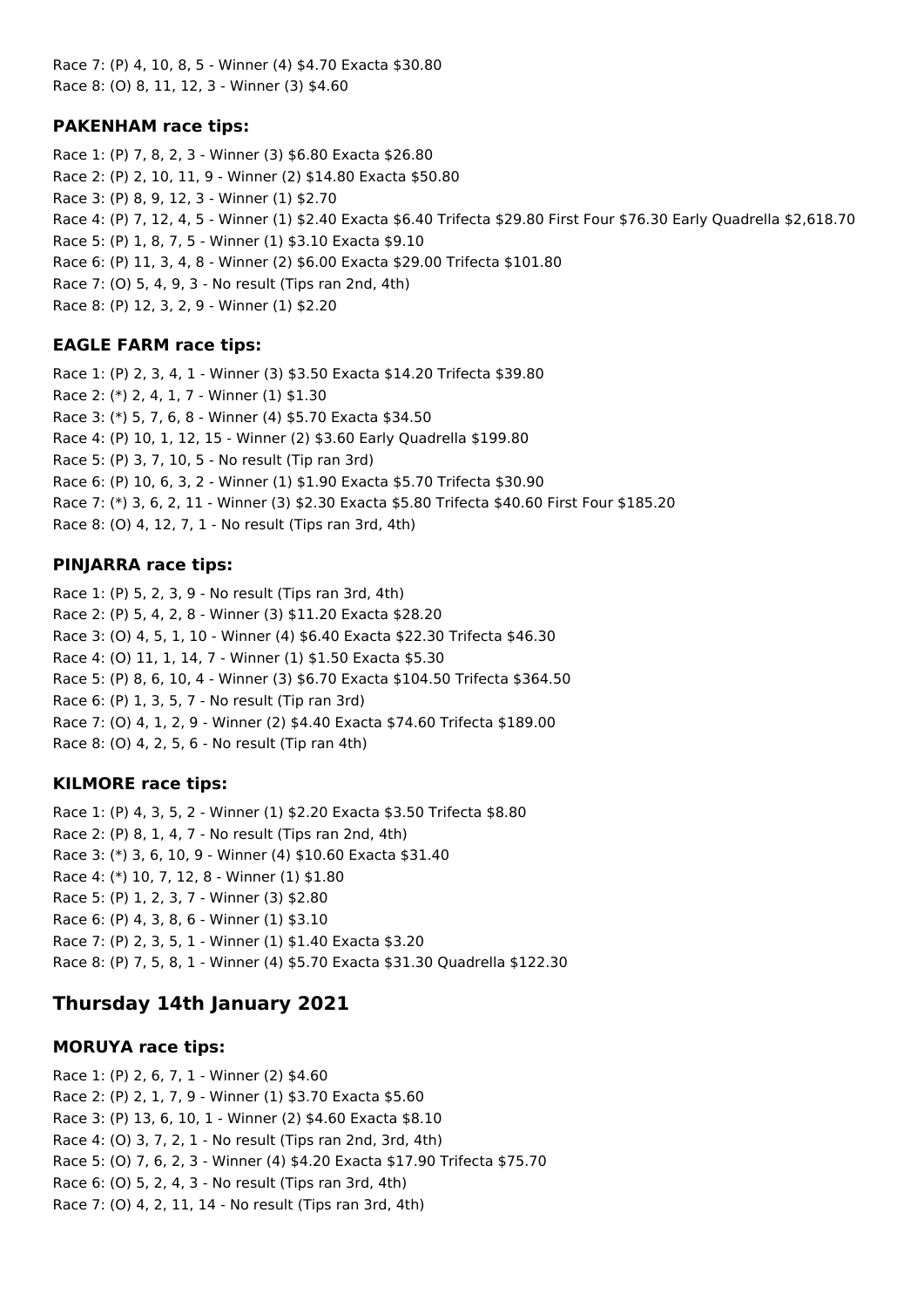Race 7: (P) 4, 10, 8, 5 - Winner (4) $4.70 Exacta $30.80
Race 8: (O) 8, 11, 12, 3 - Winner (3) $4.60

### PAKENHAM race tips:

Race 1: (P) 7, 8, 2, 3 - Winner (3) $6.80 Exacta $26.80
Race 2: (P) 2, 10, 11, 9 - Winner (2) $14.80 Exacta $50.80
Race 3: (P) 8, 9, 12, 3 - Winner (1) $2.70
Race 4: (P) 7, 12, 4, 5 - Winner (1) $2.40 Exacta $6.40 Trifecta $29.80 First Four $76.30 Early Quadrella $2,618.70
Race 5: (P) 1, 8, 7, 5 - Winner (1) $3.10 Exacta $9.10
Race 6: (P) 11, 3, 4, 8 - Winner (2) $6.00 Exacta $29.00 Trifecta $101.80
Race 7: (O) 5, 4, 9, 3 - No result (Tips ran 2nd, 4th)
Race 8: (P) 12, 3, 2, 9 - Winner (1) $2.20

### EAGLE FARM race tips:

Race 1: (P) 2, 3, 4, 1 - Winner (3) $3.50 Exacta $14.20 Trifecta $39.80
Race 2: (*) 2, 4, 1, 7 - Winner (1) $1.30
Race 3: (*) 5, 7, 6, 8 - Winner (4) $5.70 Exacta $34.50
Race 4: (P) 10, 1, 12, 15 - Winner (2) $3.60 Early Quadrella $199.80
Race 5: (P) 3, 7, 10, 5 - No result (Tip ran 3rd)
Race 6: (P) 10, 6, 3, 2 - Winner (1) $1.90 Exacta $5.70 Trifecta $30.90
Race 7: (*) 3, 6, 2, 11 - Winner (3) $2.30 Exacta $5.80 Trifecta $40.60 First Four $185.20
Race 8: (O) 4, 12, 7, 1 - No result (Tips ran 3rd, 4th)

### PINJARRA race tips:

Race 1: (P) 5, 2, 3, 9 - No result (Tips ran 3rd, 4th)
Race 2: (P) 5, 4, 2, 8 - Winner (3) $11.20 Exacta $28.20
Race 3: (O) 4, 5, 1, 10 - Winner (4) $6.40 Exacta $22.30 Trifecta $46.30
Race 4: (O) 11, 1, 14, 7 - Winner (1) $1.50 Exacta $5.30
Race 5: (P) 8, 6, 10, 4 - Winner (3) $6.70 Exacta $104.50 Trifecta $364.50
Race 6: (P) 1, 3, 5, 7 - No result (Tip ran 3rd)
Race 7: (O) 4, 1, 2, 9 - Winner (2) $4.40 Exacta $74.60 Trifecta $189.00
Race 8: (O) 4, 2, 5, 6 - No result (Tip ran 4th)

### KILMORE race tips:

Race 1: (P) 4, 3, 5, 2 - Winner (1) $2.20 Exacta $3.50 Trifecta $8.80
Race 2: (P) 8, 1, 4, 7 - No result (Tips ran 2nd, 4th)
Race 3: (*) 3, 6, 10, 9 - Winner (4) $10.60 Exacta $31.40
Race 4: (*) 10, 7, 12, 8 - Winner (1) $1.80
Race 5: (P) 1, 2, 3, 7 - Winner (3) $2.80
Race 6: (P) 4, 3, 8, 6 - Winner (1) $3.10
Race 7: (P) 2, 3, 5, 1 - Winner (1) $1.40 Exacta $3.20
Race 8: (P) 7, 5, 8, 1 - Winner (4) $5.70 Exacta $31.30 Quadrella $122.30

## Thursday 14th January 2021

### MORUYA race tips:

Race 1: (P) 2, 6, 7, 1 - Winner (2) $4.60
Race 2: (P) 2, 1, 7, 9 - Winner (1) $3.70 Exacta $5.60
Race 3: (P) 13, 6, 10, 1 - Winner (2) $4.60 Exacta $8.10
Race 4: (O) 3, 7, 2, 1 - No result (Tips ran 2nd, 3rd, 4th)
Race 5: (O) 7, 6, 2, 3 - Winner (4) $4.20 Exacta $17.90 Trifecta $75.70
Race 6: (O) 5, 2, 4, 3 - No result (Tips ran 3rd, 4th)
Race 7: (O) 4, 2, 11, 14 - No result (Tips ran 3rd, 4th)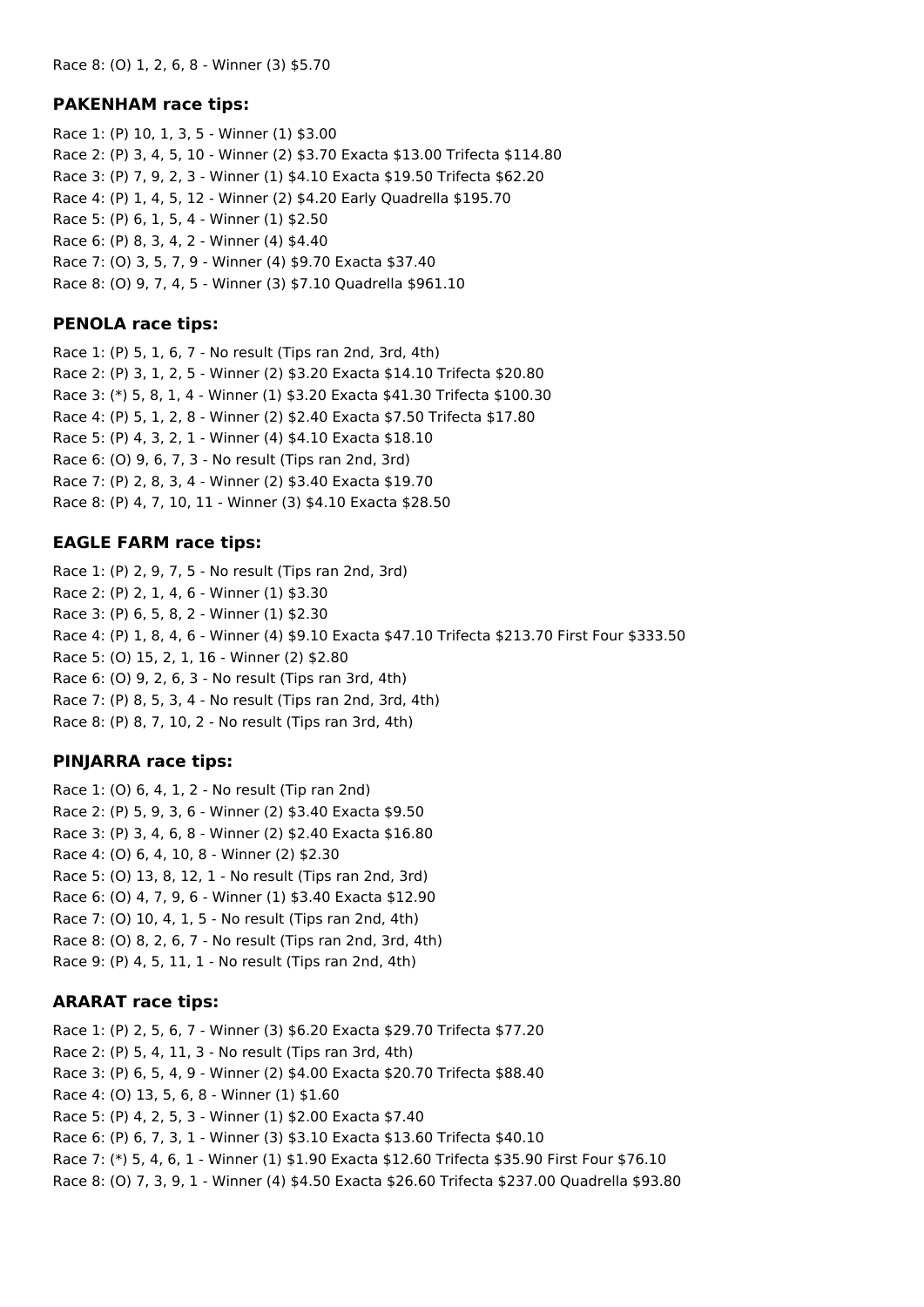Race 8: (O) 1, 2, 6, 8 - Winner (3) $5.70

### PAKENHAM race tips:

Race 1: (P) 10, 1, 3, 5 - Winner (1) $3.00
Race 2: (P) 3, 4, 5, 10 - Winner (2) $3.70 Exacta $13.00 Trifecta $114.80
Race 3: (P) 7, 9, 2, 3 - Winner (1) $4.10 Exacta $19.50 Trifecta $62.20
Race 4: (P) 1, 4, 5, 12 - Winner (2) $4.20 Early Quadrella $195.70
Race 5: (P) 6, 1, 5, 4 - Winner (1) $2.50
Race 6: (P) 8, 3, 4, 2 - Winner (4) $4.40
Race 7: (O) 3, 5, 7, 9 - Winner (4) $9.70 Exacta $37.40
Race 8: (O) 9, 7, 4, 5 - Winner (3) $7.10 Quadrella $961.10

### PENOLA race tips:

Race 1: (P) 5, 1, 6, 7 - No result (Tips ran 2nd, 3rd, 4th)
Race 2: (P) 3, 1, 2, 5 - Winner (2) $3.20 Exacta $14.10 Trifecta $20.80
Race 3: (*) 5, 8, 1, 4 - Winner (1) $3.20 Exacta $41.30 Trifecta $100.30
Race 4: (P) 5, 1, 2, 8 - Winner (2) $2.40 Exacta $7.50 Trifecta $17.80
Race 5: (P) 4, 3, 2, 1 - Winner (4) $4.10 Exacta $18.10
Race 6: (O) 9, 6, 7, 3 - No result (Tips ran 2nd, 3rd)
Race 7: (P) 2, 8, 3, 4 - Winner (2) $3.40 Exacta $19.70
Race 8: (P) 4, 7, 10, 11 - Winner (3) $4.10 Exacta $28.50

### EAGLE FARM race tips:

Race 1: (P) 2, 9, 7, 5 - No result (Tips ran 2nd, 3rd)
Race 2: (P) 2, 1, 4, 6 - Winner (1) $3.30
Race 3: (P) 6, 5, 8, 2 - Winner (1) $2.30
Race 4: (P) 1, 8, 4, 6 - Winner (4) $9.10 Exacta $47.10 Trifecta $213.70 First Four $333.50
Race 5: (O) 15, 2, 1, 16 - Winner (2) $2.80
Race 6: (O) 9, 2, 6, 3 - No result (Tips ran 3rd, 4th)
Race 7: (P) 8, 5, 3, 4 - No result (Tips ran 2nd, 3rd, 4th)
Race 8: (P) 8, 7, 10, 2 - No result (Tips ran 3rd, 4th)

### PINJARRA race tips:

Race 1: (O) 6, 4, 1, 2 - No result (Tip ran 2nd)
Race 2: (P) 5, 9, 3, 6 - Winner (2) $3.40 Exacta $9.50
Race 3: (P) 3, 4, 6, 8 - Winner (2) $2.40 Exacta $16.80
Race 4: (O) 6, 4, 10, 8 - Winner (2) $2.30
Race 5: (O) 13, 8, 12, 1 - No result (Tips ran 2nd, 3rd)
Race 6: (O) 4, 7, 9, 6 - Winner (1) $3.40 Exacta $12.90
Race 7: (O) 10, 4, 1, 5 - No result (Tips ran 2nd, 4th)
Race 8: (O) 8, 2, 6, 7 - No result (Tips ran 2nd, 3rd, 4th)
Race 9: (P) 4, 5, 11, 1 - No result (Tips ran 2nd, 4th)

### ARARAT race tips:

Race 1: (P) 2, 5, 6, 7 - Winner (3) $6.20 Exacta $29.70 Trifecta $77.20
Race 2: (P) 5, 4, 11, 3 - No result (Tips ran 3rd, 4th)
Race 3: (P) 6, 5, 4, 9 - Winner (2) $4.00 Exacta $20.70 Trifecta $88.40
Race 4: (O) 13, 5, 6, 8 - Winner (1) $1.60
Race 5: (P) 4, 2, 5, 3 - Winner (1) $2.00 Exacta $7.40
Race 6: (P) 6, 7, 3, 1 - Winner (3) $3.10 Exacta $13.60 Trifecta $40.10
Race 7: (*) 5, 4, 6, 1 - Winner (1) $1.90 Exacta $12.60 Trifecta $35.90 First Four $76.10
Race 8: (O) 7, 3, 9, 1 - Winner (4) $4.50 Exacta $26.60 Trifecta $237.00 Quadrella $93.80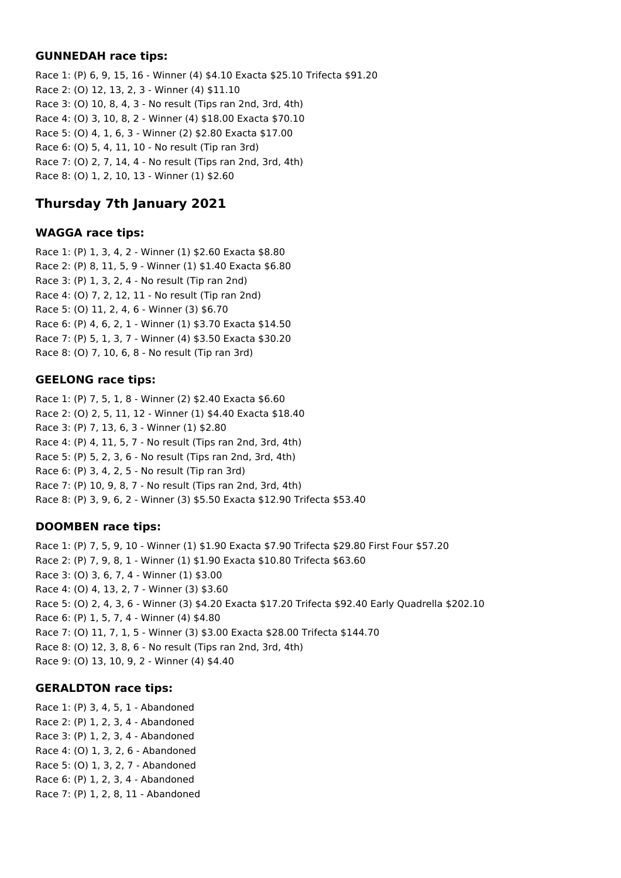### GUNNEDAH race tips:

Race 1: (P) 6, 9, 15, 16 - Winner (4) $4.10 Exacta $25.10 Trifecta $91.20
Race 2: (O) 12, 13, 2, 3 - Winner (4) $11.10
Race 3: (O) 10, 8, 4, 3 - No result (Tips ran 2nd, 3rd, 4th)
Race 4: (O) 3, 10, 8, 2 - Winner (4) $18.00 Exacta $70.10
Race 5: (O) 4, 1, 6, 3 - Winner (2) $2.80 Exacta $17.00
Race 6: (O) 5, 4, 11, 10 - No result (Tip ran 3rd)
Race 7: (O) 2, 7, 14, 4 - No result (Tips ran 2nd, 3rd, 4th)
Race 8: (O) 1, 2, 10, 13 - Winner (1) $2.60

## Thursday 7th January 2021

### WAGGA race tips:

Race 1: (P) 1, 3, 4, 2 - Winner (1) $2.60 Exacta $8.80
Race 2: (P) 8, 11, 5, 9 - Winner (1) $1.40 Exacta $6.80
Race 3: (P) 1, 3, 2, 4 - No result (Tip ran 2nd)
Race 4: (O) 7, 2, 12, 11 - No result (Tip ran 2nd)
Race 5: (O) 11, 2, 4, 6 - Winner (3) $6.70
Race 6: (P) 4, 6, 2, 1 - Winner (1) $3.70 Exacta $14.50
Race 7: (P) 5, 1, 3, 7 - Winner (4) $3.50 Exacta $30.20
Race 8: (O) 7, 10, 6, 8 - No result (Tip ran 3rd)

### GEELONG race tips:

Race 1: (P) 7, 5, 1, 8 - Winner (2) $2.40 Exacta $6.60
Race 2: (O) 2, 5, 11, 12 - Winner (1) $4.40 Exacta $18.40
Race 3: (P) 7, 13, 6, 3 - Winner (1) $2.80
Race 4: (P) 4, 11, 5, 7 - No result (Tips ran 2nd, 3rd, 4th)
Race 5: (P) 5, 2, 3, 6 - No result (Tips ran 2nd, 3rd, 4th)
Race 6: (P) 3, 4, 2, 5 - No result (Tip ran 3rd)
Race 7: (P) 10, 9, 8, 7 - No result (Tips ran 2nd, 3rd, 4th)
Race 8: (P) 3, 9, 6, 2 - Winner (3) $5.50 Exacta $12.90 Trifecta $53.40

### DOOMBEN race tips:

Race 1: (P) 7, 5, 9, 10 - Winner (1) $1.90 Exacta $7.90 Trifecta $29.80 First Four $57.20
Race 2: (P) 7, 9, 8, 1 - Winner (1) $1.90 Exacta $10.80 Trifecta $63.60
Race 3: (O) 3, 6, 7, 4 - Winner (1) $3.00
Race 4: (O) 4, 13, 2, 7 - Winner (3) $3.60
Race 5: (O) 2, 4, 3, 6 - Winner (3) $4.20 Exacta $17.20 Trifecta $92.40 Early Quadrella $202.10
Race 6: (P) 1, 5, 7, 4 - Winner (4) $4.80
Race 7: (O) 11, 7, 1, 5 - Winner (3) $3.00 Exacta $28.00 Trifecta $144.70
Race 8: (O) 12, 3, 8, 6 - No result (Tips ran 2nd, 3rd, 4th)
Race 9: (O) 13, 10, 9, 2 - Winner (4) $4.40

### GERALDTON race tips:

Race 1: (P) 3, 4, 5, 1 - Abandoned
Race 2: (P) 1, 2, 3, 4 - Abandoned
Race 3: (P) 1, 2, 3, 4 - Abandoned
Race 4: (O) 1, 3, 2, 6 - Abandoned
Race 5: (O) 1, 3, 2, 7 - Abandoned
Race 6: (P) 1, 2, 3, 4 - Abandoned
Race 7: (P) 1, 2, 8, 11 - Abandoned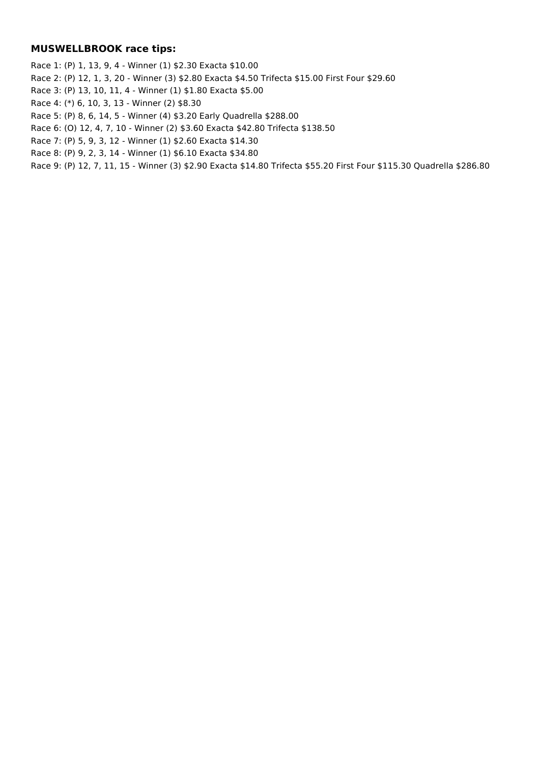**MUSWELLBROOK race tips:**

Race 1: (P) 1, 13, 9, 4 - Winner (1) $2.30 Exacta $10.00

Race 2: (P) 12, 1, 3, 20 - Winner (3) $2.80 Exacta $4.50 Trifecta $15.00 First Four $29.60

Race 3: (P) 13, 10, 11, 4 - Winner (1) $1.80 Exacta $5.00

Race 4: (*) 6, 10, 3, 13 - Winner (2) $8.30

Race 5: (P) 8, 6, 14, 5 - Winner (4) $3.20 Early Quadrella $288.00

Race 6: (O) 12, 4, 7, 10 - Winner (2) $3.60 Exacta $42.80 Trifecta $138.50

Race 7: (P) 5, 9, 3, 12 - Winner (1) $2.60 Exacta $14.30

Race 8: (P) 9, 2, 3, 14 - Winner (1) $6.10 Exacta $34.80

Race 9: (P) 12, 7, 11, 15 - Winner (3) $2.90 Exacta $14.80 Trifecta $55.20 First Four $115.30 Quadrella $286.80